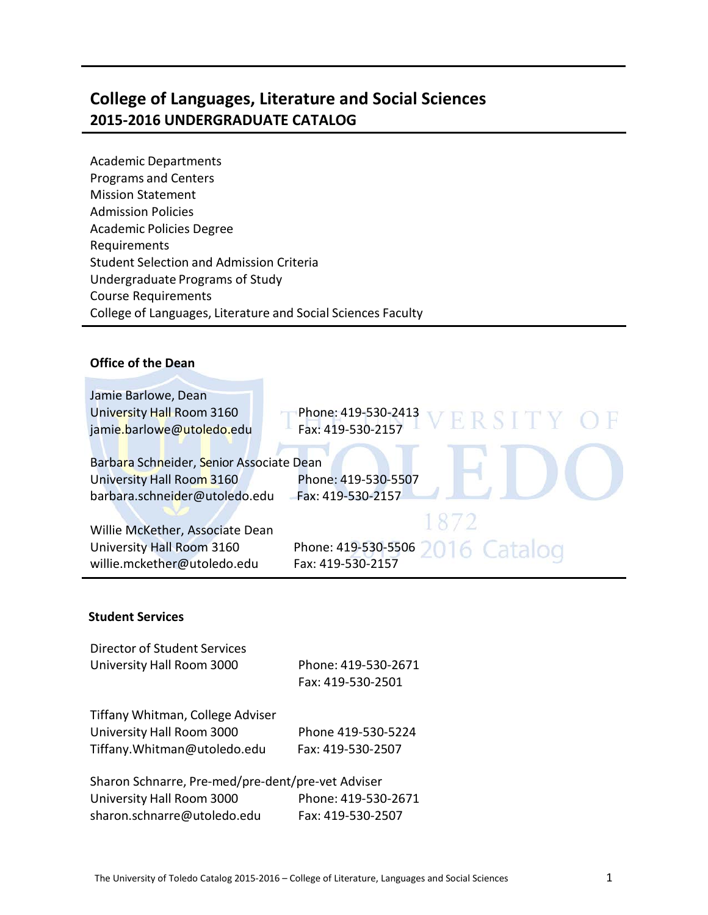# College of Languages, Literature and Social Sciences
## 2015-2016 UNDERGRADUATE CATALOG

Academic Departments
Programs and Centers
Mission Statement
Admission Policies
Academic Policies Degree
Requirements
Student Selection and Admission Criteria
Undergraduate Programs of Study
Course Requirements
College of Languages, Literature and Social Sciences Faculty

### Office of the Dean

Jamie Barlowe, Dean
University Hall Room 3160
jamie.barlowe@utoledo.edu
Phone: 419-530-2413
Fax: 419-530-2157

Barbara Schneider, Senior Associate Dean
University Hall Room 3160
barbara.schneider@utoledo.edu
Phone: 419-530-5507
Fax: 419-530-2157

Willie McKether, Associate Dean
University Hall Room 3160
willie.mckether@utoledo.edu
Phone: 419-530-5506
Fax: 419-530-2157

### Student Services

Director of Student Services
University Hall Room 3000
Phone: 419-530-2671
Fax: 419-530-2501

Tiffany Whitman, College Adviser
University Hall Room 3000
Tiffany.Whitman@utoledo.edu
Phone 419-530-5224
Fax: 419-530-2507

Sharon Schnarre, Pre-med/pre-dent/pre-vet Adviser
University Hall Room 3000
sharon.schnarre@utoledo.edu
Phone: 419-530-2671
Fax: 419-530-2507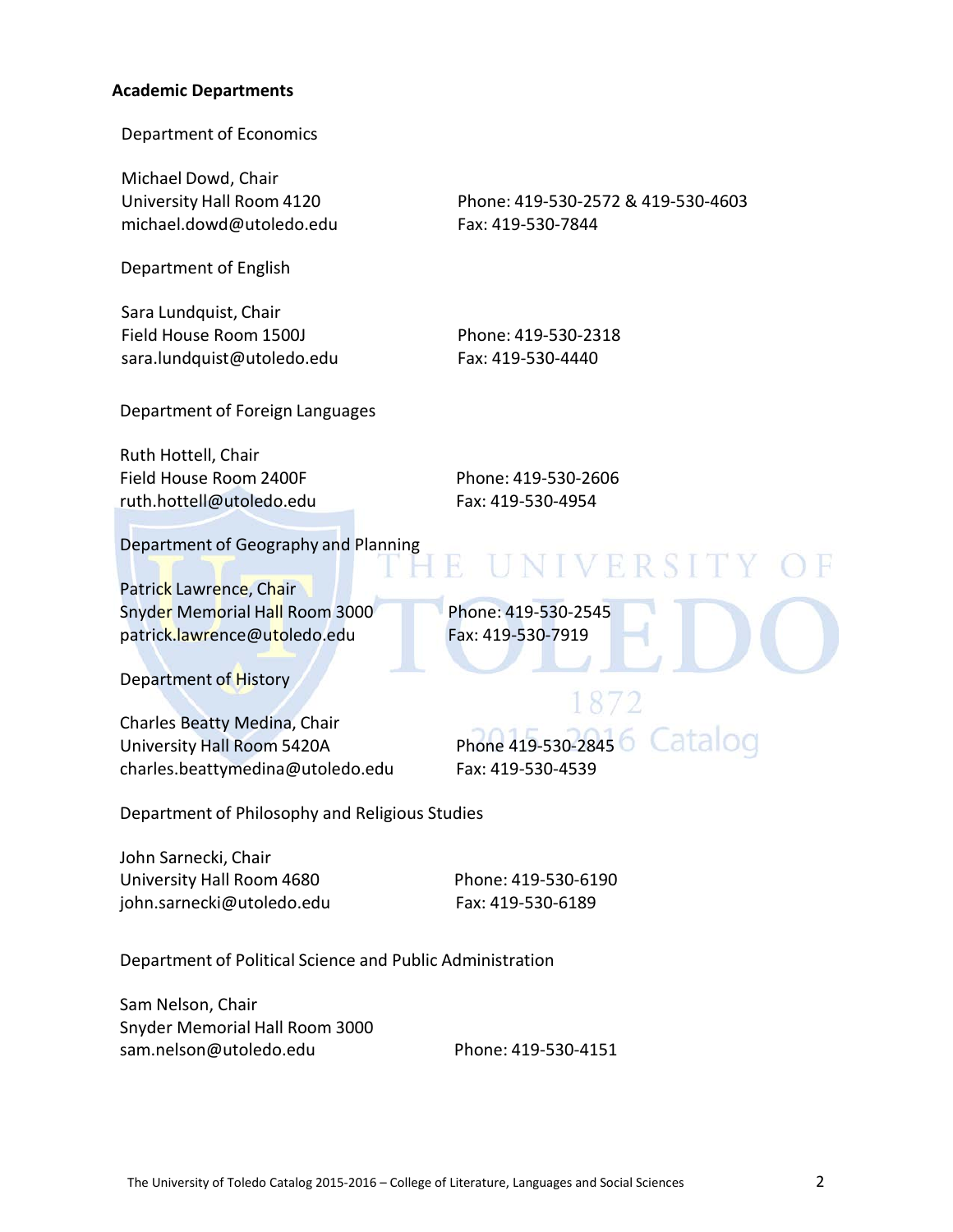**Academic Departments**

Department of Economics

Michael Dowd, Chair
University Hall Room 4120
michael.dowd@utoledo.edu

Phone: 419-530-2572 & 419-530-4603
Fax: 419-530-7844

Department of English

Sara Lundquist, Chair
Field House Room 1500J
sara.lundquist@utoledo.edu

Phone: 419-530-2318
Fax: 419-530-4440

Department of Foreign Languages

Ruth Hottell, Chair
Field House Room 2400F
ruth.hottell@utoledo.edu

Phone: 419-530-2606
Fax: 419-530-4954

Department of Geography and Planning

Patrick Lawrence, Chair
Snyder Memorial Hall Room 3000
patrick.lawrence@utoledo.edu

Phone: 419-530-2545
Fax: 419-530-7919

Department of History

Charles Beatty Medina, Chair
University Hall Room 5420A
charles.beattymedina@utoledo.edu

Phone 419-530-2845
Fax: 419-530-4539

Department of Philosophy and Religious Studies

John Sarnecki, Chair
University Hall Room 4680
john.sarnecki@utoledo.edu

Phone: 419-530-6190
Fax: 419-530-6189

Department of Political Science and Public Administration

Sam Nelson, Chair
Snyder Memorial Hall Room 3000
sam.nelson@utoledo.edu

Phone: 419-530-4151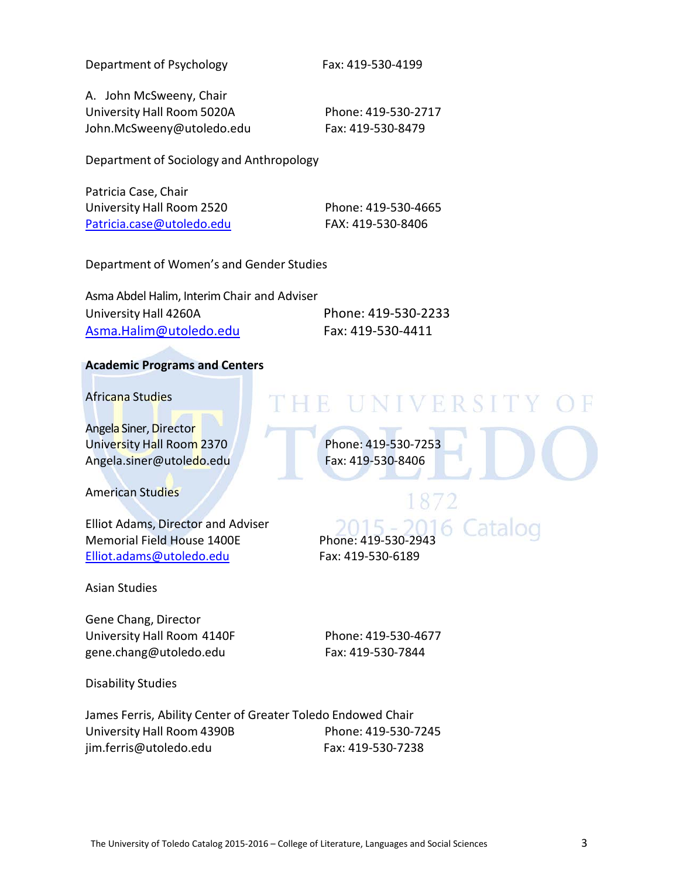Department of Psychology Fax: 419-530-4199

A. John McSweeny, Chair
University Hall Room 5020A Phone: 419-530-2717
John.McSweeny@utoledo.edu Fax: 419-530-8479

Department of Sociology and Anthropology

Patricia Case, Chair
University Hall Room 2520 Phone: 419-530-4665
Patricia.case@utoledo.edu FAX: 419-530-8406

Department of Women's and Gender Studies

Asma Abdel Halim, Interim Chair and Adviser
University Hall 4260A Phone: 419-530-2233
Asma.Halim@utoledo.edu Fax: 419-530-4411

**Academic Programs and Centers**

Africana Studies

Angela Siner, Director
University Hall Room 2370 Phone: 419-530-7253
Angela.siner@utoledo.edu Fax: 419-530-8406

American Studies

Elliot Adams, Director and Adviser
Memorial Field House 1400E Phone: 419-530-2943
Elliot.adams@utoledo.edu Fax: 419-530-6189

Asian Studies

Gene Chang, Director
University Hall Room 4140F Phone: 419-530-4677
gene.chang@utoledo.edu Fax: 419-530-7844

Disability Studies

James Ferris, Ability Center of Greater Toledo Endowed Chair
University Hall Room 4390B Phone: 419-530-7245
jim.ferris@utoledo.edu Fax: 419-530-7238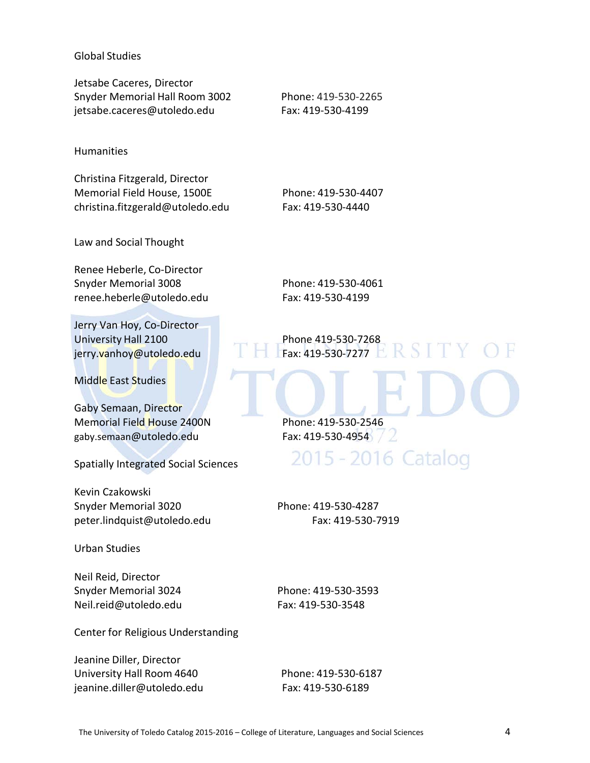## Global Studies

Jetsabe Caceres, Director
Snyder Memorial Hall Room 3002
jetsabe.caceres@utoledo.edu

Phone: 419-530-2265
Fax: 419-530-4199

## Humanities

Christina Fitzgerald, Director
Memorial Field House, 1500E
christina.fitzgerald@utoledo.edu

Phone: 419-530-4407
Fax: 419-530-4440

## Law and Social Thought

Renee Heberle, Co-Director
Snyder Memorial 3008
renee.heberle@utoledo.edu

Phone: 419-530-4061
Fax: 419-530-4199

Jerry Van Hoy, Co-Director
University Hall 2100
jerry.vanhoy@utoledo.edu

Phone 419-530-7268
Fax: 419-530-7277

## Middle East Studies

Gaby Semaan, Director
Memorial Field House 2400N
gaby.semaan@utoledo.edu

Phone: 419-530-2546
Fax: 419-530-4954

## Spatially Integrated Social Sciences

Kevin Czakowski
Snyder Memorial 3020
peter.lindquist@utoledo.edu

Phone: 419-530-4287
Fax: 419-530-7919

## Urban Studies

Neil Reid, Director
Snyder Memorial 3024
Neil.reid@utoledo.edu

Phone: 419-530-3593
Fax: 419-530-3548

## Center for Religious Understanding

Jeanine Diller, Director
University Hall Room 4640
jeanine.diller@utoledo.edu

Phone: 419-530-6187
Fax: 419-530-6189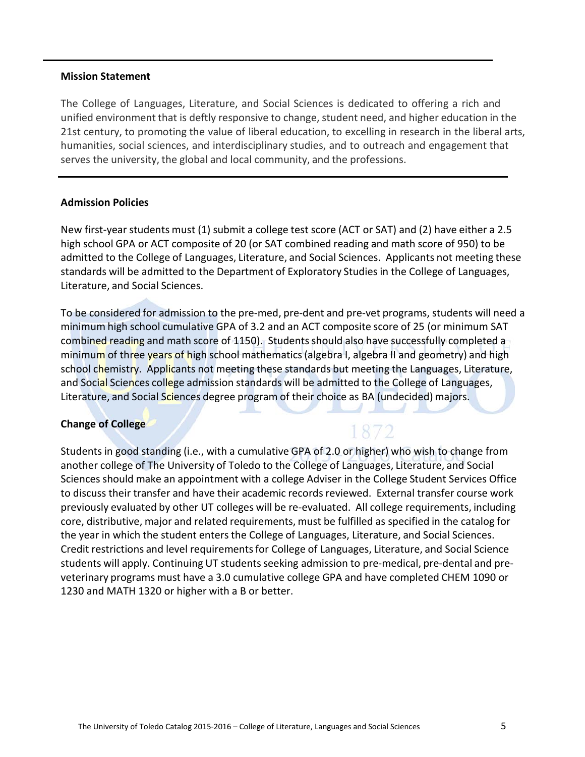## Mission Statement

The College of Languages, Literature, and Social Sciences is dedicated to offering a rich and unified environment that is deftly responsive to change, student need, and higher education in the 21st century, to promoting the value of liberal education, to excelling in research in the liberal arts, humanities, social sciences, and interdisciplinary studies, and to outreach and engagement that serves the university, the global and local community, and the professions.

## Admission Policies

New first-year students must (1) submit a college test score (ACT or SAT) and (2) have either a 2.5 high school GPA or ACT composite of 20 (or SAT combined reading and math score of 950) to be admitted to the College of Languages, Literature, and Social Sciences. Applicants not meeting these standards will be admitted to the Department of Exploratory Studies in the College of Languages, Literature, and Social Sciences.

To be considered for admission to the pre-med, pre-dent and pre-vet programs, students will need a minimum high school cumulative GPA of 3.2 and an ACT composite score of 25 (or minimum SAT combined reading and math score of 1150). Students should also have successfully completed a minimum of three years of high school mathematics (algebra I, algebra II and geometry) and high school chemistry. Applicants not meeting these standards but meeting the Languages, Literature, and Social Sciences college admission standards will be admitted to the College of Languages, Literature, and Social Sciences degree program of their choice as BA (undecided) majors.

## Change of College

Students in good standing (i.e., with a cumulative GPA of 2.0 or higher) who wish to change from another college of The University of Toledo to the College of Languages, Literature, and Social Sciences should make an appointment with a college Adviser in the College Student Services Office to discuss their transfer and have their academic records reviewed. External transfer course work previously evaluated by other UT colleges will be re-evaluated. All college requirements, including core, distributive, major and related requirements, must be fulfilled as specified in the catalog for the year in which the student enters the College of Languages, Literature, and Social Sciences. Credit restrictions and level requirements for College of Languages, Literature, and Social Science students will apply. Continuing UT students seeking admission to pre-medical, pre-dental and pre-veterinary programs must have a 3.0 cumulative college GPA and have completed CHEM 1090 or 1230 and MATH 1320 or higher with a B or better.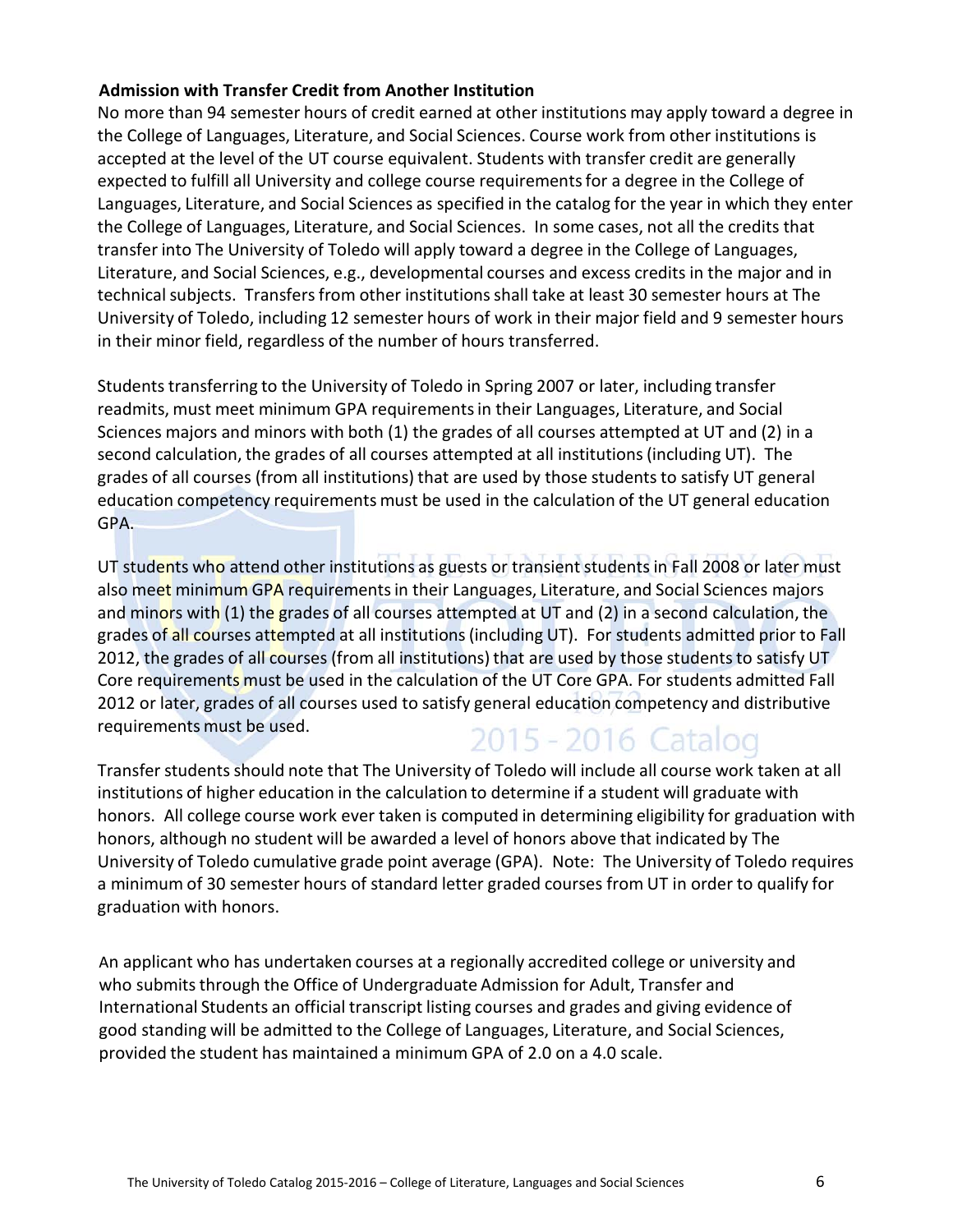**Admission with Transfer Credit from Another Institution**

No more than 94 semester hours of credit earned at other institutions may apply toward a degree in the College of Languages, Literature, and Social Sciences. Course work from other institutions is accepted at the level of the UT course equivalent. Students with transfer credit are generally expected to fulfill all University and college course requirements for a degree in the College of Languages, Literature, and Social Sciences as specified in the catalog for the year in which they enter the College of Languages, Literature, and Social Sciences. In some cases, not all the credits that transfer into The University of Toledo will apply toward a degree in the College of Languages, Literature, and Social Sciences, e.g., developmental courses and excess credits in the major and in technical subjects. Transfers from other institutions shall take at least 30 semester hours at The University of Toledo, including 12 semester hours of work in their major field and 9 semester hours in their minor field, regardless of the number of hours transferred.

Students transferring to the University of Toledo in Spring 2007 or later, including transfer readmits, must meet minimum GPA requirements in their Languages, Literature, and Social Sciences majors and minors with both (1) the grades of all courses attempted at UT and (2) in a second calculation, the grades of all courses attempted at all institutions (including UT). The grades of all courses (from all institutions) that are used by those students to satisfy UT general education competency requirements must be used in the calculation of the UT general education GPA.

UT students who attend other institutions as guests or transient students in Fall 2008 or later must also meet minimum GPA requirements in their Languages, Literature, and Social Sciences majors and minors with (1) the grades of all courses attempted at UT and (2) in a second calculation, the grades of all courses attempted at all institutions (including UT). For students admitted prior to Fall 2012, the grades of all courses (from all institutions) that are used by those students to satisfy UT Core requirements must be used in the calculation of the UT Core GPA. For students admitted Fall 2012 or later, grades of all courses used to satisfy general education competency and distributive requirements must be used.

Transfer students should note that The University of Toledo will include all course work taken at all institutions of higher education in the calculation to determine if a student will graduate with honors. All college course work ever taken is computed in determining eligibility for graduation with honors, although no student will be awarded a level of honors above that indicated by The University of Toledo cumulative grade point average (GPA). Note: The University of Toledo requires a minimum of 30 semester hours of standard letter graded courses from UT in order to qualify for graduation with honors.

An applicant who has undertaken courses at a regionally accredited college or university and who submits through the Office of Undergraduate Admission for Adult, Transfer and International Students an official transcript listing courses and grades and giving evidence of good standing will be admitted to the College of Languages, Literature, and Social Sciences, provided the student has maintained a minimum GPA of 2.0 on a 4.0 scale.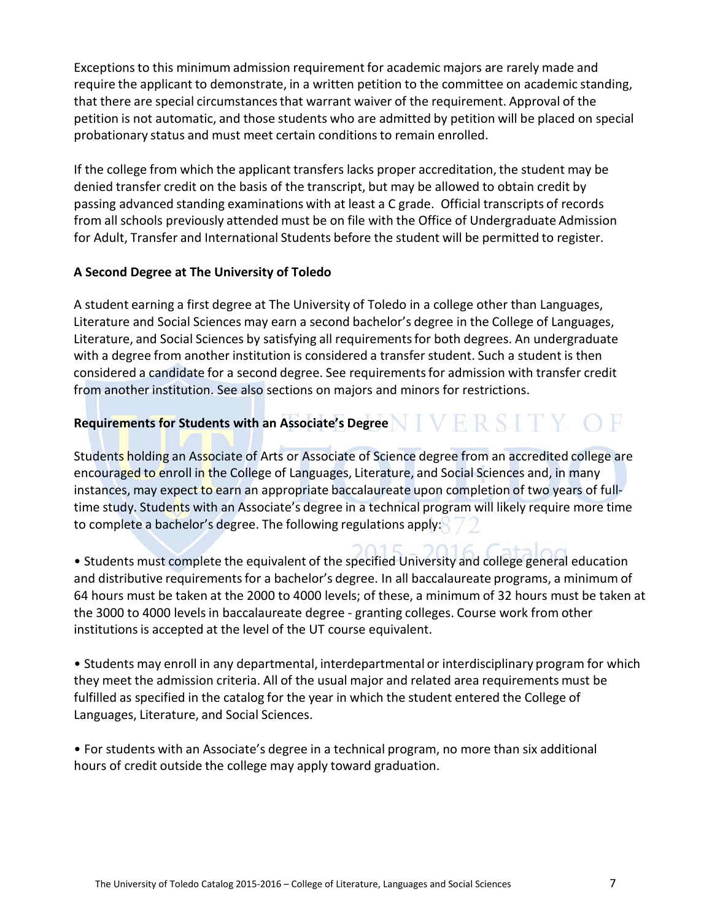Exceptions to this minimum admission requirement for academic majors are rarely made and require the applicant to demonstrate, in a written petition to the committee on academic standing, that there are special circumstances that warrant waiver of the requirement. Approval of the petition is not automatic, and those students who are admitted by petition will be placed on special probationary status and must meet certain conditions to remain enrolled.

If the college from which the applicant transfers lacks proper accreditation, the student may be denied transfer credit on the basis of the transcript, but may be allowed to obtain credit by passing advanced standing examinations with at least a C grade. Official transcripts of records from all schools previously attended must be on file with the Office of Undergraduate Admission for Adult, Transfer and International Students before the student will be permitted to register.

**A Second Degree at The University of Toledo**

A student earning a first degree at The University of Toledo in a college other than Languages, Literature and Social Sciences may earn a second bachelor's degree in the College of Languages, Literature, and Social Sciences by satisfying all requirements for both degrees. An undergraduate with a degree from another institution is considered a transfer student. Such a student is then considered a candidate for a second degree. See requirements for admission with transfer credit from another institution. See also sections on majors and minors for restrictions.

**Requirements for Students with an Associate's Degree**

Students holding an Associate of Arts or Associate of Science degree from an accredited college are encouraged to enroll in the College of Languages, Literature, and Social Sciences and, in many instances, may expect to earn an appropriate baccalaureate upon completion of two years of full-time study. Students with an Associate's degree in a technical program will likely require more time to complete a bachelor's degree. The following regulations apply:

- Students must complete the equivalent of the specified University and college general education and distributive requirements for a bachelor's degree. In all baccalaureate programs, a minimum of 64 hours must be taken at the 2000 to 4000 levels; of these, a minimum of 32 hours must be taken at the 3000 to 4000 levels in baccalaureate degree - granting colleges. Course work from other institutions is accepted at the level of the UT course equivalent.

- Students may enroll in any departmental, interdepartmental or interdisciplinary program for which they meet the admission criteria. All of the usual major and related area requirements must be fulfilled as specified in the catalog for the year in which the student entered the College of Languages, Literature, and Social Sciences.

- For students with an Associate's degree in a technical program, no more than six additional hours of credit outside the college may apply toward graduation.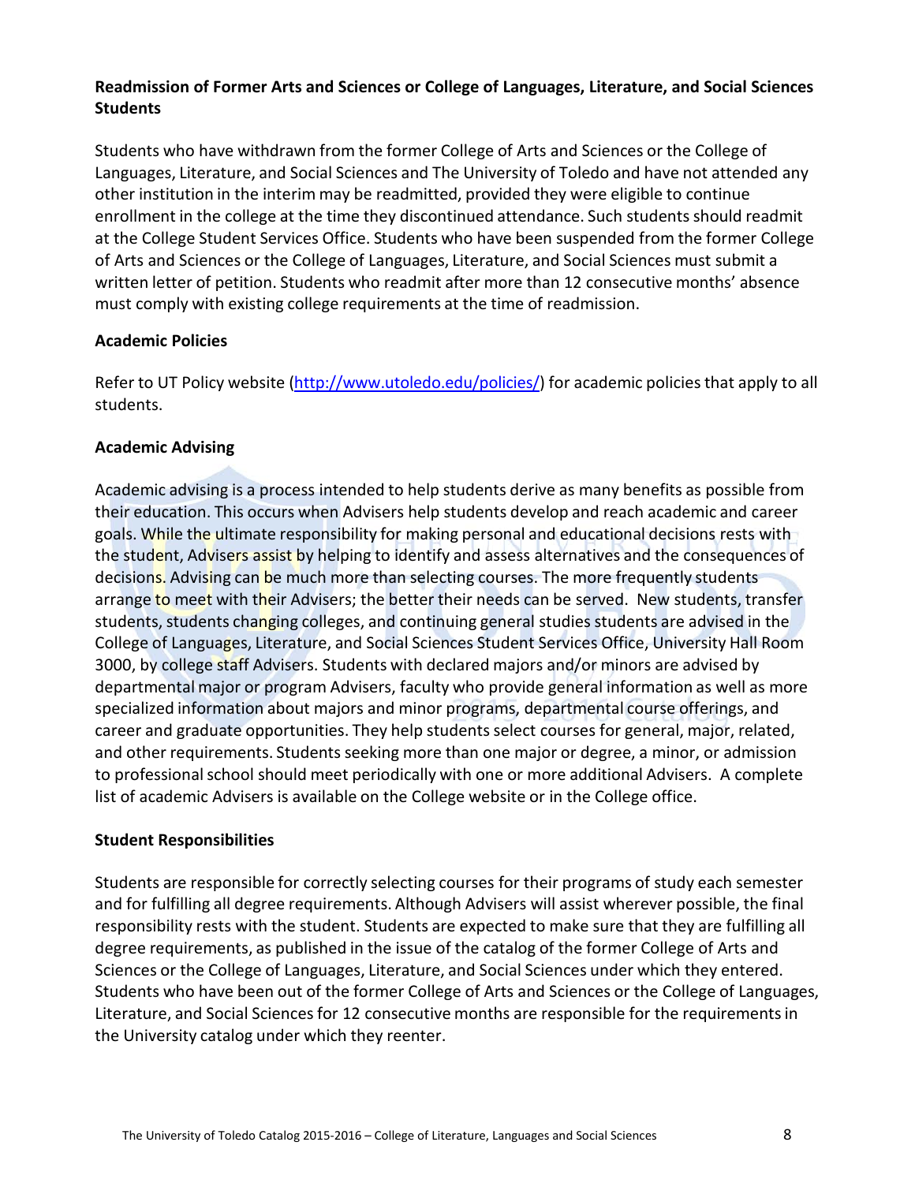**Readmission of Former Arts and Sciences or College of Languages, Literature, and Social Sciences Students**

Students who have withdrawn from the former College of Arts and Sciences or the College of Languages, Literature, and Social Sciences and The University of Toledo and have not attended any other institution in the interim may be readmitted, provided they were eligible to continue enrollment in the college at the time they discontinued attendance. Such students should readmit at the College Student Services Office. Students who have been suspended from the former College of Arts and Sciences or the College of Languages, Literature, and Social Sciences must submit a written letter of petition. Students who readmit after more than 12 consecutive months' absence must comply with existing college requirements at the time of readmission.

**Academic Policies**

Refer to UT Policy website (http://www.utoledo.edu/policies/) for academic policies that apply to all students.

**Academic Advising**

Academic advising is a process intended to help students derive as many benefits as possible from their education. This occurs when Advisers help students develop and reach academic and career goals. While the ultimate responsibility for making personal and educational decisions rests with the student, Advisers assist by helping to identify and assess alternatives and the consequences of decisions. Advising can be much more than selecting courses. The more frequently students arrange to meet with their Advisers; the better their needs can be served. New students, transfer students, students changing colleges, and continuing general studies students are advised in the College of Languages, Literature, and Social Sciences Student Services Office, University Hall Room 3000, by college staff Advisers. Students with declared majors and/or minors are advised by departmental major or program Advisers, faculty who provide general information as well as more specialized information about majors and minor programs, departmental course offerings, and career and graduate opportunities. They help students select courses for general, major, related, and other requirements. Students seeking more than one major or degree, a minor, or admission to professional school should meet periodically with one or more additional Advisers. A complete list of academic Advisers is available on the College website or in the College office.

**Student Responsibilities**

Students are responsible for correctly selecting courses for their programs of study each semester and for fulfilling all degree requirements. Although Advisers will assist wherever possible, the final responsibility rests with the student. Students are expected to make sure that they are fulfilling all degree requirements, as published in the issue of the catalog of the former College of Arts and Sciences or the College of Languages, Literature, and Social Sciences under which they entered. Students who have been out of the former College of Arts and Sciences or the College of Languages, Literature, and Social Sciences for 12 consecutive months are responsible for the requirements in the University catalog under which they reenter.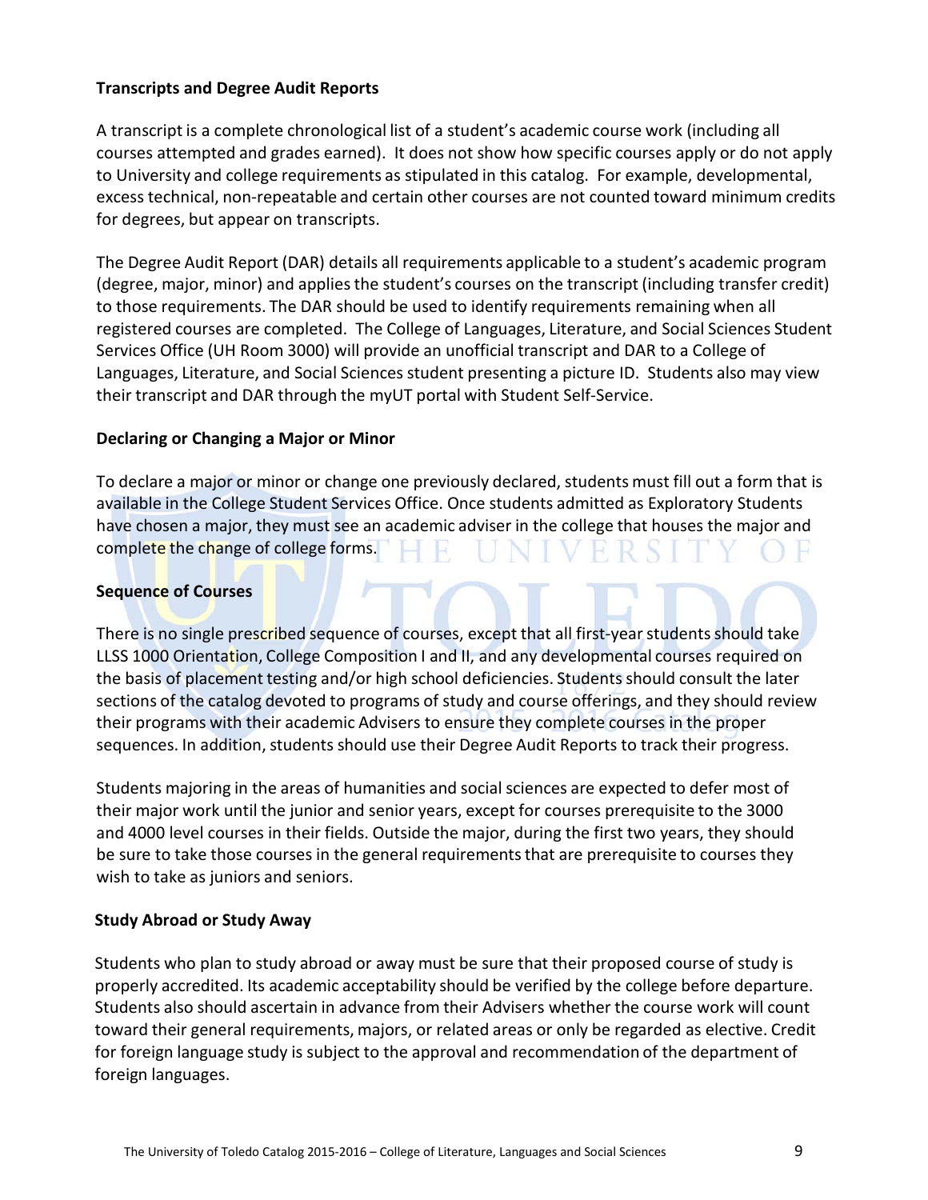## Transcripts and Degree Audit Reports

A transcript is a complete chronological list of a student's academic course work (including all courses attempted and grades earned). It does not show how specific courses apply or do not apply to University and college requirements as stipulated in this catalog. For example, developmental, excess technical, non-repeatable and certain other courses are not counted toward minimum credits for degrees, but appear on transcripts.

The Degree Audit Report (DAR) details all requirements applicable to a student's academic program (degree, major, minor) and applies the student's courses on the transcript (including transfer credit) to those requirements. The DAR should be used to identify requirements remaining when all registered courses are completed. The College of Languages, Literature, and Social Sciences Student Services Office (UH Room 3000) will provide an unofficial transcript and DAR to a College of Languages, Literature, and Social Sciences student presenting a picture ID. Students also may view their transcript and DAR through the myUT portal with Student Self-Service.

## Declaring or Changing a Major or Minor

To declare a major or minor or change one previously declared, students must fill out a form that is available in the College Student Services Office. Once students admitted as Exploratory Students have chosen a major, they must see an academic adviser in the college that houses the major and complete the change of college forms.

## Sequence of Courses

There is no single prescribed sequence of courses, except that all first-year students should take LLSS 1000 Orientation, College Composition I and II, and any developmental courses required on the basis of placement testing and/or high school deficiencies. Students should consult the later sections of the catalog devoted to programs of study and course offerings, and they should review their programs with their academic Advisers to ensure they complete courses in the proper sequences. In addition, students should use their Degree Audit Reports to track their progress.

Students majoring in the areas of humanities and social sciences are expected to defer most of their major work until the junior and senior years, except for courses prerequisite to the 3000 and 4000 level courses in their fields. Outside the major, during the first two years, they should be sure to take those courses in the general requirements that are prerequisite to courses they wish to take as juniors and seniors.

## Study Abroad or Study Away

Students who plan to study abroad or away must be sure that their proposed course of study is properly accredited. Its academic acceptability should be verified by the college before departure. Students also should ascertain in advance from their Advisers whether the course work will count toward their general requirements, majors, or related areas or only be regarded as elective. Credit for foreign language study is subject to the approval and recommendation of the department of foreign languages.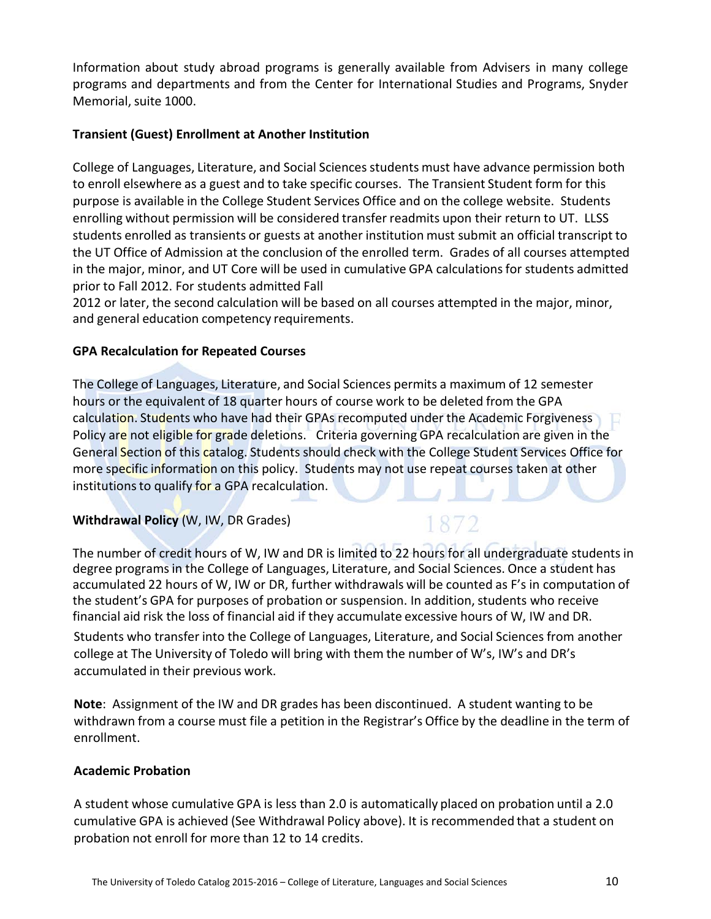Information about study abroad programs is generally available from Advisers in many college programs and departments and from the Center for International Studies and Programs, Snyder Memorial, suite 1000.

**Transient (Guest) Enrollment at Another Institution**

College of Languages, Literature, and Social Sciences students must have advance permission both to enroll elsewhere as a guest and to take specific courses. The Transient Student form for this purpose is available in the College Student Services Office and on the college website. Students enrolling without permission will be considered transfer readmits upon their return to UT. LLSS students enrolled as transients or guests at another institution must submit an official transcript to the UT Office of Admission at the conclusion of the enrolled term. Grades of all courses attempted in the major, minor, and UT Core will be used in cumulative GPA calculations for students admitted prior to Fall 2012. For students admitted Fall 2012 or later, the second calculation will be based on all courses attempted in the major, minor, and general education competency requirements.

**GPA Recalculation for Repeated Courses**

The College of Languages, Literature, and Social Sciences permits a maximum of 12 semester hours or the equivalent of 18 quarter hours of course work to be deleted from the GPA calculation. Students who have had their GPAs recomputed under the Academic Forgiveness Policy are not eligible for grade deletions. Criteria governing GPA recalculation are given in the General Section of this catalog. Students should check with the College Student Services Office for more specific information on this policy. Students may not use repeat courses taken at other institutions to qualify for a GPA recalculation.

**Withdrawal Policy** (W, IW, DR Grades)

The number of credit hours of W, IW and DR is limited to 22 hours for all undergraduate students in degree programs in the College of Languages, Literature, and Social Sciences. Once a student has accumulated 22 hours of W, IW or DR, further withdrawals will be counted as F's in computation of the student's GPA for purposes of probation or suspension. In addition, students who receive financial aid risk the loss of financial aid if they accumulate excessive hours of W, IW and DR.

Students who transfer into the College of Languages, Literature, and Social Sciences from another college at The University of Toledo will bring with them the number of W's, IW's and DR's accumulated in their previous work.

**Note**: Assignment of the IW and DR grades has been discontinued. A student wanting to be withdrawn from a course must file a petition in the Registrar's Office by the deadline in the term of enrollment.

**Academic Probation**

A student whose cumulative GPA is less than 2.0 is automatically placed on probation until a 2.0 cumulative GPA is achieved (See Withdrawal Policy above). It is recommended that a student on probation not enroll for more than 12 to 14 credits.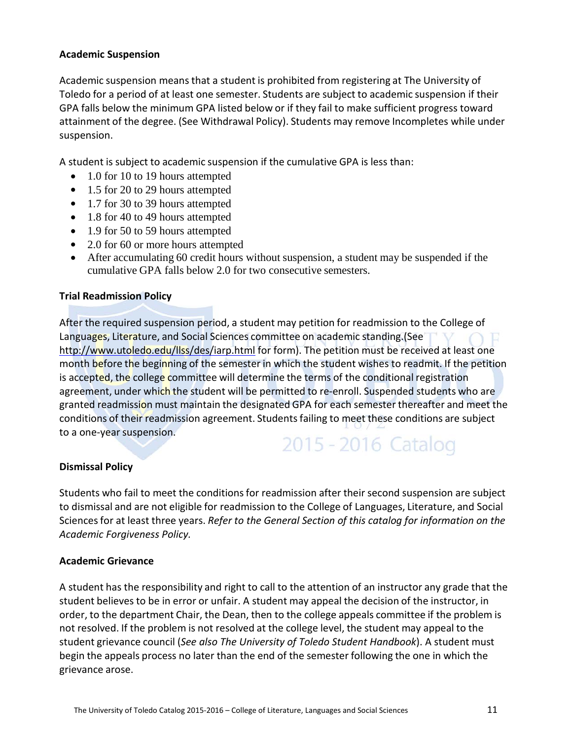## Academic Suspension

Academic suspension means that a student is prohibited from registering at The University of Toledo for a period of at least one semester. Students are subject to academic suspension if their GPA falls below the minimum GPA listed below or if they fail to make sufficient progress toward attainment of the degree. (See Withdrawal Policy). Students may remove Incompletes while under suspension.

A student is subject to academic suspension if the cumulative GPA is less than:

- 1.0 for 10 to 19 hours attempted
- 1.5 for 20 to 29 hours attempted
- 1.7 for 30 to 39 hours attempted
- 1.8 for 40 to 49 hours attempted
- 1.9 for 50 to 59 hours attempted
- 2.0 for 60 or more hours attempted
- After accumulating 60 credit hours without suspension, a student may be suspended if the cumulative GPA falls below 2.0 for two consecutive semesters.

## Trial Readmission Policy

After the required suspension period, a student may petition for readmission to the College of Languages, Literature, and Social Sciences committee on academic standing.(See http://www.utoledo.edu/llss/des/iarp.html for form). The petition must be received at least one month before the beginning of the semester in which the student wishes to readmit. If the petition is accepted, the college committee will determine the terms of the conditional registration agreement, under which the student will be permitted to re-enroll. Suspended students who are granted readmission must maintain the designated GPA for each semester thereafter and meet the conditions of their readmission agreement. Students failing to meet these conditions are subject to a one-year suspension.

## Dismissal Policy

Students who fail to meet the conditions for readmission after their second suspension are subject to dismissal and are not eligible for readmission to the College of Languages, Literature, and Social Sciences for at least three years. *Refer to the General Section of this catalog for information on the Academic Forgiveness Policy.*

## Academic Grievance

A student has the responsibility and right to call to the attention of an instructor any grade that the student believes to be in error or unfair. A student may appeal the decision of the instructor, in order, to the department Chair, the Dean, then to the college appeals committee if the problem is not resolved. If the problem is not resolved at the college level, the student may appeal to the student grievance council (*See also The University of Toledo Student Handbook*). A student must begin the appeals process no later than the end of the semester following the one in which the grievance arose.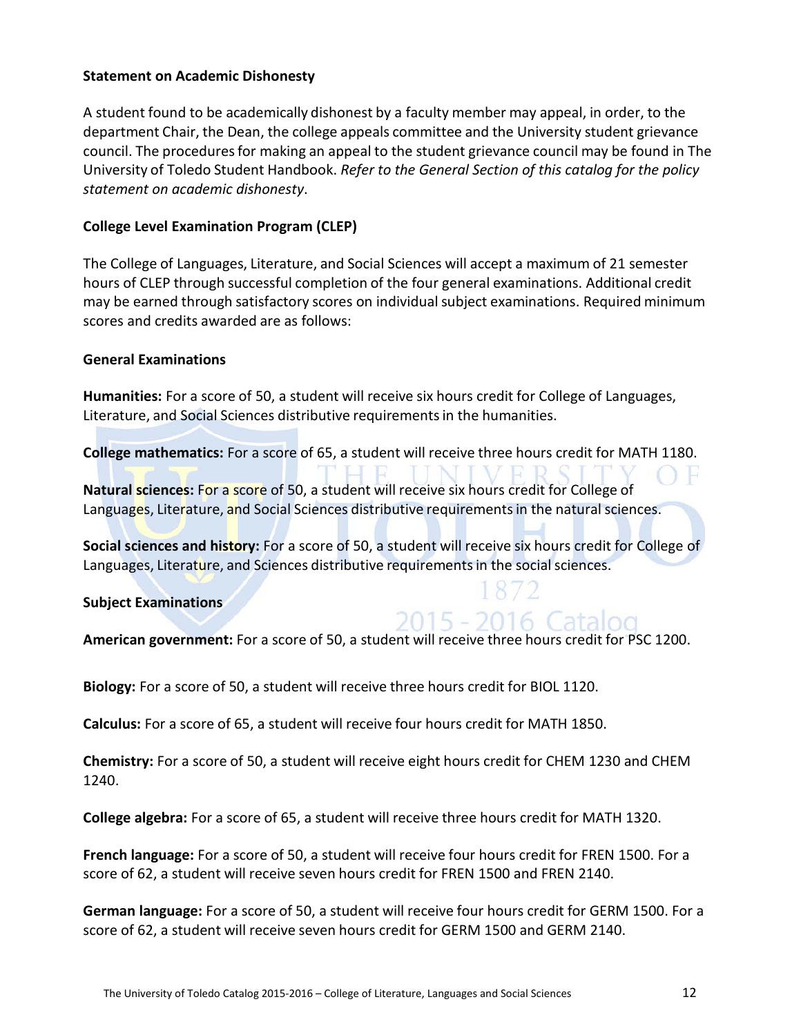**Statement on Academic Dishonesty**

A student found to be academically dishonest by a faculty member may appeal, in order, to the department Chair, the Dean, the college appeals committee and the University student grievance council. The procedures for making an appeal to the student grievance council may be found in The University of Toledo Student Handbook. *Refer to the General Section of this catalog for the policy statement on academic dishonesty*.

**College Level Examination Program (CLEP)**

The College of Languages, Literature, and Social Sciences will accept a maximum of 21 semester hours of CLEP through successful completion of the four general examinations. Additional credit may be earned through satisfactory scores on individual subject examinations. Required minimum scores and credits awarded are as follows:

**General Examinations**

**Humanities:** For a score of 50, a student will receive six hours credit for College of Languages, Literature, and Social Sciences distributive requirements in the humanities.

**College mathematics:** For a score of 65, a student will receive three hours credit for MATH 1180.

**Natural sciences:** For a score of 50, a student will receive six hours credit for College of Languages, Literature, and Social Sciences distributive requirements in the natural sciences.

**Social sciences and history:** For a score of 50, a student will receive six hours credit for College of Languages, Literature, and Sciences distributive requirements in the social sciences.

**Subject Examinations**

**American government:** For a score of 50, a student will receive three hours credit for PSC 1200.

**Biology:** For a score of 50, a student will receive three hours credit for BIOL 1120.

**Calculus:** For a score of 65, a student will receive four hours credit for MATH 1850.

**Chemistry:** For a score of 50, a student will receive eight hours credit for CHEM 1230 and CHEM 1240.

**College algebra:** For a score of 65, a student will receive three hours credit for MATH 1320.

**French language:** For a score of 50, a student will receive four hours credit for FREN 1500. For a score of 62, a student will receive seven hours credit for FREN 1500 and FREN 2140.

**German language:** For a score of 50, a student will receive four hours credit for GERM 1500. For a score of 62, a student will receive seven hours credit for GERM 1500 and GERM 2140.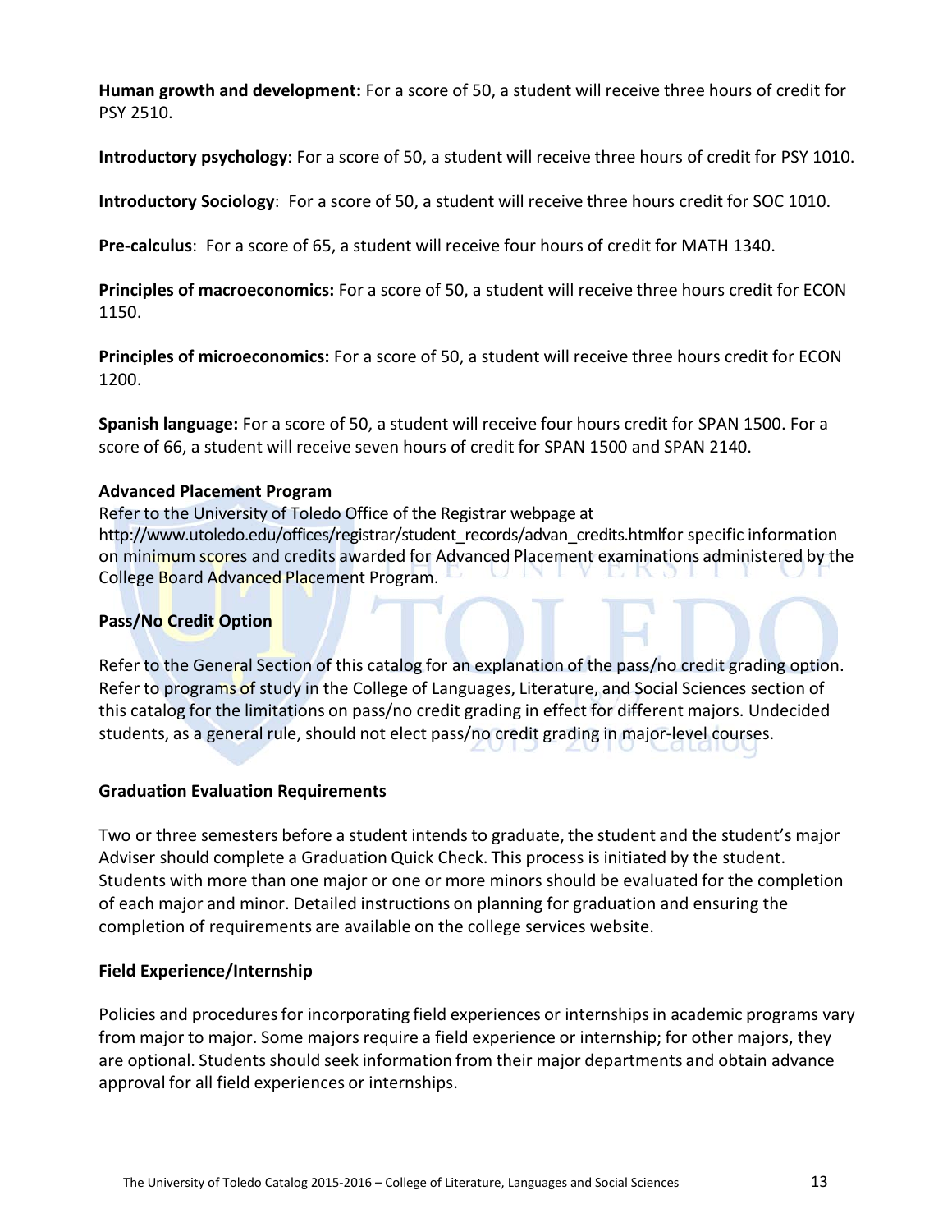**Human growth and development:** For a score of 50, a student will receive three hours of credit for PSY 2510.

**Introductory psychology**: For a score of 50, a student will receive three hours of credit for PSY 1010.

**Introductory Sociology**: For a score of 50, a student will receive three hours credit for SOC 1010.

**Pre-calculus**: For a score of 65, a student will receive four hours of credit for MATH 1340.

**Principles of macroeconomics:** For a score of 50, a student will receive three hours credit for ECON 1150.

**Principles of microeconomics:** For a score of 50, a student will receive three hours credit for ECON 1200.

**Spanish language:** For a score of 50, a student will receive four hours credit for SPAN 1500. For a score of 66, a student will receive seven hours of credit for SPAN 1500 and SPAN 2140.

**Advanced Placement Program**

Refer to the University of Toledo Office of the Registrar webpage at http://www.utoledo.edu/offices/registrar/student_records/advan_credits.htmlfor specific information on minimum scores and credits awarded for Advanced Placement examinations administered by the College Board Advanced Placement Program.

**Pass/No Credit Option**

Refer to the General Section of this catalog for an explanation of the pass/no credit grading option. Refer to programs of study in the College of Languages, Literature, and Social Sciences section of this catalog for the limitations on pass/no credit grading in effect for different majors. Undecided students, as a general rule, should not elect pass/no credit grading in major-level courses.

**Graduation Evaluation Requirements**

Two or three semesters before a student intends to graduate, the student and the student's major Adviser should complete a Graduation Quick Check. This process is initiated by the student. Students with more than one major or one or more minors should be evaluated for the completion of each major and minor. Detailed instructions on planning for graduation and ensuring the completion of requirements are available on the college services website.

**Field Experience/Internship**

Policies and procedures for incorporating field experiences or internships in academic programs vary from major to major. Some majors require a field experience or internship; for other majors, they are optional. Students should seek information from their major departments and obtain advance approval for all field experiences or internships.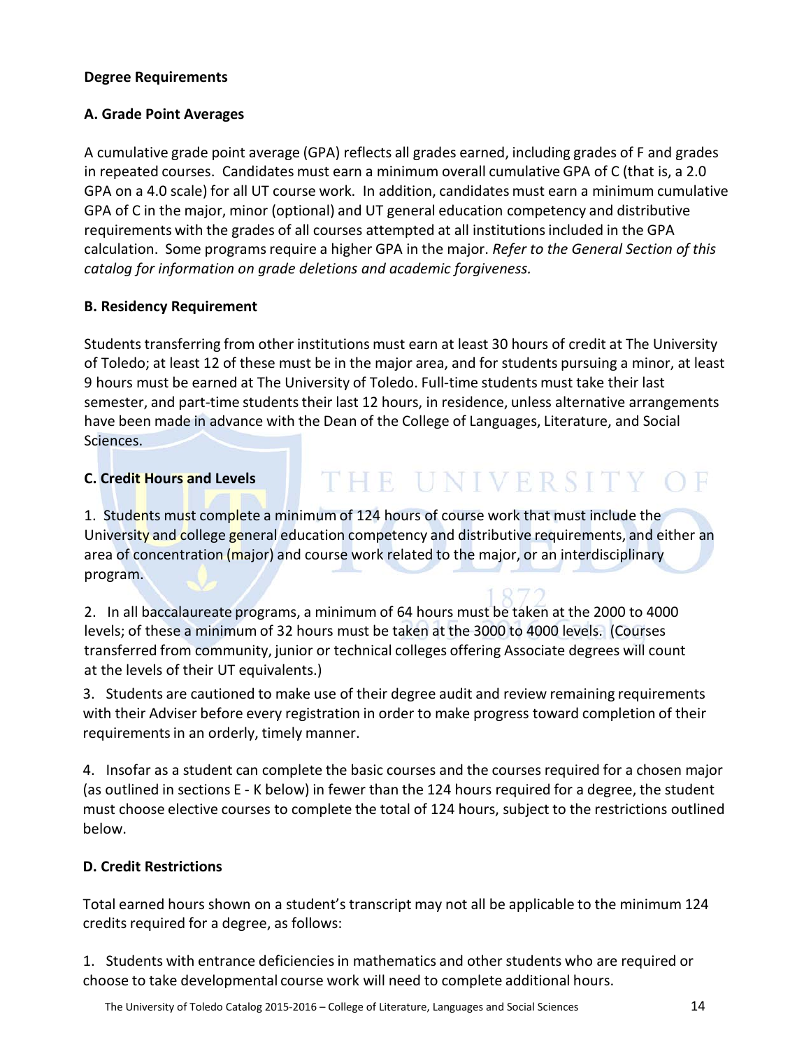**Degree Requirements**

**A. Grade Point Averages**

A cumulative grade point average (GPA) reflects all grades earned, including grades of F and grades in repeated courses. Candidates must earn a minimum overall cumulative GPA of C (that is, a 2.0 GPA on a 4.0 scale) for all UT course work. In addition, candidates must earn a minimum cumulative GPA of C in the major, minor (optional) and UT general education competency and distributive requirements with the grades of all courses attempted at all institutions included in the GPA calculation. Some programs require a higher GPA in the major. *Refer to the General Section of this catalog for information on grade deletions and academic forgiveness.*

**B. Residency Requirement**

Students transferring from other institutions must earn at least 30 hours of credit at The University of Toledo; at least 12 of these must be in the major area, and for students pursuing a minor, at least 9 hours must be earned at The University of Toledo. Full-time students must take their last semester, and part-time students their last 12 hours, in residence, unless alternative arrangements have been made in advance with the Dean of the College of Languages, Literature, and Social Sciences.

**C. Credit Hours and Levels**

1. Students must complete a minimum of 124 hours of course work that must include the University and college general education competency and distributive requirements, and either an area of concentration (major) and course work related to the major, or an interdisciplinary program.

2. In all baccalaureate programs, a minimum of 64 hours must be taken at the 2000 to 4000 levels; of these a minimum of 32 hours must be taken at the 3000 to 4000 levels. (Courses transferred from community, junior or technical colleges offering Associate degrees will count at the levels of their UT equivalents.)

3. Students are cautioned to make use of their degree audit and review remaining requirements with their Adviser before every registration in order to make progress toward completion of their requirements in an orderly, timely manner.

4. Insofar as a student can complete the basic courses and the courses required for a chosen major (as outlined in sections E - K below) in fewer than the 124 hours required for a degree, the student must choose elective courses to complete the total of 124 hours, subject to the restrictions outlined below.

**D. Credit Restrictions**

Total earned hours shown on a student's transcript may not all be applicable to the minimum 124 credits required for a degree, as follows:

1. Students with entrance deficiencies in mathematics and other students who are required or choose to take developmental course work will need to complete additional hours.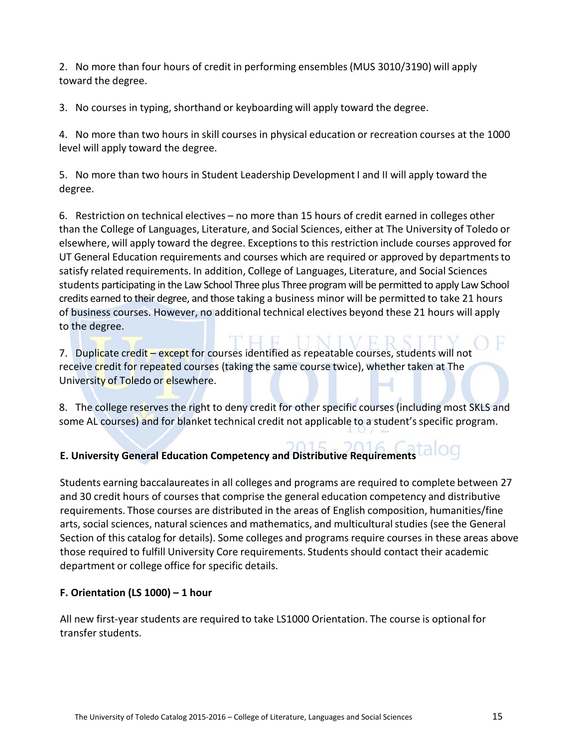2. No more than four hours of credit in performing ensembles (MUS 3010/3190) will apply toward the degree.

3. No courses in typing, shorthand or keyboarding will apply toward the degree.

4. No more than two hours in skill courses in physical education or recreation courses at the 1000 level will apply toward the degree.

5. No more than two hours in Student Leadership Development I and II will apply toward the degree.

6. Restriction on technical electives – no more than 15 hours of credit earned in colleges other than the College of Languages, Literature, and Social Sciences, either at The University of Toledo or elsewhere, will apply toward the degree. Exceptions to this restriction include courses approved for UT General Education requirements and courses which are required or approved by departments to satisfy related requirements. In addition, College of Languages, Literature, and Social Sciences students participating in the Law School Three plus Three program will be permitted to apply Law School credits earned to their degree, and those taking a business minor will be permitted to take 21 hours of business courses. However, no additional technical electives beyond these 21 hours will apply to the degree.

7. Duplicate credit – except for courses identified as repeatable courses, students will not receive credit for repeated courses (taking the same course twice), whether taken at The University of Toledo or elsewhere.

8. The college reserves the right to deny credit for other specific courses (including most SKLS and some AL courses) and for blanket technical credit not applicable to a student's specific program.

### E. University General Education Competency and Distributive Requirements

Students earning baccalaureates in all colleges and programs are required to complete between 27 and 30 credit hours of courses that comprise the general education competency and distributive requirements. Those courses are distributed in the areas of English composition, humanities/fine arts, social sciences, natural sciences and mathematics, and multicultural studies (see the General Section of this catalog for details). Some colleges and programs require courses in these areas above those required to fulfill University Core requirements. Students should contact their academic department or college office for specific details.

### F. Orientation (LS 1000) – 1 hour

All new first-year students are required to take LS1000 Orientation. The course is optional for transfer students.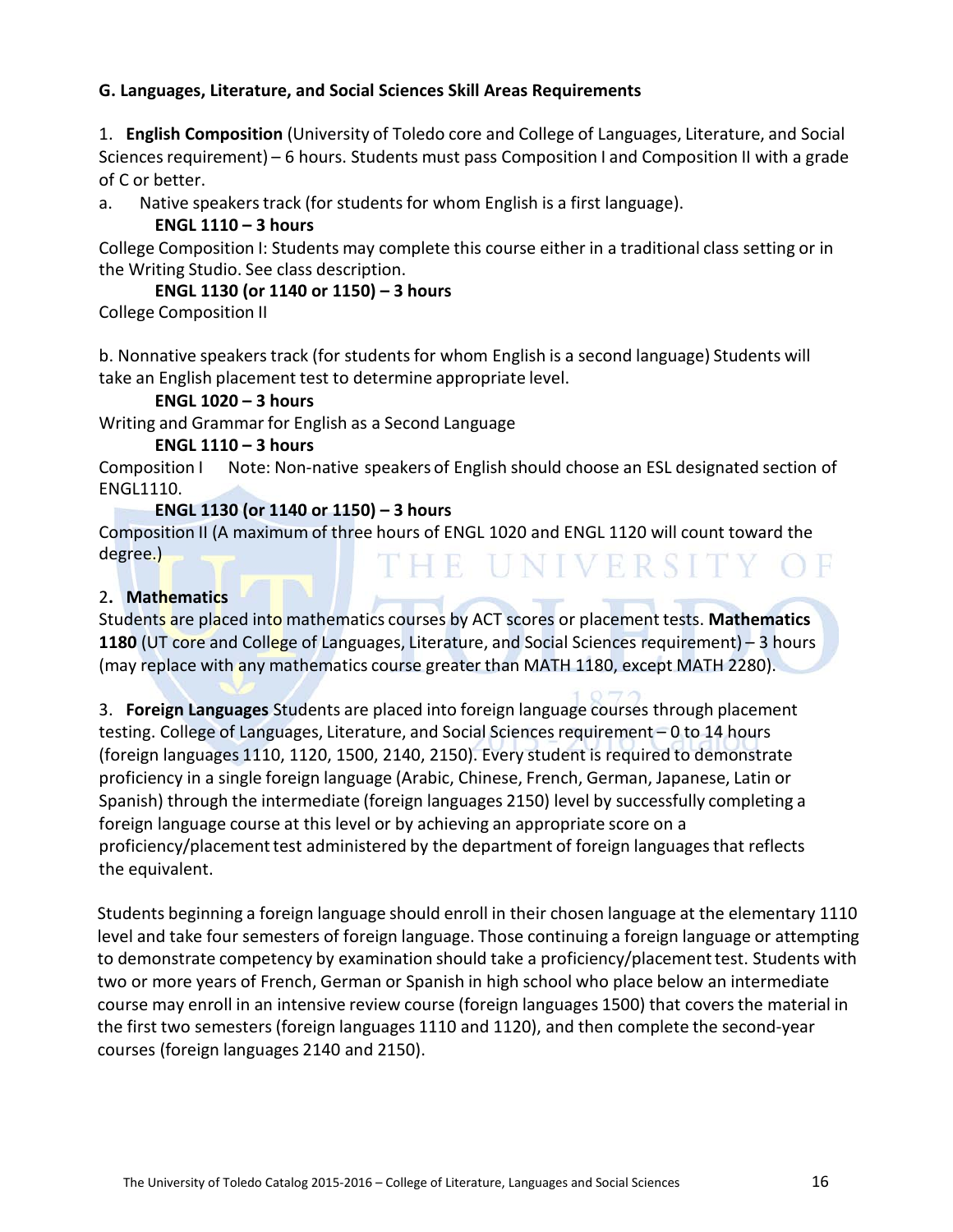**G. Languages, Literature, and Social Sciences Skill Areas Requirements**

1. **English Composition** (University of Toledo core and College of Languages, Literature, and Social Sciences requirement) – 6 hours. Students must pass Composition I and Composition II with a grade of C or better.

a. Native speakers track (for students for whom English is a first language).

**ENGL 1110 – 3 hours**

College Composition I: Students may complete this course either in a traditional class setting or in the Writing Studio. See class description.

**ENGL 1130 (or 1140 or 1150) – 3 hours**

College Composition II

b. Nonnative speakers track (for students for whom English is a second language) Students will take an English placement test to determine appropriate level.

**ENGL 1020 – 3 hours**

Writing and Grammar for English as a Second Language

**ENGL 1110 – 3 hours**

Composition I Note: Non-native speakers of English should choose an ESL designated section of ENGL1110.

**ENGL 1130 (or 1140 or 1150) – 3 hours**

Composition II (A maximum of three hours of ENGL 1020 and ENGL 1120 will count toward the degree.)

2. **Mathematics**

Students are placed into mathematics courses by ACT scores or placement tests. **Mathematics 1180** (UT core and College of Languages, Literature, and Social Sciences requirement) – 3 hours (may replace with any mathematics course greater than MATH 1180, except MATH 2280).

3. **Foreign Languages** Students are placed into foreign language courses through placement testing. College of Languages, Literature, and Social Sciences requirement – 0 to 14 hours (foreign languages 1110, 1120, 1500, 2140, 2150). Every student is required to demonstrate proficiency in a single foreign language (Arabic, Chinese, French, German, Japanese, Latin or Spanish) through the intermediate (foreign languages 2150) level by successfully completing a foreign language course at this level or by achieving an appropriate score on a proficiency/placement test administered by the department of foreign languages that reflects the equivalent.

Students beginning a foreign language should enroll in their chosen language at the elementary 1110 level and take four semesters of foreign language. Those continuing a foreign language or attempting to demonstrate competency by examination should take a proficiency/placement test. Students with two or more years of French, German or Spanish in high school who place below an intermediate course may enroll in an intensive review course (foreign languages 1500) that covers the material in the first two semesters (foreign languages 1110 and 1120), and then complete the second-year courses (foreign languages 2140 and 2150).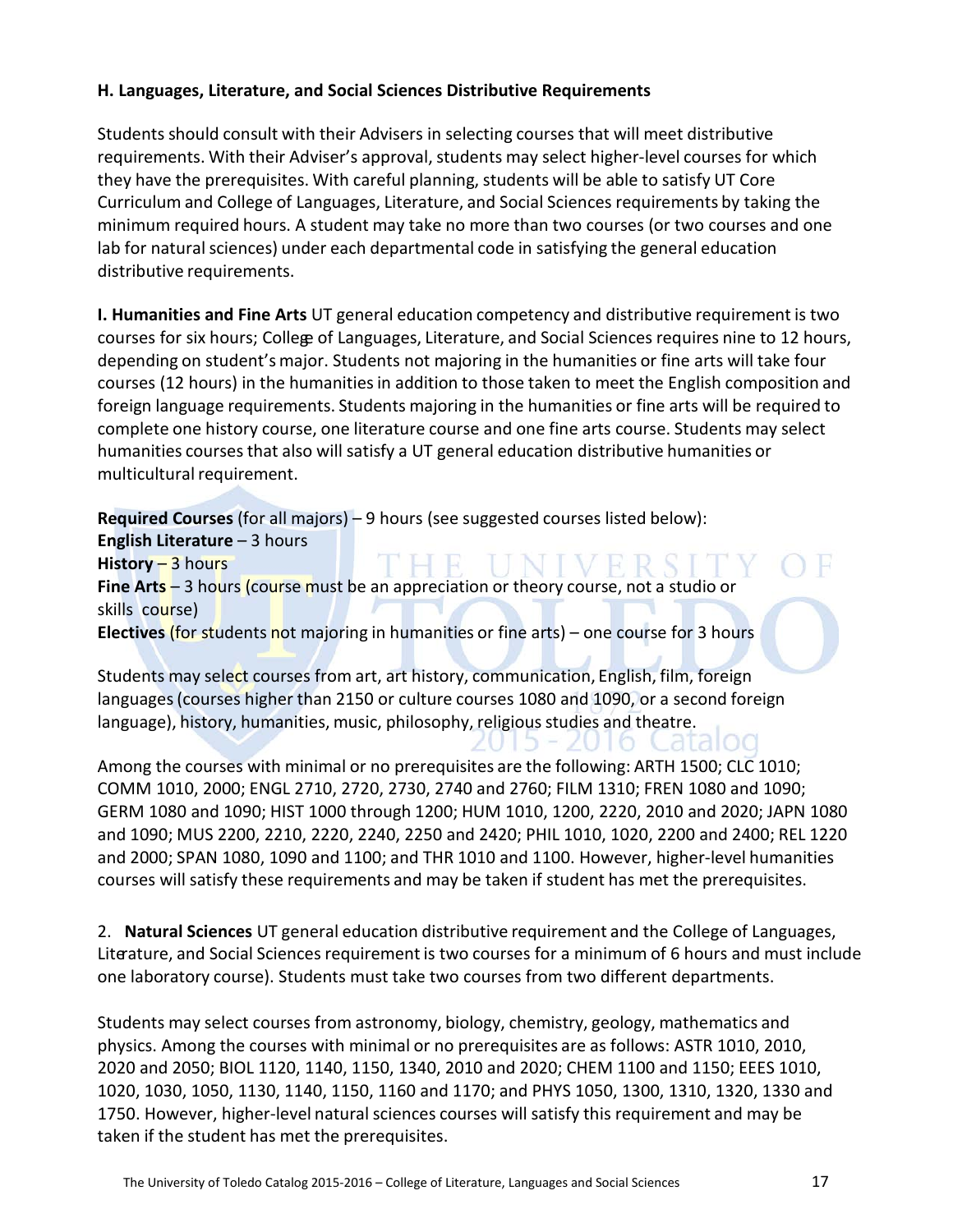### H. Languages, Literature, and Social Sciences Distributive Requirements

Students should consult with their Advisers in selecting courses that will meet distributive requirements. With their Adviser's approval, students may select higher-level courses for which they have the prerequisites. With careful planning, students will be able to satisfy UT Core Curriculum and College of Languages, Literature, and Social Sciences requirements by taking the minimum required hours. A student may take no more than two courses (or two courses and one lab for natural sciences) under each departmental code in satisfying the general education distributive requirements.

**I. Humanities and Fine Arts** UT general education competency and distributive requirement is two courses for six hours; College of Languages, Literature, and Social Sciences requires nine to 12 hours, depending on student's major. Students not majoring in the humanities or fine arts will take four courses (12 hours) in the humanities in addition to those taken to meet the English composition and foreign language requirements. Students majoring in the humanities or fine arts will be required to complete one history course, one literature course and one fine arts course. Students may select humanities courses that also will satisfy a UT general education distributive humanities or multicultural requirement.

**Required Courses** (for all majors) – 9 hours (see suggested courses listed below):
**English Literature** – 3 hours
**History** – 3 hours
**Fine Arts** – 3 hours (course must be an appreciation or theory course, not a studio or skills course)
**Electives** (for students not majoring in humanities or fine arts) – one course for 3 hours

Students may select courses from art, art history, communication, English, film, foreign languages (courses higher than 2150 or culture courses 1080 and 1090, or a second foreign language), history, humanities, music, philosophy, religious studies and theatre.

Among the courses with minimal or no prerequisites are the following: ARTH 1500; CLC 1010; COMM 1010, 2000; ENGL 2710, 2720, 2730, 2740 and 2760; FILM 1310; FREN 1080 and 1090; GERM 1080 and 1090; HIST 1000 through 1200; HUM 1010, 1200, 2220, 2010 and 2020; JAPN 1080 and 1090; MUS 2200, 2210, 2220, 2240, 2250 and 2420; PHIL 1010, 1020, 2200 and 2400; REL 1220 and 2000; SPAN 1080, 1090 and 1100; and THR 1010 and 1100. However, higher-level humanities courses will satisfy these requirements and may be taken if student has met the prerequisites.

2. **Natural Sciences** UT general education distributive requirement and the College of Languages, Literature, and Social Sciences requirement is two courses for a minimum of 6 hours and must include one laboratory course). Students must take two courses from two different departments.

Students may select courses from astronomy, biology, chemistry, geology, mathematics and physics. Among the courses with minimal or no prerequisites are as follows: ASTR 1010, 2010, 2020 and 2050; BIOL 1120, 1140, 1150, 1340, 2010 and 2020; CHEM 1100 and 1150; EEES 1010, 1020, 1030, 1050, 1130, 1140, 1150, 1160 and 1170; and PHYS 1050, 1300, 1310, 1320, 1330 and 1750. However, higher-level natural sciences courses will satisfy this requirement and may be taken if the student has met the prerequisites.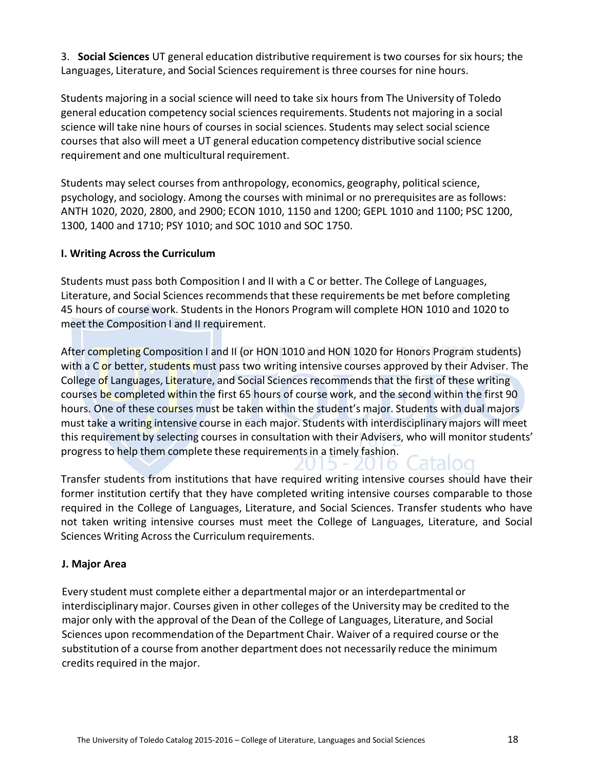3. **Social Sciences** UT general education distributive requirement is two courses for six hours; the Languages, Literature, and Social Sciences requirement is three courses for nine hours.

Students majoring in a social science will need to take six hours from The University of Toledo general education competency social sciences requirements. Students not majoring in a social science will take nine hours of courses in social sciences. Students may select social science courses that also will meet a UT general education competency distributive social science requirement and one multicultural requirement.

Students may select courses from anthropology, economics, geography, political science, psychology, and sociology. Among the courses with minimal or no prerequisites are as follows: ANTH 1020, 2020, 2800, and 2900; ECON 1010, 1150 and 1200; GEPL 1010 and 1100; PSC 1200, 1300, 1400 and 1710; PSY 1010; and SOC 1010 and SOC 1750.

### I. Writing Across the Curriculum

Students must pass both Composition I and II with a C or better. The College of Languages, Literature, and Social Sciences recommends that these requirements be met before completing 45 hours of course work. Students in the Honors Program will complete HON 1010 and 1020 to meet the Composition I and II requirement.

After completing Composition I and II (or HON 1010 and HON 1020 for Honors Program students) with a C or better, students must pass two writing intensive courses approved by their Adviser. The College of Languages, Literature, and Social Sciences recommends that the first of these writing courses be completed within the first 65 hours of course work, and the second within the first 90 hours. One of these courses must be taken within the student's major. Students with dual majors must take a writing intensive course in each major. Students with interdisciplinary majors will meet this requirement by selecting courses in consultation with their Advisers, who will monitor students' progress to help them complete these requirements in a timely fashion.

Transfer students from institutions that have required writing intensive courses should have their former institution certify that they have completed writing intensive courses comparable to those required in the College of Languages, Literature, and Social Sciences. Transfer students who have not taken writing intensive courses must meet the College of Languages, Literature, and Social Sciences Writing Across the Curriculum requirements.

### J. Major Area

Every student must complete either a departmental major or an interdepartmental or interdisciplinary major. Courses given in other colleges of the University may be credited to the major only with the approval of the Dean of the College of Languages, Literature, and Social Sciences upon recommendation of the Department Chair. Waiver of a required course or the substitution of a course from another department does not necessarily reduce the minimum credits required in the major.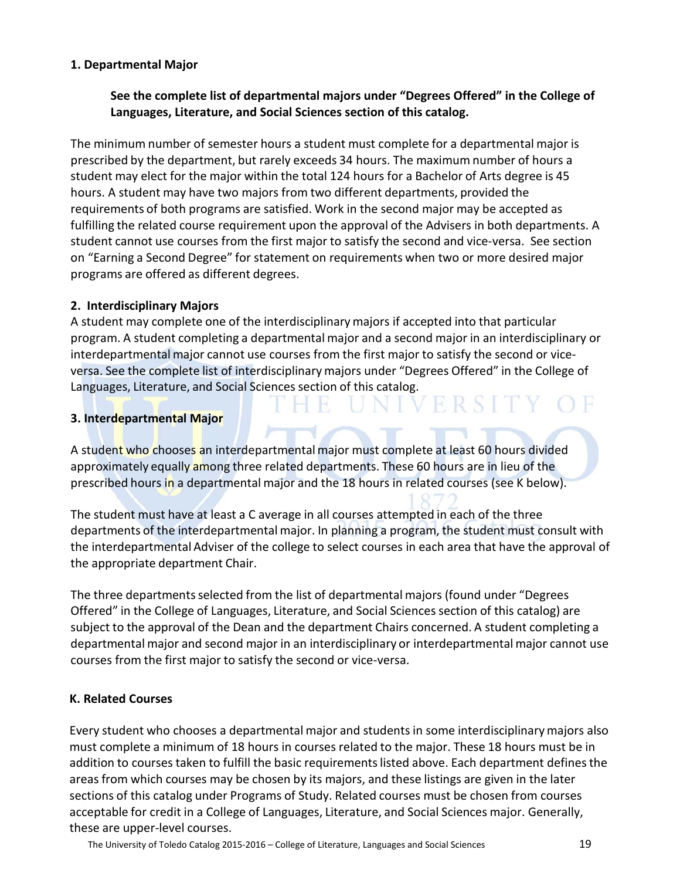**1. Departmental Major**

**See the complete list of departmental majors under "Degrees Offered" in the College of Languages, Literature, and Social Sciences section of this catalog.**

The minimum number of semester hours a student must complete for a departmental major is prescribed by the department, but rarely exceeds 34 hours. The maximum number of hours a student may elect for the major within the total 124 hours for a Bachelor of Arts degree is 45 hours. A student may have two majors from two different departments, provided the requirements of both programs are satisfied. Work in the second major may be accepted as fulfilling the related course requirement upon the approval of the Advisers in both departments. A student cannot use courses from the first major to satisfy the second and vice-versa. See section on "Earning a Second Degree" for statement on requirements when two or more desired major programs are offered as different degrees.

**2. Interdisciplinary Majors**

A student may complete one of the interdisciplinary majors if accepted into that particular program. A student completing a departmental major and a second major in an interdisciplinary or interdepartmental major cannot use courses from the first major to satisfy the second or vice-versa. See the complete list of interdisciplinary majors under "Degrees Offered" in the College of Languages, Literature, and Social Sciences section of this catalog.

**3. Interdepartmental Major**

A student who chooses an interdepartmental major must complete at least 60 hours divided approximately equally among three related departments. These 60 hours are in lieu of the prescribed hours in a departmental major and the 18 hours in related courses (see K below).

The student must have at least a C average in all courses attempted in each of the three departments of the interdepartmental major. In planning a program, the student must consult with the interdepartmental Adviser of the college to select courses in each area that have the approval of the appropriate department Chair.

The three departments selected from the list of departmental majors (found under "Degrees Offered" in the College of Languages, Literature, and Social Sciences section of this catalog) are subject to the approval of the Dean and the department Chairs concerned. A student completing a departmental major and second major in an interdisciplinary or interdepartmental major cannot use courses from the first major to satisfy the second or vice-versa.

**K. Related Courses**

Every student who chooses a departmental major and students in some interdisciplinary majors also must complete a minimum of 18 hours in courses related to the major. These 18 hours must be in addition to courses taken to fulfill the basic requirements listed above. Each department defines the areas from which courses may be chosen by its majors, and these listings are given in the later sections of this catalog under Programs of Study. Related courses must be chosen from courses acceptable for credit in a College of Languages, Literature, and Social Sciences major. Generally, these are upper-level courses.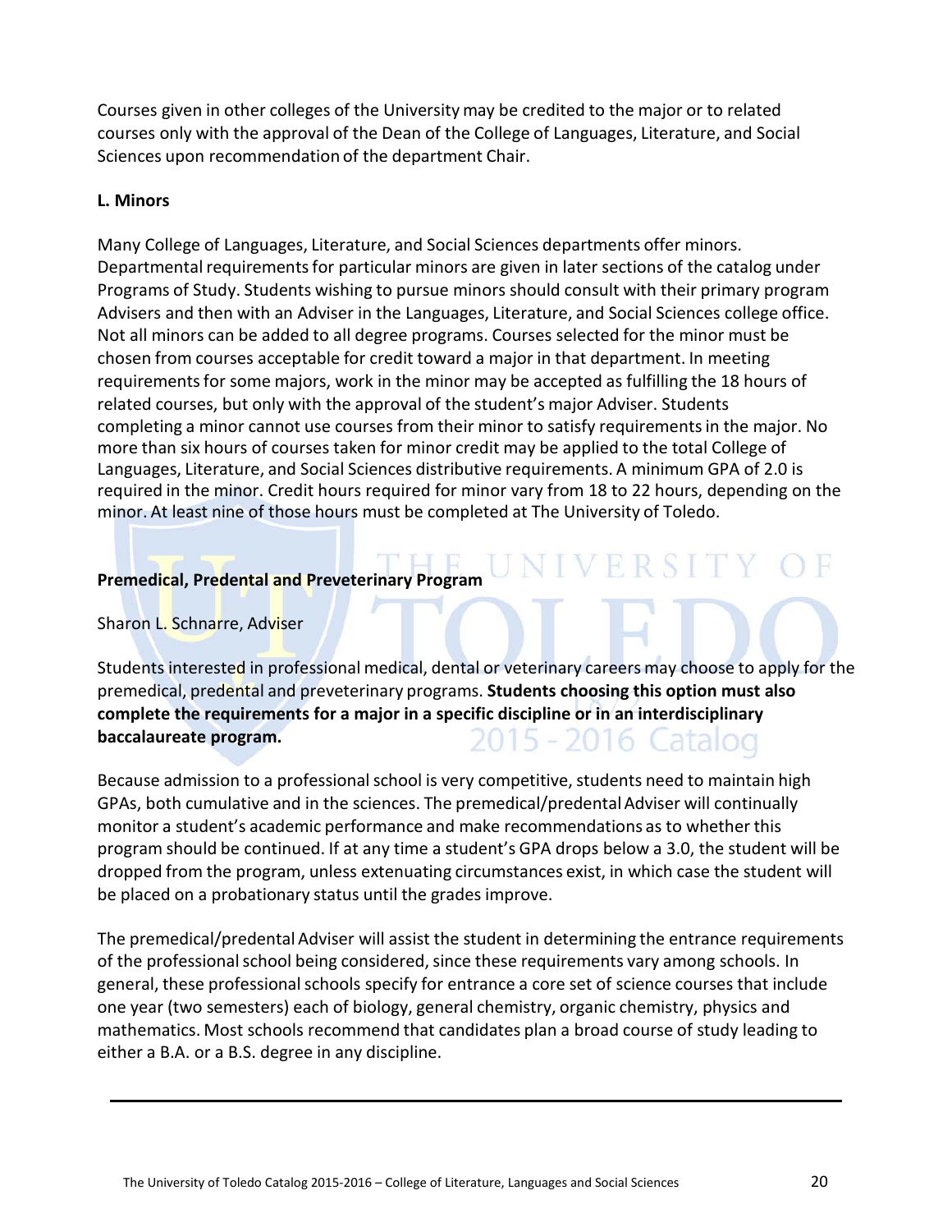Courses given in other colleges of the University may be credited to the major or to related courses only with the approval of the Dean of the College of Languages, Literature, and Social Sciences upon recommendation of the department Chair.

**L. Minors**

Many College of Languages, Literature, and Social Sciences departments offer minors. Departmental requirements for particular minors are given in later sections of the catalog under Programs of Study. Students wishing to pursue minors should consult with their primary program Advisers and then with an Adviser in the Languages, Literature, and Social Sciences college office. Not all minors can be added to all degree programs. Courses selected for the minor must be chosen from courses acceptable for credit toward a major in that department. In meeting requirements for some majors, work in the minor may be accepted as fulfilling the 18 hours of related courses, but only with the approval of the student's major Adviser. Students completing a minor cannot use courses from their minor to satisfy requirements in the major. No more than six hours of courses taken for minor credit may be applied to the total College of Languages, Literature, and Social Sciences distributive requirements. A minimum GPA of 2.0 is required in the minor. Credit hours required for minor vary from 18 to 22 hours, depending on the minor. At least nine of those hours must be completed at The University of Toledo.

**Premedical, Predental and Preveterinary Program**

Sharon L. Schnarre, Adviser

Students interested in professional medical, dental or veterinary careers may choose to apply for the premedical, predental and preveterinary programs. **Students choosing this option must also complete the requirements for a major in a specific discipline or in an interdisciplinary baccalaureate program.**

Because admission to a professional school is very competitive, students need to maintain high GPAs, both cumulative and in the sciences. The premedical/predental Adviser will continually monitor a student's academic performance and make recommendations as to whether this program should be continued. If at any time a student's GPA drops below a 3.0, the student will be dropped from the program, unless extenuating circumstances exist, in which case the student will be placed on a probationary status until the grades improve.

The premedical/predental Adviser will assist the student in determining the entrance requirements of the professional school being considered, since these requirements vary among schools. In general, these professional schools specify for entrance a core set of science courses that include one year (two semesters) each of biology, general chemistry, organic chemistry, physics and mathematics. Most schools recommend that candidates plan a broad course of study leading to either a B.A. or a B.S. degree in any discipline.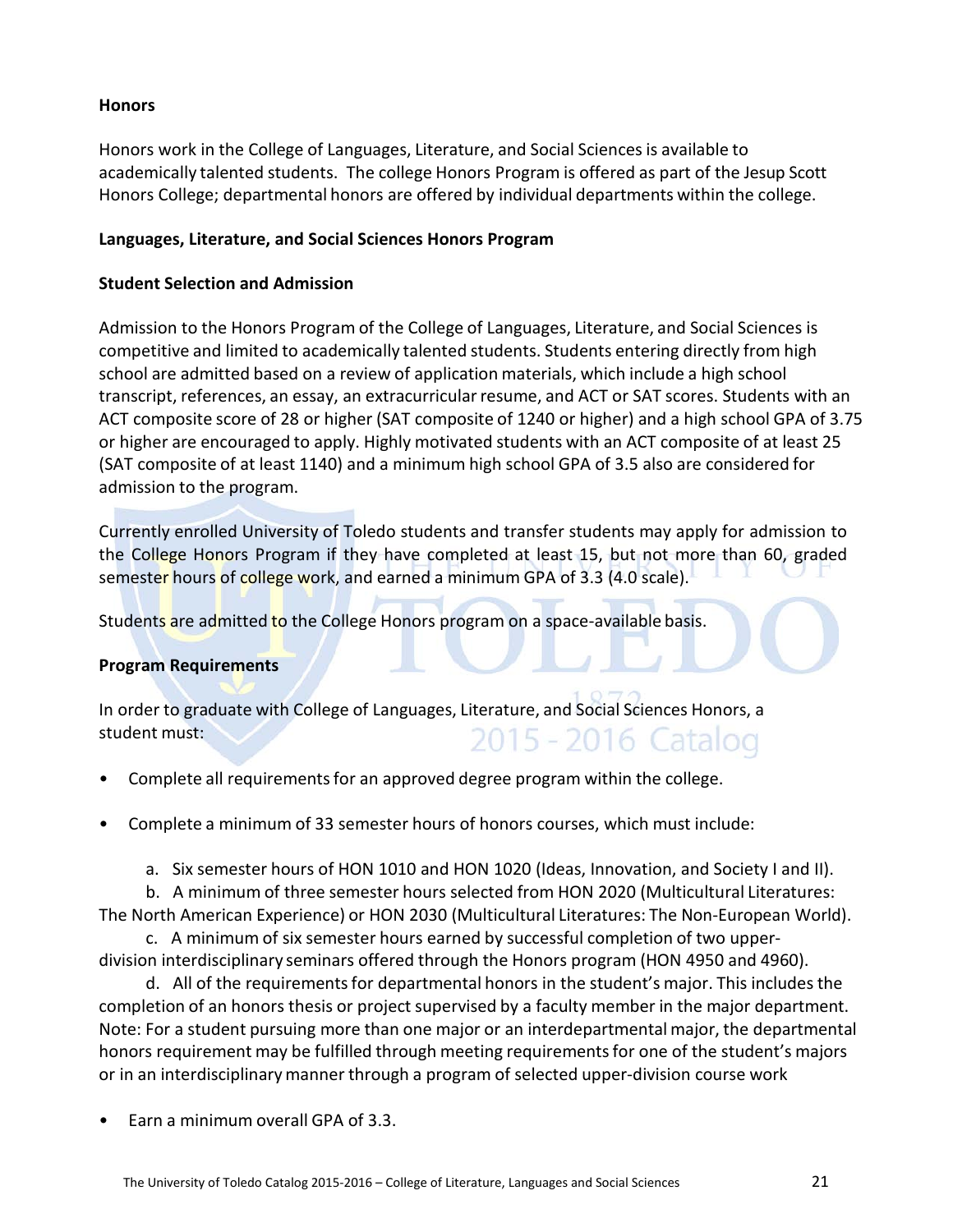## Honors

Honors work in the College of Languages, Literature, and Social Sciences is available to academically talented students. The college Honors Program is offered as part of the Jesup Scott Honors College; departmental honors are offered by individual departments within the college.

### Languages, Literature, and Social Sciences Honors Program

### Student Selection and Admission

Admission to the Honors Program of the College of Languages, Literature, and Social Sciences is competitive and limited to academically talented students. Students entering directly from high school are admitted based on a review of application materials, which include a high school transcript, references, an essay, an extracurricular resume, and ACT or SAT scores. Students with an ACT composite score of 28 or higher (SAT composite of 1240 or higher) and a high school GPA of 3.75 or higher are encouraged to apply. Highly motivated students with an ACT composite of at least 25 (SAT composite of at least 1140) and a minimum high school GPA of 3.5 also are considered for admission to the program.

Currently enrolled University of Toledo students and transfer students may apply for admission to the College Honors Program if they have completed at least 15, but not more than 60, graded semester hours of college work, and earned a minimum GPA of 3.3 (4.0 scale).

Students are admitted to the College Honors program on a space-available basis.

### Program Requirements

In order to graduate with College of Languages, Literature, and Social Sciences Honors, a student must:

- Complete all requirements for an approved degree program within the college.
- Complete a minimum of 33 semester hours of honors courses, which must include:

  a. Six semester hours of HON 1010 and HON 1020 (Ideas, Innovation, and Society I and II).

  b. A minimum of three semester hours selected from HON 2020 (Multicultural Literatures: The North American Experience) or HON 2030 (Multicultural Literatures: The Non-European World).

  c. A minimum of six semester hours earned by successful completion of two upper-division interdisciplinary seminars offered through the Honors program (HON 4950 and 4960).

  d. All of the requirements for departmental honors in the student's major. This includes the completion of an honors thesis or project supervised by a faculty member in the major department. Note: For a student pursuing more than one major or an interdepartmental major, the departmental honors requirement may be fulfilled through meeting requirements for one of the student's majors or in an interdisciplinary manner through a program of selected upper-division course work

- Earn a minimum overall GPA of 3.3.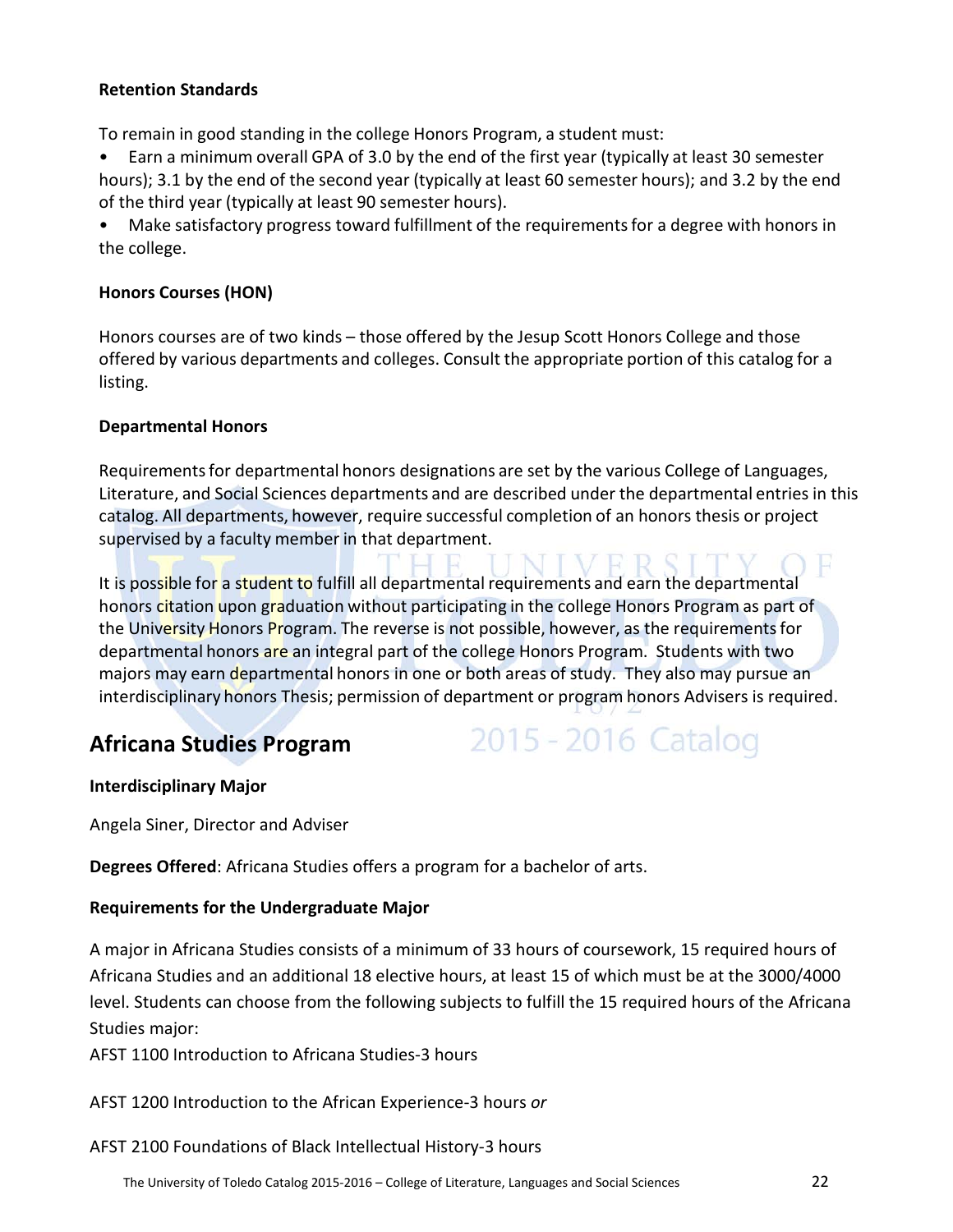**Retention Standards**

To remain in good standing in the college Honors Program, a student must:

- Earn a minimum overall GPA of 3.0 by the end of the first year (typically at least 30 semester hours); 3.1 by the end of the second year (typically at least 60 semester hours); and 3.2 by the end of the third year (typically at least 90 semester hours).
- Make satisfactory progress toward fulfillment of the requirements for a degree with honors in the college.

**Honors Courses (HON)**

Honors courses are of two kinds – those offered by the Jesup Scott Honors College and those offered by various departments and colleges. Consult the appropriate portion of this catalog for a listing.

**Departmental Honors**

Requirements for departmental honors designations are set by the various College of Languages, Literature, and Social Sciences departments and are described under the departmental entries in this catalog. All departments, however, require successful completion of an honors thesis or project supervised by a faculty member in that department.

It is possible for a student to fulfill all departmental requirements and earn the departmental honors citation upon graduation without participating in the college Honors Program as part of the University Honors Program. The reverse is not possible, however, as the requirements for departmental honors are an integral part of the college Honors Program. Students with two majors may earn departmental honors in one or both areas of study. They also may pursue an interdisciplinary honors Thesis; permission of department or program honors Advisers is required.

## Africana Studies Program

**Interdisciplinary Major**

Angela Siner, Director and Adviser

**Degrees Offered**: Africana Studies offers a program for a bachelor of arts.

**Requirements for the Undergraduate Major**

A major in Africana Studies consists of a minimum of 33 hours of coursework, 15 required hours of Africana Studies and an additional 18 elective hours, at least 15 of which must be at the 3000/4000 level. Students can choose from the following subjects to fulfill the 15 required hours of the Africana Studies major:

AFST 1100 Introduction to Africana Studies-3 hours

AFST 1200 Introduction to the African Experience-3 hours *or*

AFST 2100 Foundations of Black Intellectual History-3 hours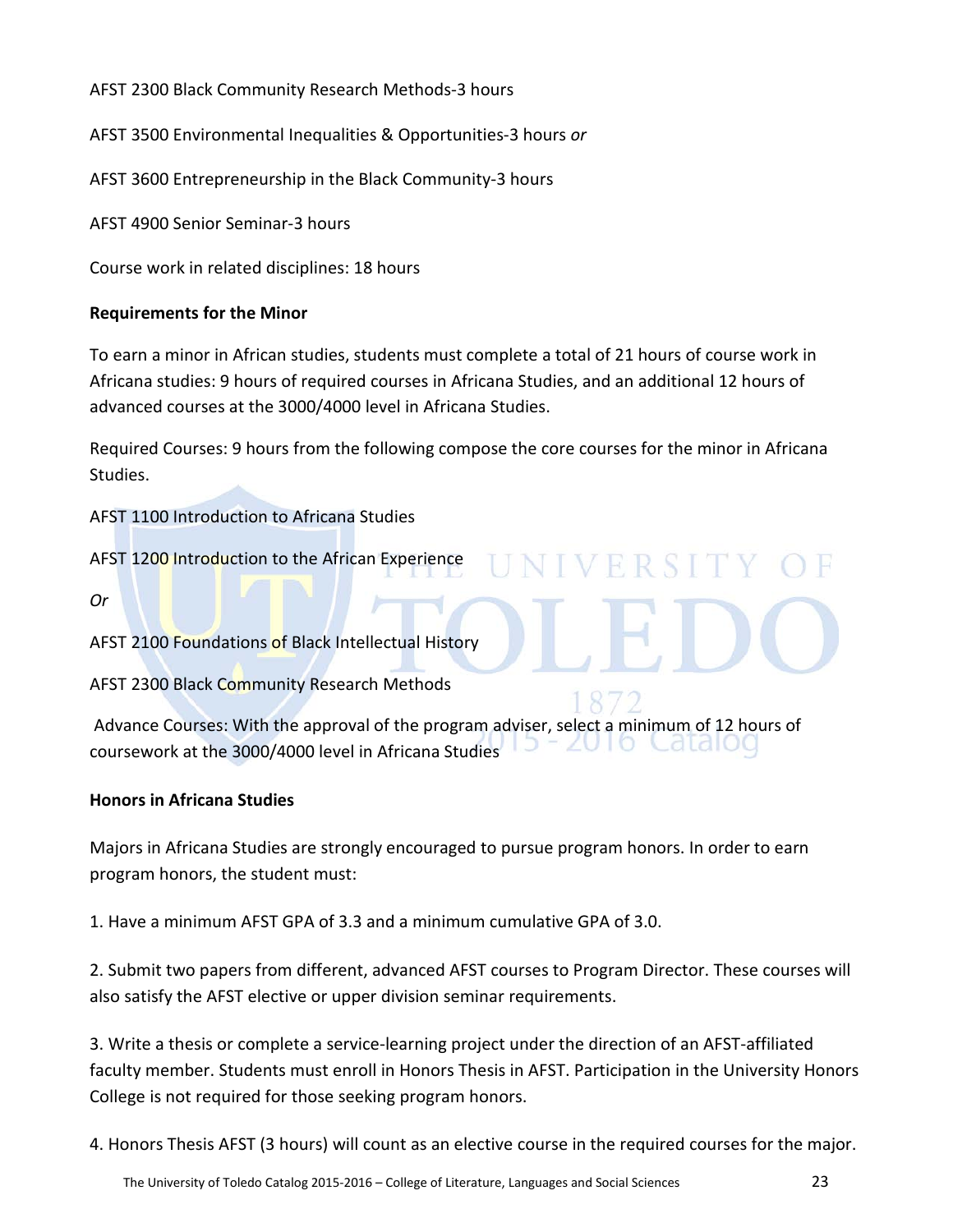AFST 2300 Black Community Research Methods-3 hours

AFST 3500 Environmental Inequalities & Opportunities-3 hours *or*

AFST 3600 Entrepreneurship in the Black Community-3 hours

AFST 4900 Senior Seminar-3 hours

Course work in related disciplines: 18 hours

**Requirements for the Minor**

To earn a minor in African studies, students must complete a total of 21 hours of course work in Africana studies: 9 hours of required courses in Africana Studies, and an additional 12 hours of advanced courses at the 3000/4000 level in Africana Studies.

Required Courses: 9 hours from the following compose the core courses for the minor in Africana Studies.

AFST 1100 Introduction to Africana Studies

AFST 1200 Introduction to the African Experience

*Or*

AFST 2100 Foundations of Black Intellectual History

AFST 2300 Black Community Research Methods

Advance Courses: With the approval of the program adviser, select a minimum of 12 hours of coursework at the 3000/4000 level in Africana Studies

**Honors in Africana Studies**

Majors in Africana Studies are strongly encouraged to pursue program honors. In order to earn program honors, the student must:

1. Have a minimum AFST GPA of 3.3 and a minimum cumulative GPA of 3.0.

2. Submit two papers from different, advanced AFST courses to Program Director. These courses will also satisfy the AFST elective or upper division seminar requirements.

3. Write a thesis or complete a service-learning project under the direction of an AFST-affiliated faculty member. Students must enroll in Honors Thesis in AFST. Participation in the University Honors College is not required for those seeking program honors.

4. Honors Thesis AFST (3 hours) will count as an elective course in the required courses for the major.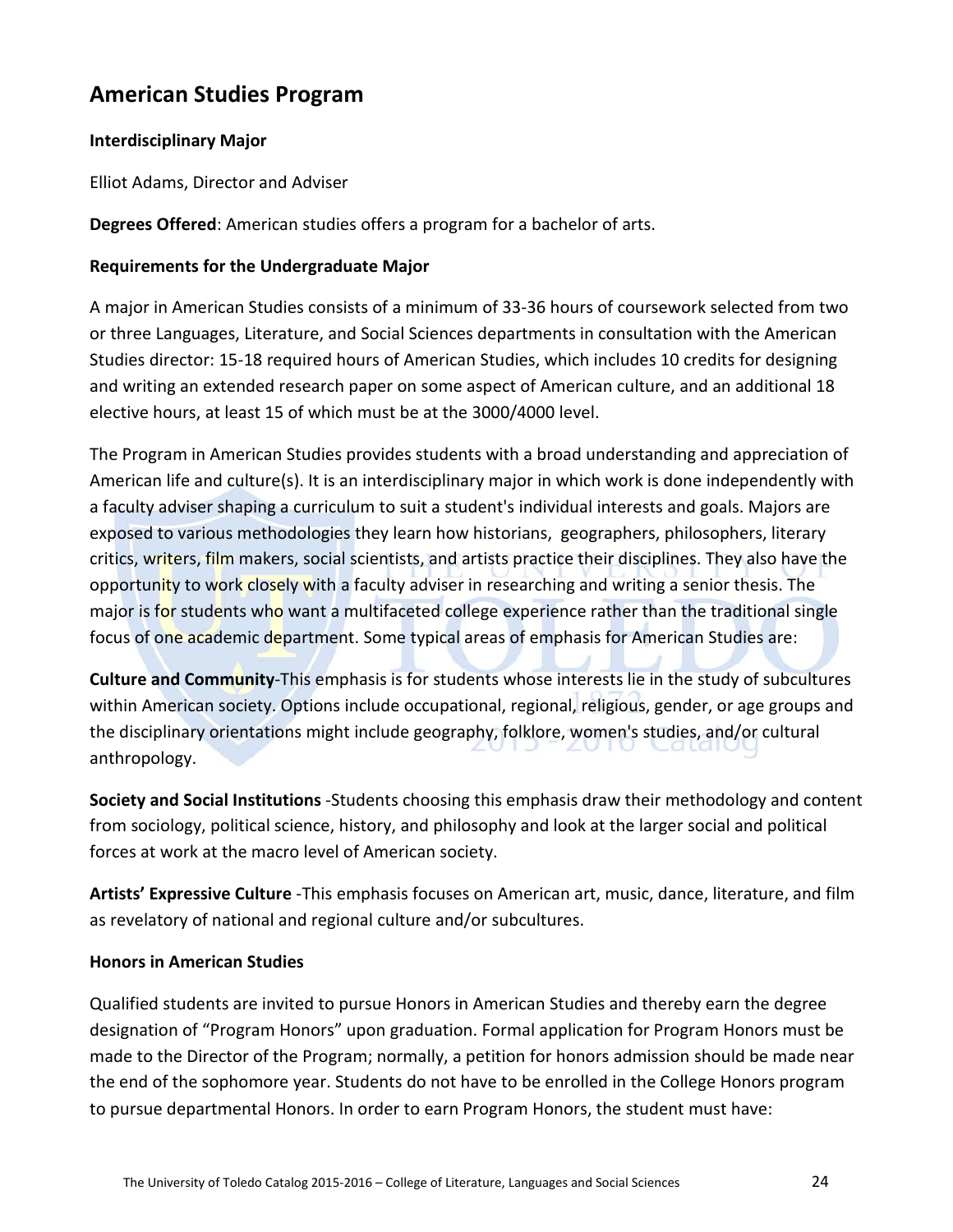## American Studies Program

**Interdisciplinary Major**

Elliot Adams, Director and Adviser

**Degrees Offered**: American studies offers a program for a bachelor of arts.

**Requirements for the Undergraduate Major**

A major in American Studies consists of a minimum of 33-36 hours of coursework selected from two or three Languages, Literature, and Social Sciences departments in consultation with the American Studies director: 15-18 required hours of American Studies, which includes 10 credits for designing and writing an extended research paper on some aspect of American culture, and an additional 18 elective hours, at least 15 of which must be at the 3000/4000 level.

The Program in American Studies provides students with a broad understanding and appreciation of American life and culture(s). It is an interdisciplinary major in which work is done independently with a faculty adviser shaping a curriculum to suit a student's individual interests and goals. Majors are exposed to various methodologies they learn how historians, geographers, philosophers, literary critics, writers, film makers, social scientists, and artists practice their disciplines. They also have the opportunity to work closely with a faculty adviser in researching and writing a senior thesis. The major is for students who want a multifaceted college experience rather than the traditional single focus of one academic department. Some typical areas of emphasis for American Studies are:

**Culture and Community**-This emphasis is for students whose interests lie in the study of subcultures within American society. Options include occupational, regional, religious, gender, or age groups and the disciplinary orientations might include geography, folklore, women's studies, and/or cultural anthropology.

**Society and Social Institutions** -Students choosing this emphasis draw their methodology and content from sociology, political science, history, and philosophy and look at the larger social and political forces at work at the macro level of American society.

**Artists' Expressive Culture** -This emphasis focuses on American art, music, dance, literature, and film as revelatory of national and regional culture and/or subcultures.

**Honors in American Studies**

Qualified students are invited to pursue Honors in American Studies and thereby earn the degree designation of "Program Honors" upon graduation. Formal application for Program Honors must be made to the Director of the Program; normally, a petition for honors admission should be made near the end of the sophomore year. Students do not have to be enrolled in the College Honors program to pursue departmental Honors. In order to earn Program Honors, the student must have: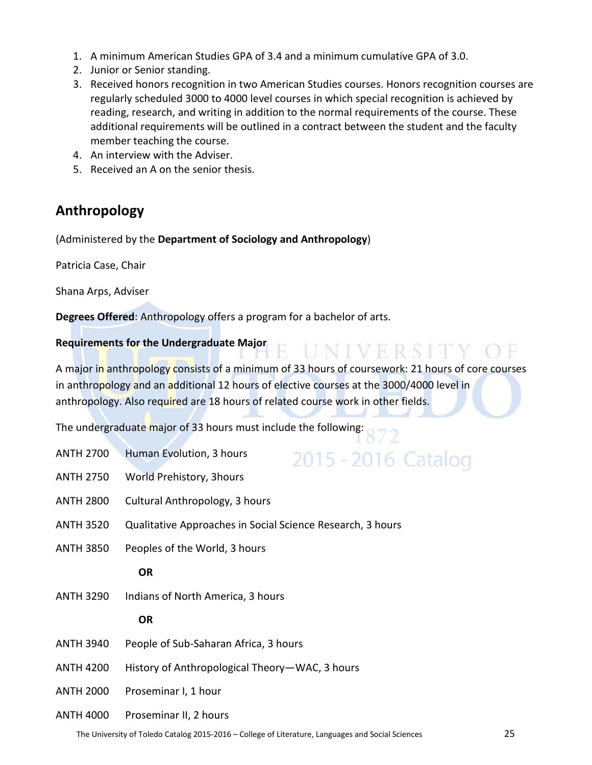1. A minimum American Studies GPA of 3.4 and a minimum cumulative GPA of 3.0.
2. Junior or Senior standing.
3. Received honors recognition in two American Studies courses. Honors recognition courses are regularly scheduled 3000 to 4000 level courses in which special recognition is achieved by reading, research, and writing in addition to the normal requirements of the course. These additional requirements will be outlined in a contract between the student and the faculty member teaching the course.
4. An interview with the Adviser.
5. Received an A on the senior thesis.

## Anthropology

(Administered by the **Department of Sociology and Anthropology**)

Patricia Case, Chair

Shana Arps, Adviser

**Degrees Offered**: Anthropology offers a program for a bachelor of arts.

**Requirements for the Undergraduate Major**

A major in anthropology consists of a minimum of 33 hours of coursework: 21 hours of core courses in anthropology and an additional 12 hours of elective courses at the 3000/4000 level in anthropology. Also required are 18 hours of related course work in other fields.

The undergraduate major of 33 hours must include the following:

ANTH 2700 Human Evolution, 3 hours

ANTH 2750 World Prehistory, 3hours

ANTH 2800 Cultural Anthropology, 3 hours

ANTH 3520 Qualitative Approaches in Social Science Research, 3 hours

ANTH 3850 Peoples of the World, 3 hours

**OR**

ANTH 3290 Indians of North America, 3 hours

**OR**

ANTH 3940 People of Sub-Saharan Africa, 3 hours

ANTH 4200 History of Anthropological Theory—WAC, 3 hours

ANTH 2000 Proseminar I, 1 hour

ANTH 4000 Proseminar II, 2 hours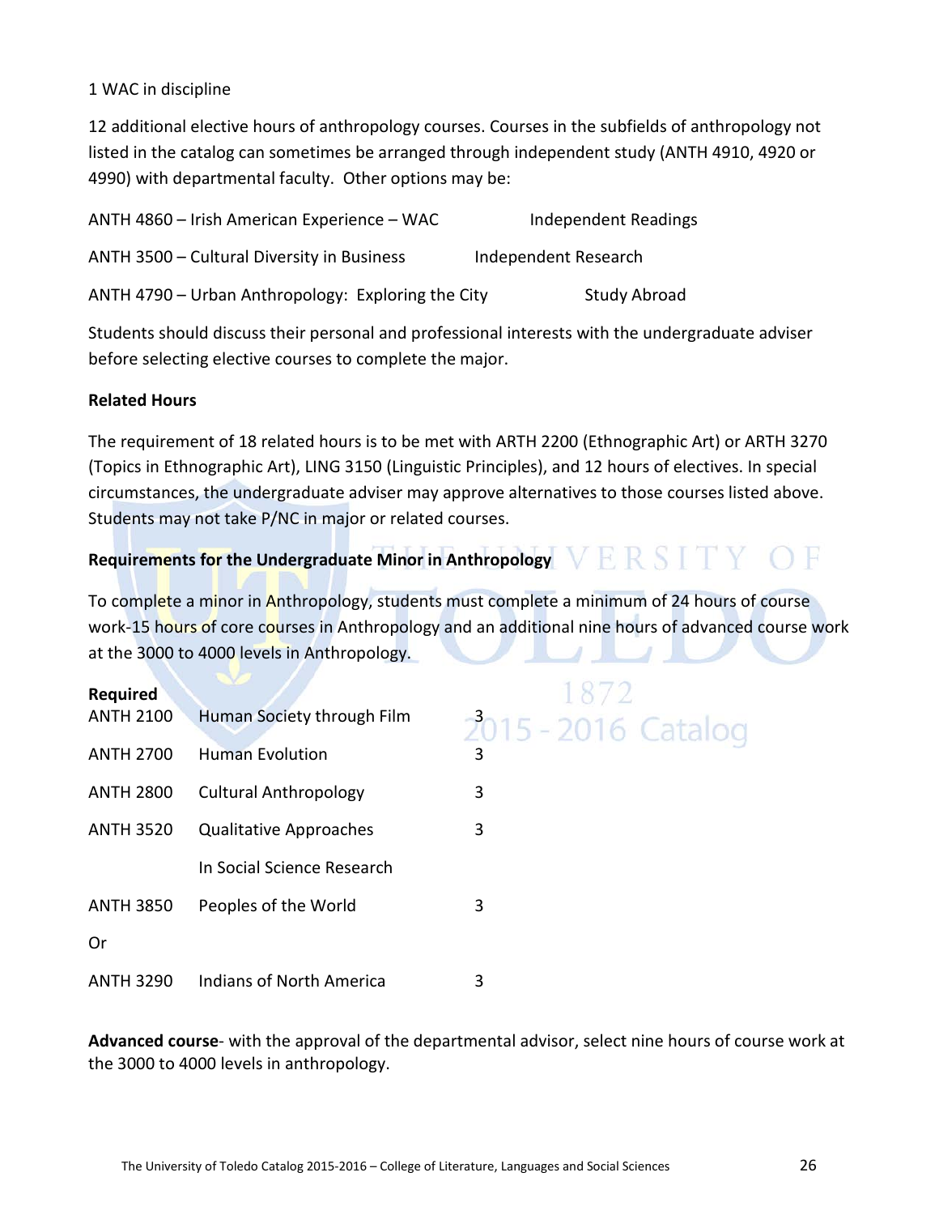1 WAC in discipline

12 additional elective hours of anthropology courses. Courses in the subfields of anthropology not listed in the catalog can sometimes be arranged through independent study (ANTH 4910, 4920 or 4990) with departmental faculty. Other options may be:

ANTH 4860 – Irish American Experience – WAC    Independent Readings

ANTH 3500 – Cultural Diversity in Business    Independent Research

ANTH 4790 – Urban Anthropology: Exploring the City    Study Abroad

Students should discuss their personal and professional interests with the undergraduate adviser before selecting elective courses to complete the major.

**Related Hours**

The requirement of 18 related hours is to be met with ARTH 2200 (Ethnographic Art) or ARTH 3270 (Topics in Ethnographic Art), LING 3150 (Linguistic Principles), and 12 hours of electives. In special circumstances, the undergraduate adviser may approve alternatives to those courses listed above. Students may not take P/NC in major or related courses.

**Requirements for the Undergraduate Minor in Anthropology**

To complete a minor in Anthropology, students must complete a minimum of 24 hours of course work-15 hours of core courses in Anthropology and an additional nine hours of advanced course work at the 3000 to 4000 levels in Anthropology.

**Required**

| | | |
|---|---|---|
| ANTH 2100 | Human Society through Film | 3 |
| ANTH 2700 | Human Evolution | 3 |
| ANTH 2800 | Cultural Anthropology | 3 |
| ANTH 3520 | Qualitative Approaches In Social Science Research | 3 |
| ANTH 3850 | Peoples of the World | 3 |
| Or | | |
| ANTH 3290 | Indians of North America | 3 |

**Advanced course**- with the approval of the departmental advisor, select nine hours of course work at the 3000 to 4000 levels in anthropology.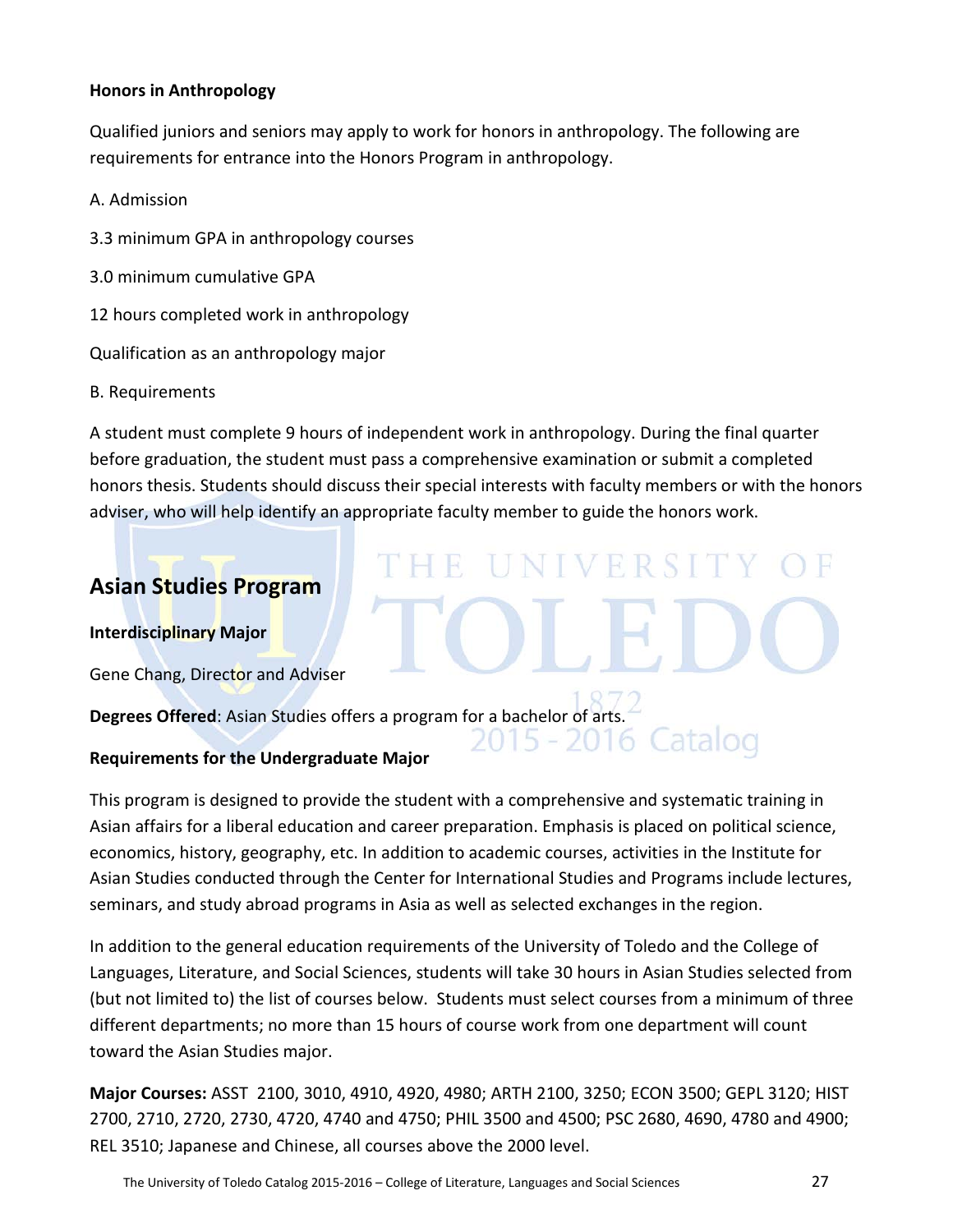**Honors in Anthropology**

Qualified juniors and seniors may apply to work for honors in anthropology. The following are requirements for entrance into the Honors Program in anthropology.

A. Admission

3.3 minimum GPA in anthropology courses

3.0 minimum cumulative GPA

12 hours completed work in anthropology

Qualification as an anthropology major

B. Requirements

A student must complete 9 hours of independent work in anthropology. During the final quarter before graduation, the student must pass a comprehensive examination or submit a completed honors thesis. Students should discuss their special interests with faculty members or with the honors adviser, who will help identify an appropriate faculty member to guide the honors work.

## Asian Studies Program

**Interdisciplinary Major**

Gene Chang, Director and Adviser

**Degrees Offered**: Asian Studies offers a program for a bachelor of arts.

**Requirements for the Undergraduate Major**

This program is designed to provide the student with a comprehensive and systematic training in Asian affairs for a liberal education and career preparation. Emphasis is placed on political science, economics, history, geography, etc. In addition to academic courses, activities in the Institute for Asian Studies conducted through the Center for International Studies and Programs include lectures, seminars, and study abroad programs in Asia as well as selected exchanges in the region.

In addition to the general education requirements of the University of Toledo and the College of Languages, Literature, and Social Sciences, students will take 30 hours in Asian Studies selected from (but not limited to) the list of courses below. Students must select courses from a minimum of three different departments; no more than 15 hours of course work from one department will count toward the Asian Studies major.

**Major Courses:** ASST 2100, 3010, 4910, 4920, 4980; ARTH 2100, 3250; ECON 3500; GEPL 3120; HIST 2700, 2710, 2720, 2730, 4720, 4740 and 4750; PHIL 3500 and 4500; PSC 2680, 4690, 4780 and 4900; REL 3510; Japanese and Chinese, all courses above the 2000 level.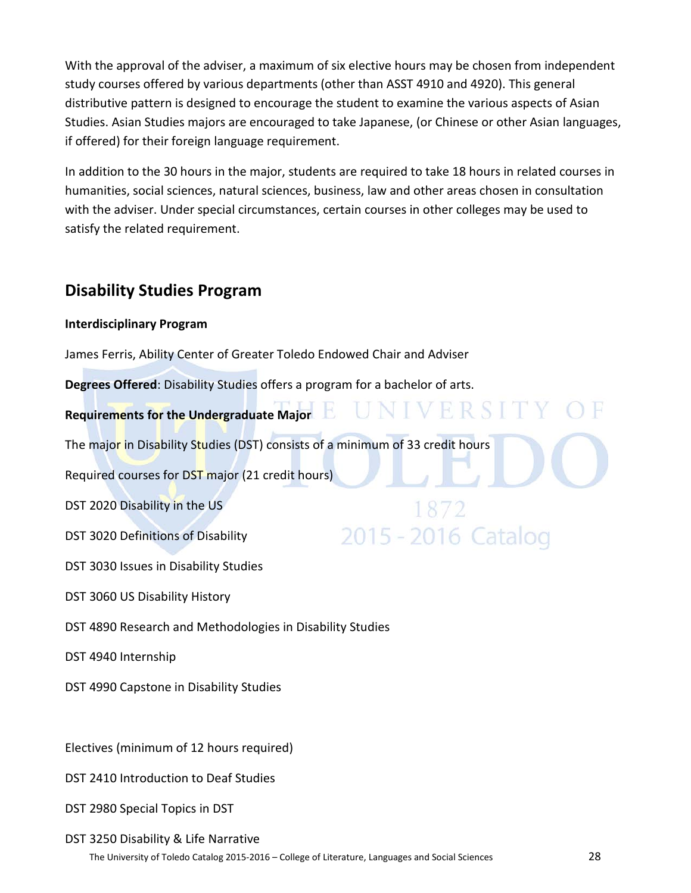With the approval of the adviser, a maximum of six elective hours may be chosen from independent study courses offered by various departments (other than ASST 4910 and 4920). This general distributive pattern is designed to encourage the student to examine the various aspects of Asian Studies. Asian Studies majors are encouraged to take Japanese, (or Chinese or other Asian languages, if offered) for their foreign language requirement.

In addition to the 30 hours in the major, students are required to take 18 hours in related courses in humanities, social sciences, natural sciences, business, law and other areas chosen in consultation with the adviser. Under special circumstances, certain courses in other colleges may be used to satisfy the related requirement.

## Disability Studies Program

**Interdisciplinary Program**

James Ferris, Ability Center of Greater Toledo Endowed Chair and Adviser

**Degrees Offered**: Disability Studies offers a program for a bachelor of arts.

**Requirements for the Undergraduate Major**

The major in Disability Studies (DST) consists of a minimum of 33 credit hours

Required courses for DST major (21 credit hours)

DST 2020 Disability in the US

DST 3020 Definitions of Disability

DST 3030 Issues in Disability Studies

DST 3060 US Disability History

DST 4890 Research and Methodologies in Disability Studies

DST 4940 Internship

DST 4990 Capstone in Disability Studies

Electives (minimum of 12 hours required)

DST 2410 Introduction to Deaf Studies

DST 2980 Special Topics in DST

DST 3250 Disability & Life Narrative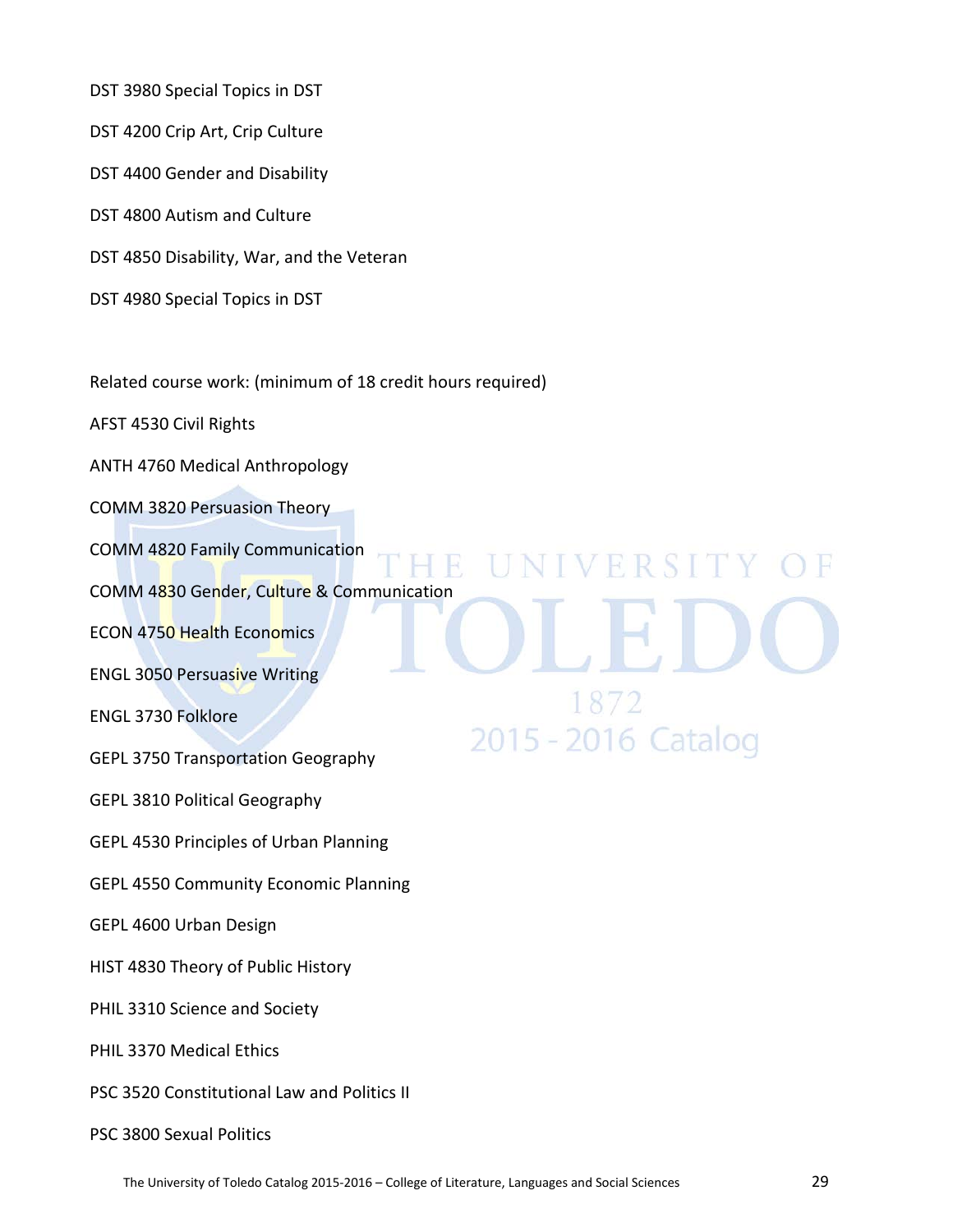DST 3980 Special Topics in DST

DST 4200 Crip Art, Crip Culture

DST 4400 Gender and Disability

DST 4800 Autism and Culture

DST 4850 Disability, War, and the Veteran

DST 4980 Special Topics in DST

Related course work: (minimum of 18 credit hours required)

AFST 4530 Civil Rights

ANTH 4760 Medical Anthropology

COMM 3820 Persuasion Theory

COMM 4820 Family Communication

COMM 4830 Gender, Culture & Communication

ECON 4750 Health Economics

ENGL 3050 Persuasive Writing

ENGL 3730 Folklore

GEPL 3750 Transportation Geography

GEPL 3810 Political Geography

GEPL 4530 Principles of Urban Planning

GEPL 4550 Community Economic Planning

GEPL 4600 Urban Design

HIST 4830 Theory of Public History

PHIL 3310 Science and Society

PHIL 3370 Medical Ethics

PSC 3520 Constitutional Law and Politics II

PSC 3800 Sexual Politics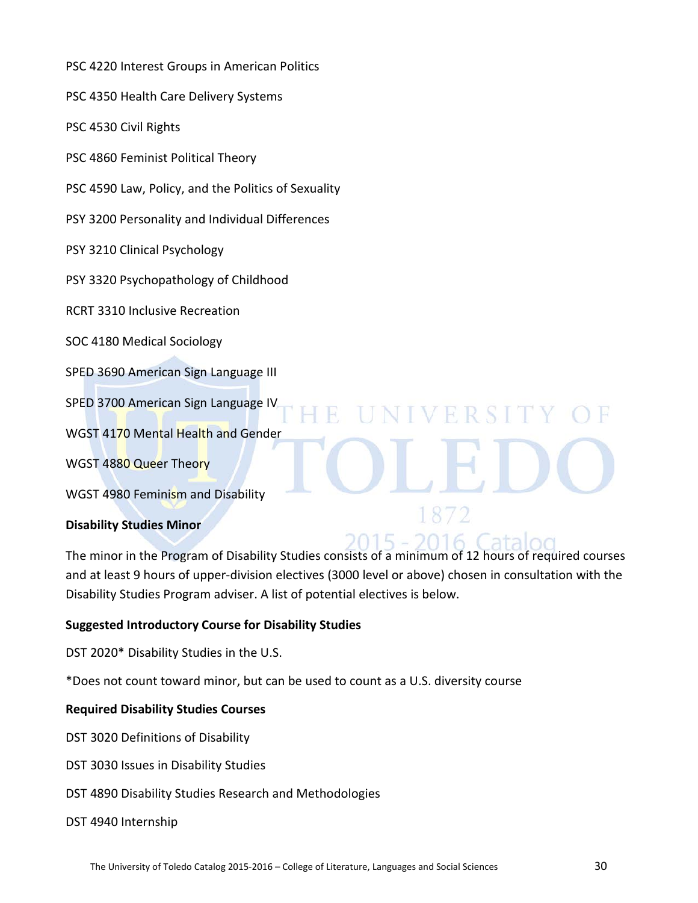PSC 4220 Interest Groups in American Politics

PSC 4350 Health Care Delivery Systems

PSC 4530 Civil Rights

PSC 4860 Feminist Political Theory

PSC 4590 Law, Policy, and the Politics of Sexuality

PSY 3200 Personality and Individual Differences

PSY 3210 Clinical Psychology

PSY 3320 Psychopathology of Childhood

RCRT 3310 Inclusive Recreation

SOC 4180 Medical Sociology

SPED 3690 American Sign Language III

SPED 3700 American Sign Language IV

WGST 4170 Mental Health and Gender

WGST 4880 Queer Theory

WGST 4980 Feminism and Disability

**Disability Studies Minor**

The minor in the Program of Disability Studies consists of a minimum of 12 hours of required courses and at least 9 hours of upper-division electives (3000 level or above) chosen in consultation with the Disability Studies Program adviser. A list of potential electives is below.

**Suggested Introductory Course for Disability Studies**

DST 2020* Disability Studies in the U.S.

*Does not count toward minor, but can be used to count as a U.S. diversity course

**Required Disability Studies Courses**

DST 3020 Definitions of Disability

DST 3030 Issues in Disability Studies

DST 4890 Disability Studies Research and Methodologies

DST 4940 Internship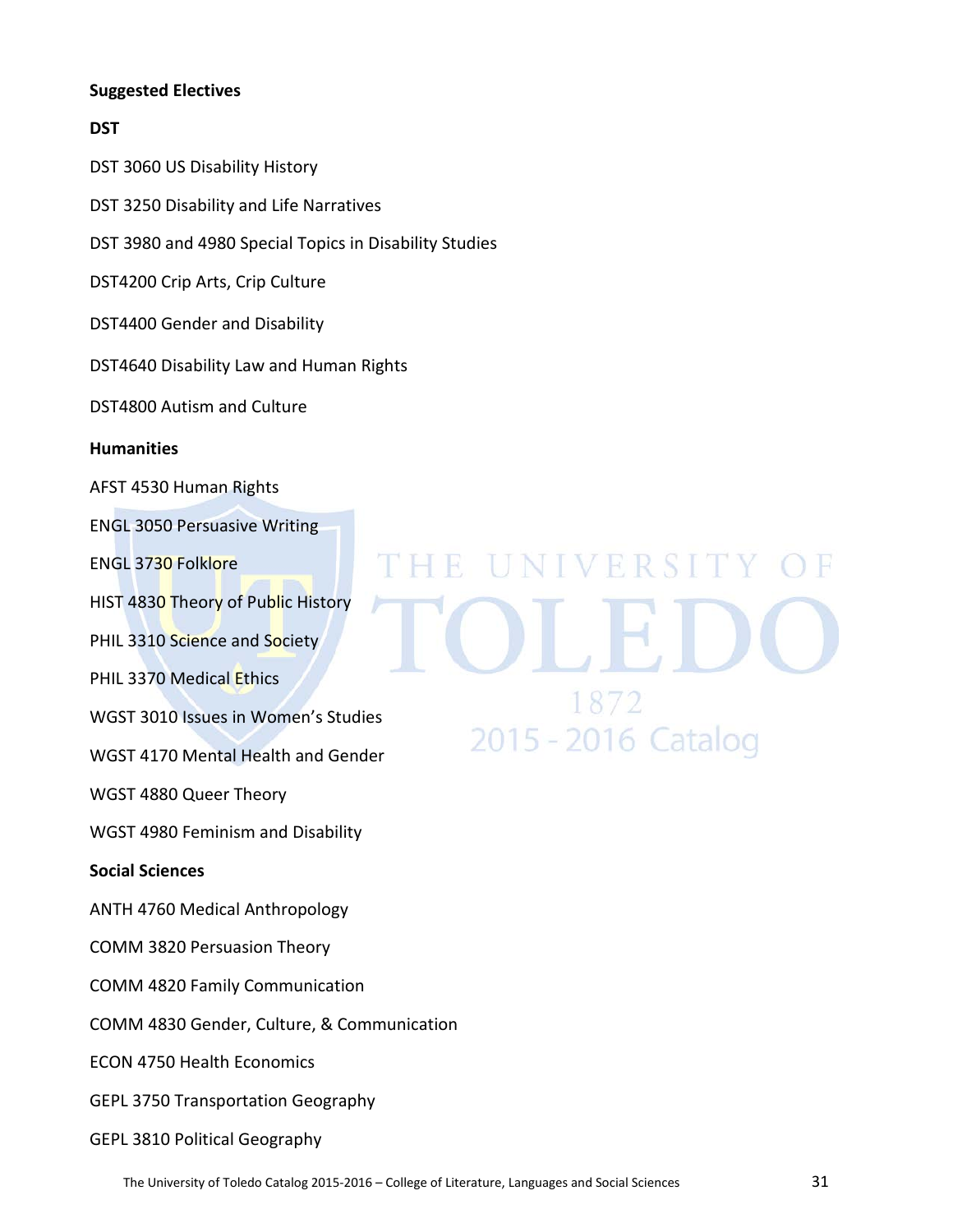**Suggested Electives**

**DST**

DST 3060 US Disability History

DST 3250 Disability and Life Narratives

DST 3980 and 4980 Special Topics in Disability Studies

DST4200 Crip Arts, Crip Culture

DST4400 Gender and Disability

DST4640 Disability Law and Human Rights

DST4800 Autism and Culture

**Humanities**

AFST 4530 Human Rights

ENGL 3050 Persuasive Writing

ENGL 3730 Folklore

HIST 4830 Theory of Public History

PHIL 3310 Science and Society

PHIL 3370 Medical Ethics

WGST 3010 Issues in Women's Studies

WGST 4170 Mental Health and Gender

WGST 4880 Queer Theory

WGST 4980 Feminism and Disability

**Social Sciences**

ANTH 4760 Medical Anthropology

COMM 3820 Persuasion Theory

COMM 4820 Family Communication

COMM 4830 Gender, Culture, & Communication

ECON 4750 Health Economics

GEPL 3750 Transportation Geography

GEPL 3810 Political Geography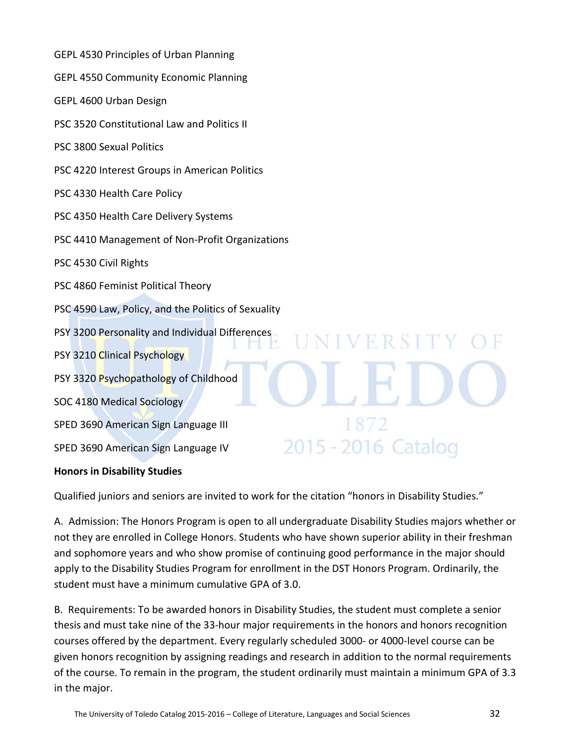GEPL 4530 Principles of Urban Planning

GEPL 4550 Community Economic Planning

GEPL 4600 Urban Design

PSC 3520 Constitutional Law and Politics II

PSC 3800 Sexual Politics

PSC 4220 Interest Groups in American Politics

PSC 4330 Health Care Policy

PSC 4350 Health Care Delivery Systems

PSC 4410 Management of Non-Profit Organizations

PSC 4530 Civil Rights

PSC 4860 Feminist Political Theory

PSC 4590 Law, Policy, and the Politics of Sexuality

PSY 3200 Personality and Individual Differences

PSY 3210 Clinical Psychology

PSY 3320 Psychopathology of Childhood

SOC 4180 Medical Sociology

SPED 3690 American Sign Language III

SPED 3690 American Sign Language IV

**Honors in Disability Studies**

Qualified juniors and seniors are invited to work for the citation "honors in Disability Studies."

A. Admission: The Honors Program is open to all undergraduate Disability Studies majors whether or not they are enrolled in College Honors. Students who have shown superior ability in their freshman and sophomore years and who show promise of continuing good performance in the major should apply to the Disability Studies Program for enrollment in the DST Honors Program. Ordinarily, the student must have a minimum cumulative GPA of 3.0.

B. Requirements: To be awarded honors in Disability Studies, the student must complete a senior thesis and must take nine of the 33-hour major requirements in the honors and honors recognition courses offered by the department. Every regularly scheduled 3000- or 4000-level course can be given honors recognition by assigning readings and research in addition to the normal requirements of the course. To remain in the program, the student ordinarily must maintain a minimum GPA of 3.3 in the major.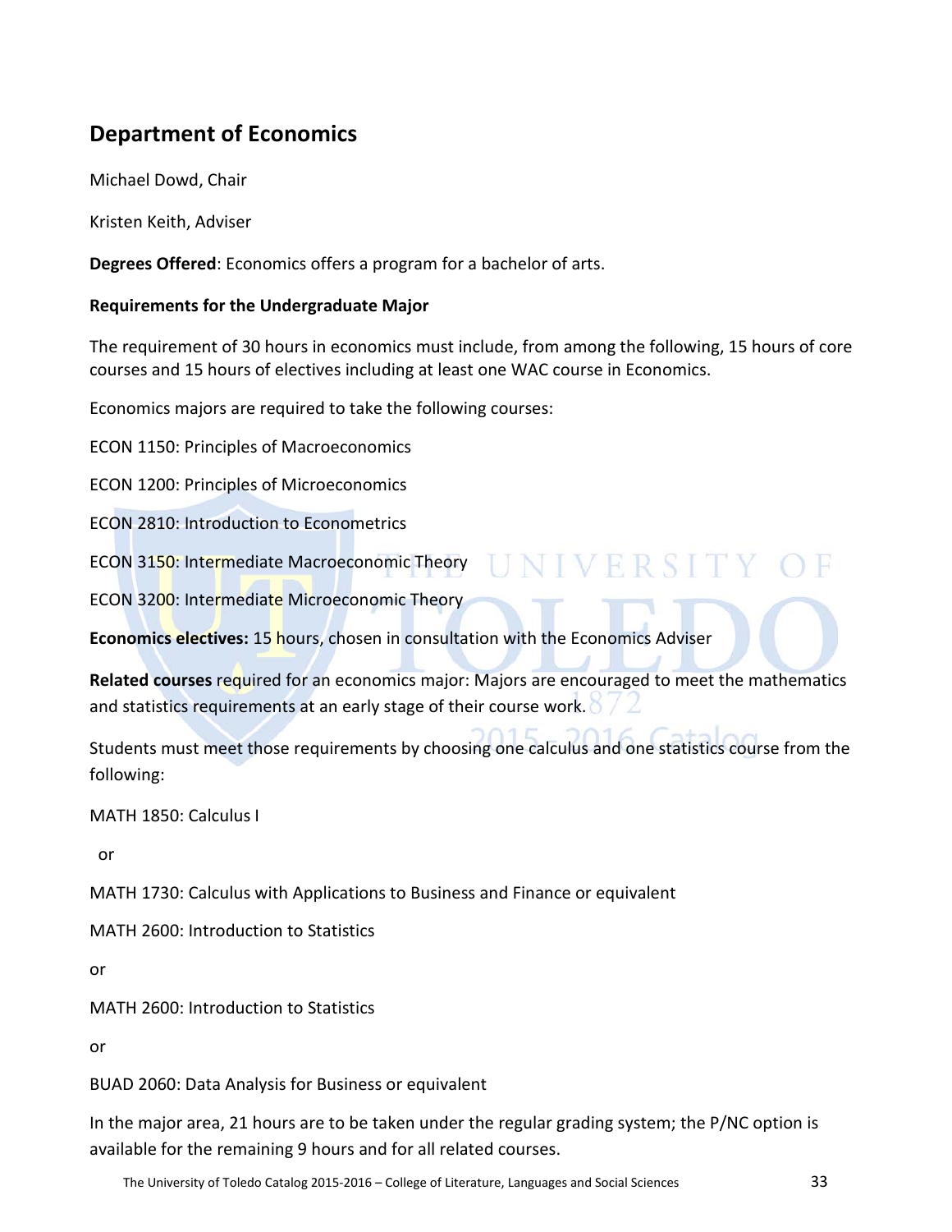## Department of Economics

Michael Dowd, Chair

Kristen Keith, Adviser

**Degrees Offered**: Economics offers a program for a bachelor of arts.

**Requirements for the Undergraduate Major**

The requirement of 30 hours in economics must include, from among the following, 15 hours of core courses and 15 hours of electives including at least one WAC course in Economics.

Economics majors are required to take the following courses:

ECON 1150: Principles of Macroeconomics

ECON 1200: Principles of Microeconomics

ECON 2810: Introduction to Econometrics

ECON 3150: Intermediate Macroeconomic Theory

ECON 3200: Intermediate Microeconomic Theory

**Economics electives:** 15 hours, chosen in consultation with the Economics Adviser

**Related courses** required for an economics major: Majors are encouraged to meet the mathematics and statistics requirements at an early stage of their course work.

Students must meet those requirements by choosing one calculus and one statistics course from the following:

MATH 1850: Calculus I

or

MATH 1730: Calculus with Applications to Business and Finance or equivalent

MATH 2600: Introduction to Statistics

or

MATH 2600: Introduction to Statistics

or

BUAD 2060: Data Analysis for Business or equivalent

In the major area, 21 hours are to be taken under the regular grading system; the P/NC option is available for the remaining 9 hours and for all related courses.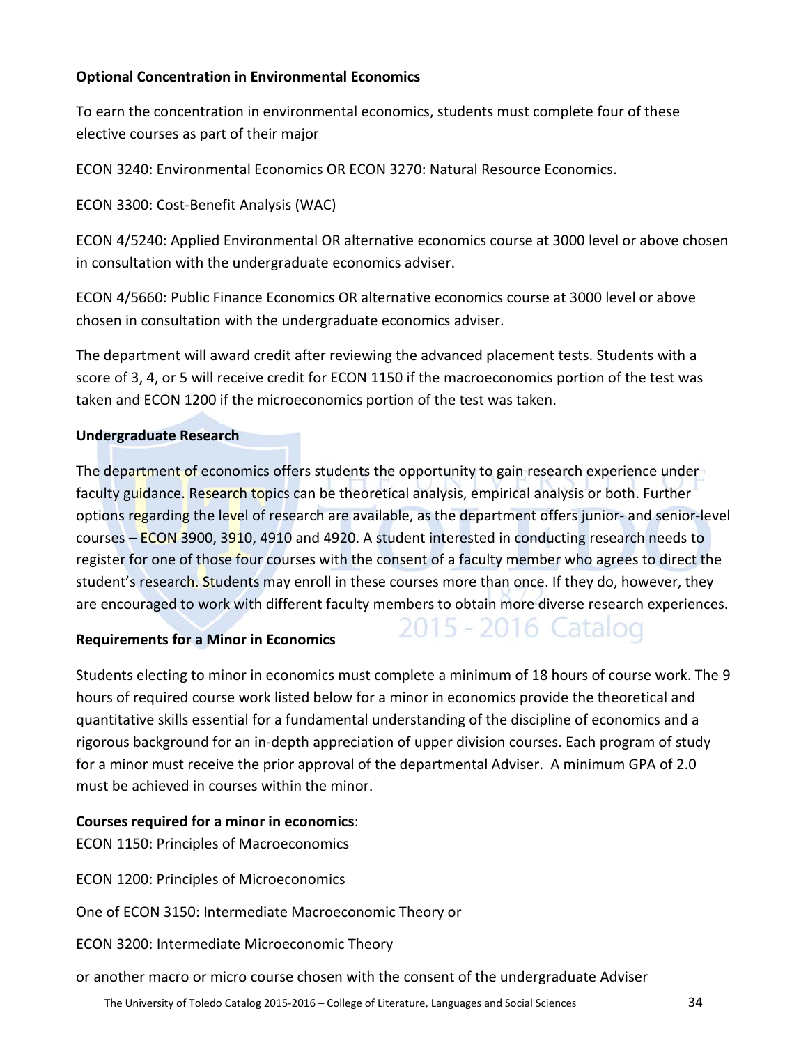**Optional Concentration in Environmental Economics**

To earn the concentration in environmental economics, students must complete four of these elective courses as part of their major

ECON 3240: Environmental Economics OR ECON 3270: Natural Resource Economics.

ECON 3300: Cost-Benefit Analysis (WAC)

ECON 4/5240: Applied Environmental OR alternative economics course at 3000 level or above chosen in consultation with the undergraduate economics adviser.

ECON 4/5660: Public Finance Economics OR alternative economics course at 3000 level or above chosen in consultation with the undergraduate economics adviser.

The department will award credit after reviewing the advanced placement tests. Students with a score of 3, 4, or 5 will receive credit for ECON 1150 if the macroeconomics portion of the test was taken and ECON 1200 if the microeconomics portion of the test was taken.

**Undergraduate Research**

The department of economics offers students the opportunity to gain research experience under faculty guidance. Research topics can be theoretical analysis, empirical analysis or both. Further options regarding the level of research are available, as the department offers junior- and senior-level courses – ECON 3900, 3910, 4910 and 4920. A student interested in conducting research needs to register for one of those four courses with the consent of a faculty member who agrees to direct the student's research. Students may enroll in these courses more than once. If they do, however, they are encouraged to work with different faculty members to obtain more diverse research experiences.

**Requirements for a Minor in Economics**

Students electing to minor in economics must complete a minimum of 18 hours of course work. The 9 hours of required course work listed below for a minor in economics provide the theoretical and quantitative skills essential for a fundamental understanding of the discipline of economics and a rigorous background for an in-depth appreciation of upper division courses. Each program of study for a minor must receive the prior approval of the departmental Adviser. A minimum GPA of 2.0 must be achieved in courses within the minor.

**Courses required for a minor in economics**:

ECON 1150: Principles of Macroeconomics

ECON 1200: Principles of Microeconomics

One of ECON 3150: Intermediate Macroeconomic Theory or

ECON 3200: Intermediate Microeconomic Theory

or another macro or micro course chosen with the consent of the undergraduate Adviser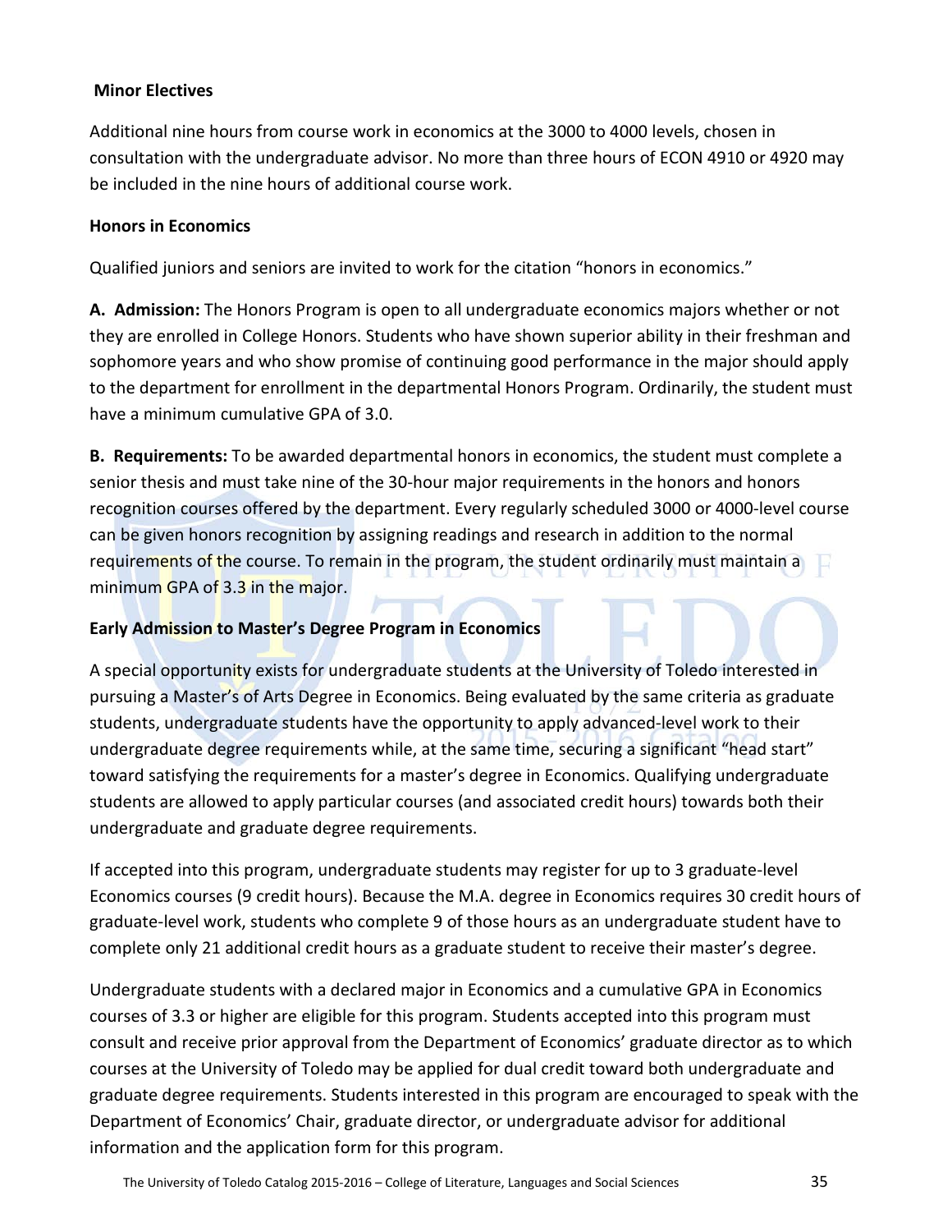### Minor Electives

Additional nine hours from course work in economics at the 3000 to 4000 levels, chosen in consultation with the undergraduate advisor. No more than three hours of ECON 4910 or 4920 may be included in the nine hours of additional course work.

### Honors in Economics

Qualified juniors and seniors are invited to work for the citation "honors in economics."

**A. Admission:** The Honors Program is open to all undergraduate economics majors whether or not they are enrolled in College Honors. Students who have shown superior ability in their freshman and sophomore years and who show promise of continuing good performance in the major should apply to the department for enrollment in the departmental Honors Program. Ordinarily, the student must have a minimum cumulative GPA of 3.0.

**B. Requirements:** To be awarded departmental honors in economics, the student must complete a senior thesis and must take nine of the 30-hour major requirements in the honors and honors recognition courses offered by the department. Every regularly scheduled 3000 or 4000-level course can be given honors recognition by assigning readings and research in addition to the normal requirements of the course. To remain in the program, the student ordinarily must maintain a minimum GPA of 3.3 in the major.

### Early Admission to Master's Degree Program in Economics

A special opportunity exists for undergraduate students at the University of Toledo interested in pursuing a Master's of Arts Degree in Economics. Being evaluated by the same criteria as graduate students, undergraduate students have the opportunity to apply advanced-level work to their undergraduate degree requirements while, at the same time, securing a significant "head start" toward satisfying the requirements for a master's degree in Economics. Qualifying undergraduate students are allowed to apply particular courses (and associated credit hours) towards both their undergraduate and graduate degree requirements.

If accepted into this program, undergraduate students may register for up to 3 graduate-level Economics courses (9 credit hours). Because the M.A. degree in Economics requires 30 credit hours of graduate-level work, students who complete 9 of those hours as an undergraduate student have to complete only 21 additional credit hours as a graduate student to receive their master's degree.

Undergraduate students with a declared major in Economics and a cumulative GPA in Economics courses of 3.3 or higher are eligible for this program. Students accepted into this program must consult and receive prior approval from the Department of Economics' graduate director as to which courses at the University of Toledo may be applied for dual credit toward both undergraduate and graduate degree requirements. Students interested in this program are encouraged to speak with the Department of Economics' Chair, graduate director, or undergraduate advisor for additional information and the application form for this program.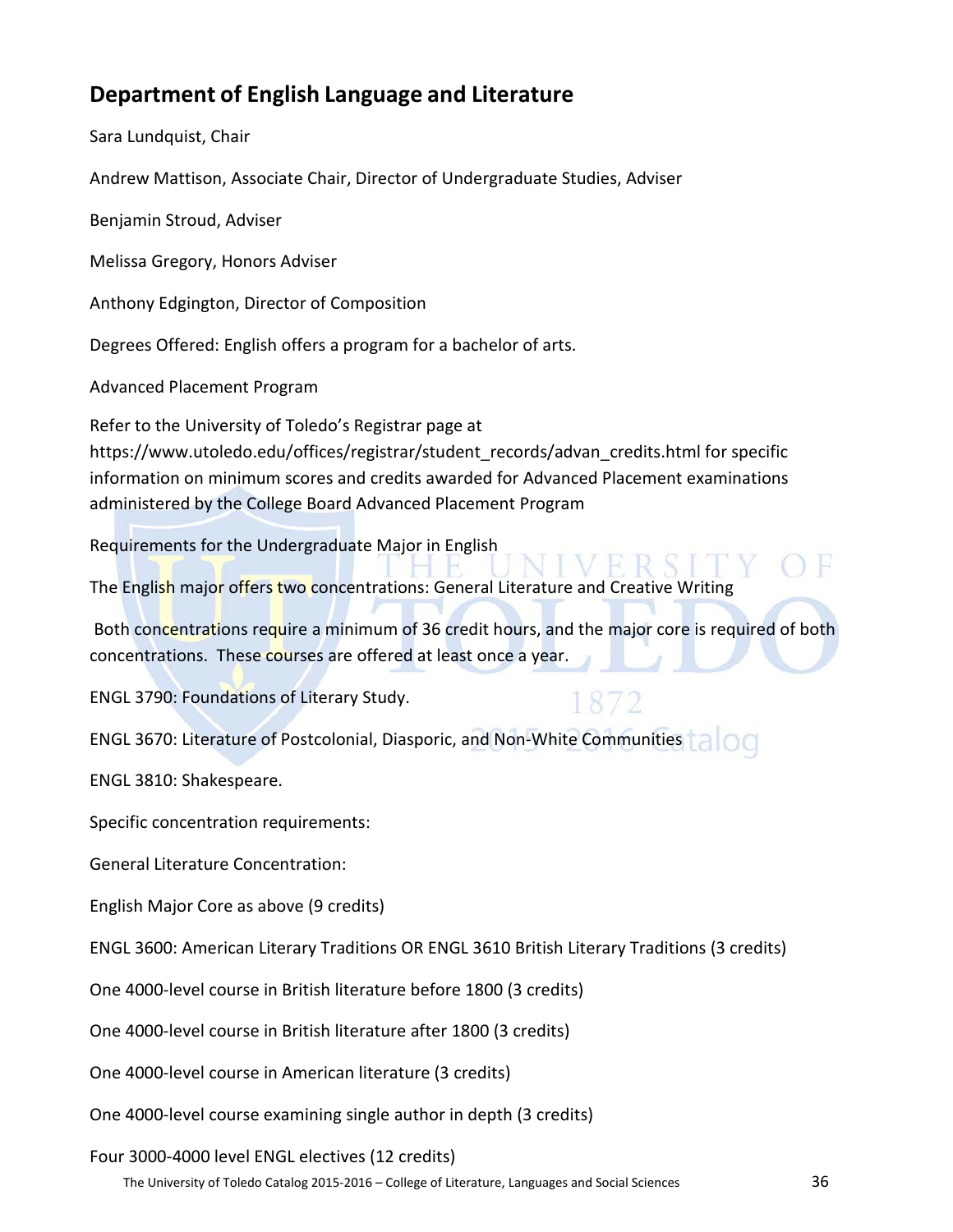## Department of English Language and Literature

Sara Lundquist, Chair

Andrew Mattison, Associate Chair, Director of Undergraduate Studies, Adviser

Benjamin Stroud, Adviser

Melissa Gregory, Honors Adviser

Anthony Edgington, Director of Composition

Degrees Offered: English offers a program for a bachelor of arts.

Advanced Placement Program

Refer to the University of Toledo's Registrar page at https://www.utoledo.edu/offices/registrar/student_records/advan_credits.html for specific information on minimum scores and credits awarded for Advanced Placement examinations administered by the College Board Advanced Placement Program

Requirements for the Undergraduate Major in English

The English major offers two concentrations: General Literature and Creative Writing

Both concentrations require a minimum of 36 credit hours, and the major core is required of both concentrations. These courses are offered at least once a year.

ENGL 3790: Foundations of Literary Study.

ENGL 3670: Literature of Postcolonial, Diasporic, and Non-White Communities

ENGL 3810: Shakespeare.

Specific concentration requirements:

General Literature Concentration:

English Major Core as above (9 credits)

ENGL 3600: American Literary Traditions OR ENGL 3610 British Literary Traditions (3 credits)

One 4000-level course in British literature before 1800 (3 credits)

One 4000-level course in British literature after 1800 (3 credits)

One 4000-level course in American literature (3 credits)

One 4000-level course examining single author in depth (3 credits)

Four 3000-4000 level ENGL electives (12 credits)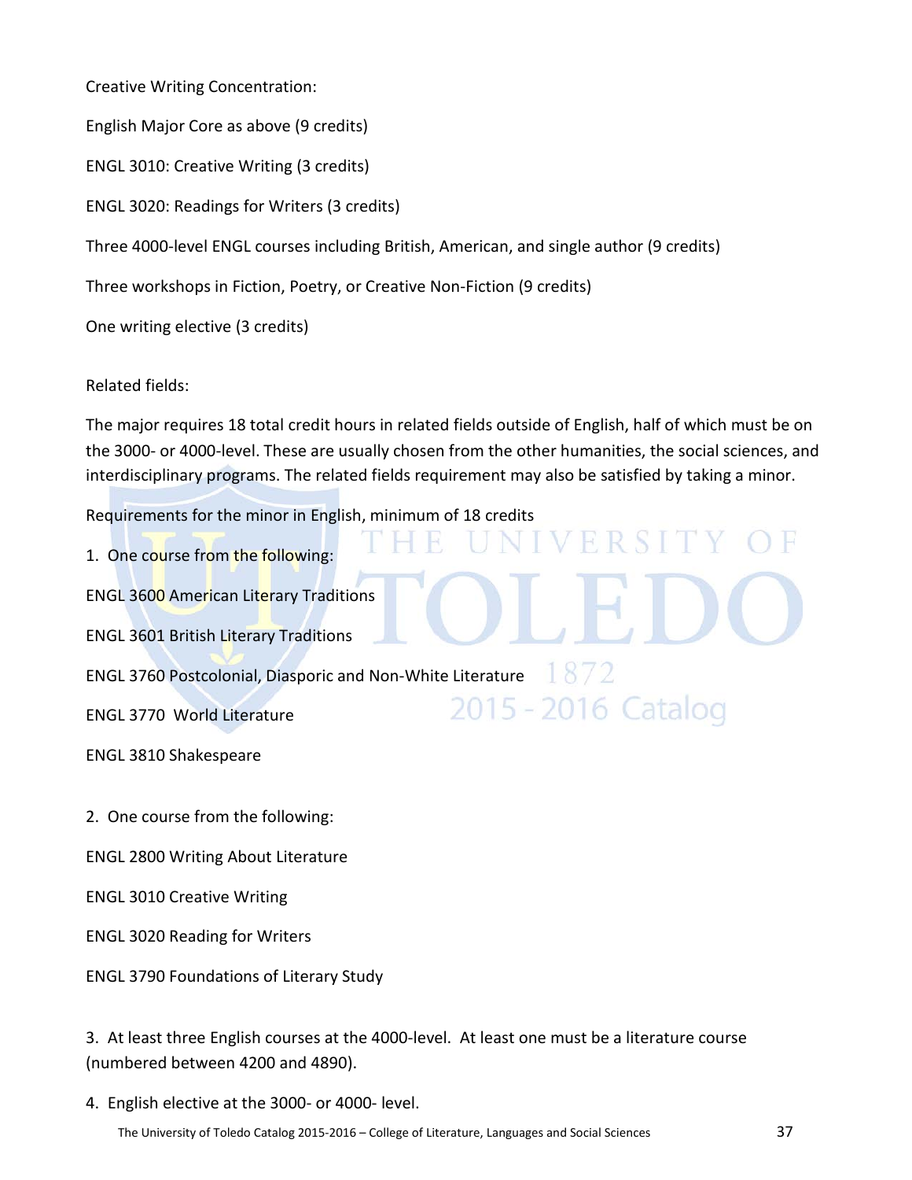Creative Writing Concentration:

English Major Core as above (9 credits)

ENGL 3010: Creative Writing (3 credits)

ENGL 3020: Readings for Writers (3 credits)

Three 4000-level ENGL courses including British, American, and single author (9 credits)

Three workshops in Fiction, Poetry, or Creative Non-Fiction (9 credits)

One writing elective (3 credits)

Related fields:

The major requires 18 total credit hours in related fields outside of English, half of which must be on the 3000- or 4000-level. These are usually chosen from the other humanities, the social sciences, and interdisciplinary programs. The related fields requirement may also be satisfied by taking a minor.

Requirements for the minor in English, minimum of 18 credits

1. One course from the following:

ENGL 3600 American Literary Traditions

ENGL 3601 British Literary Traditions

ENGL 3760 Postcolonial, Diasporic and Non-White Literature

ENGL 3770 World Literature

ENGL 3810 Shakespeare

2. One course from the following:

ENGL 2800 Writing About Literature

ENGL 3010 Creative Writing

ENGL 3020 Reading for Writers

ENGL 3790 Foundations of Literary Study

3. At least three English courses at the 4000-level. At least one must be a literature course (numbered between 4200 and 4890).

4. English elective at the 3000- or 4000- level.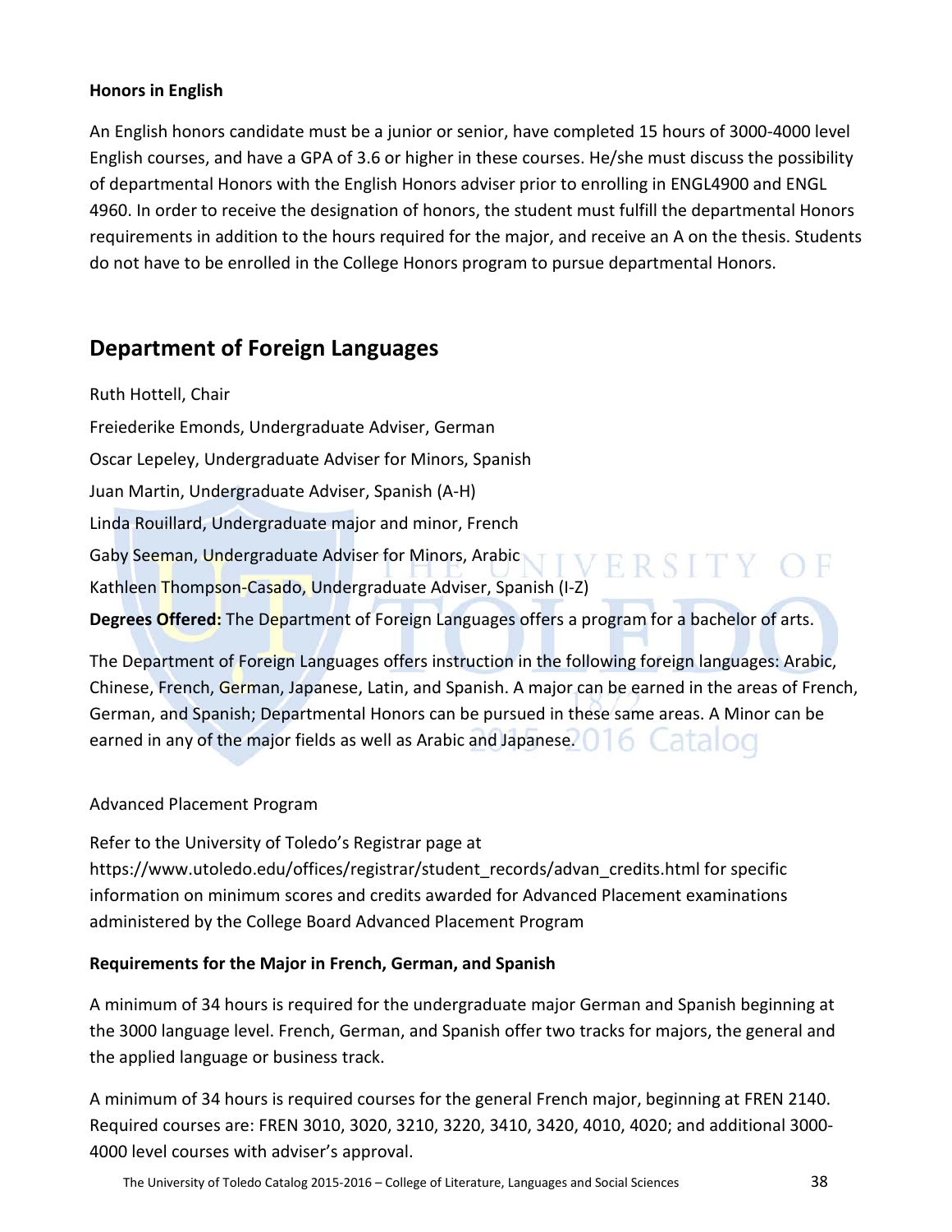**Honors in English**

An English honors candidate must be a junior or senior, have completed 15 hours of 3000-4000 level English courses, and have a GPA of 3.6 or higher in these courses. He/she must discuss the possibility of departmental Honors with the English Honors adviser prior to enrolling in ENGL4900 and ENGL 4960. In order to receive the designation of honors, the student must fulfill the departmental Honors requirements in addition to the hours required for the major, and receive an A on the thesis. Students do not have to be enrolled in the College Honors program to pursue departmental Honors.

## Department of Foreign Languages

Ruth Hottell, Chair

Freiederike Emonds, Undergraduate Adviser, German

Oscar Lepeley, Undergraduate Adviser for Minors, Spanish

Juan Martin, Undergraduate Adviser, Spanish (A-H)

Linda Rouillard, Undergraduate major and minor, French

Gaby Seeman, Undergraduate Adviser for Minors, Arabic

Kathleen Thompson-Casado, Undergraduate Adviser, Spanish (I-Z)

**Degrees Offered:** The Department of Foreign Languages offers a program for a bachelor of arts.

The Department of Foreign Languages offers instruction in the following foreign languages: Arabic, Chinese, French, German, Japanese, Latin, and Spanish. A major can be earned in the areas of French, German, and Spanish; Departmental Honors can be pursued in these same areas. A Minor can be earned in any of the major fields as well as Arabic and Japanese.

Advanced Placement Program

Refer to the University of Toledo's Registrar page at https://www.utoledo.edu/offices/registrar/student_records/advan_credits.html for specific information on minimum scores and credits awarded for Advanced Placement examinations administered by the College Board Advanced Placement Program

**Requirements for the Major in French, German, and Spanish**

A minimum of 34 hours is required for the undergraduate major German and Spanish beginning at the 3000 language level. French, German, and Spanish offer two tracks for majors, the general and the applied language or business track.

A minimum of 34 hours is required courses for the general French major, beginning at FREN 2140. Required courses are: FREN 3010, 3020, 3210, 3220, 3410, 3420, 4010, 4020; and additional 3000-4000 level courses with adviser's approval.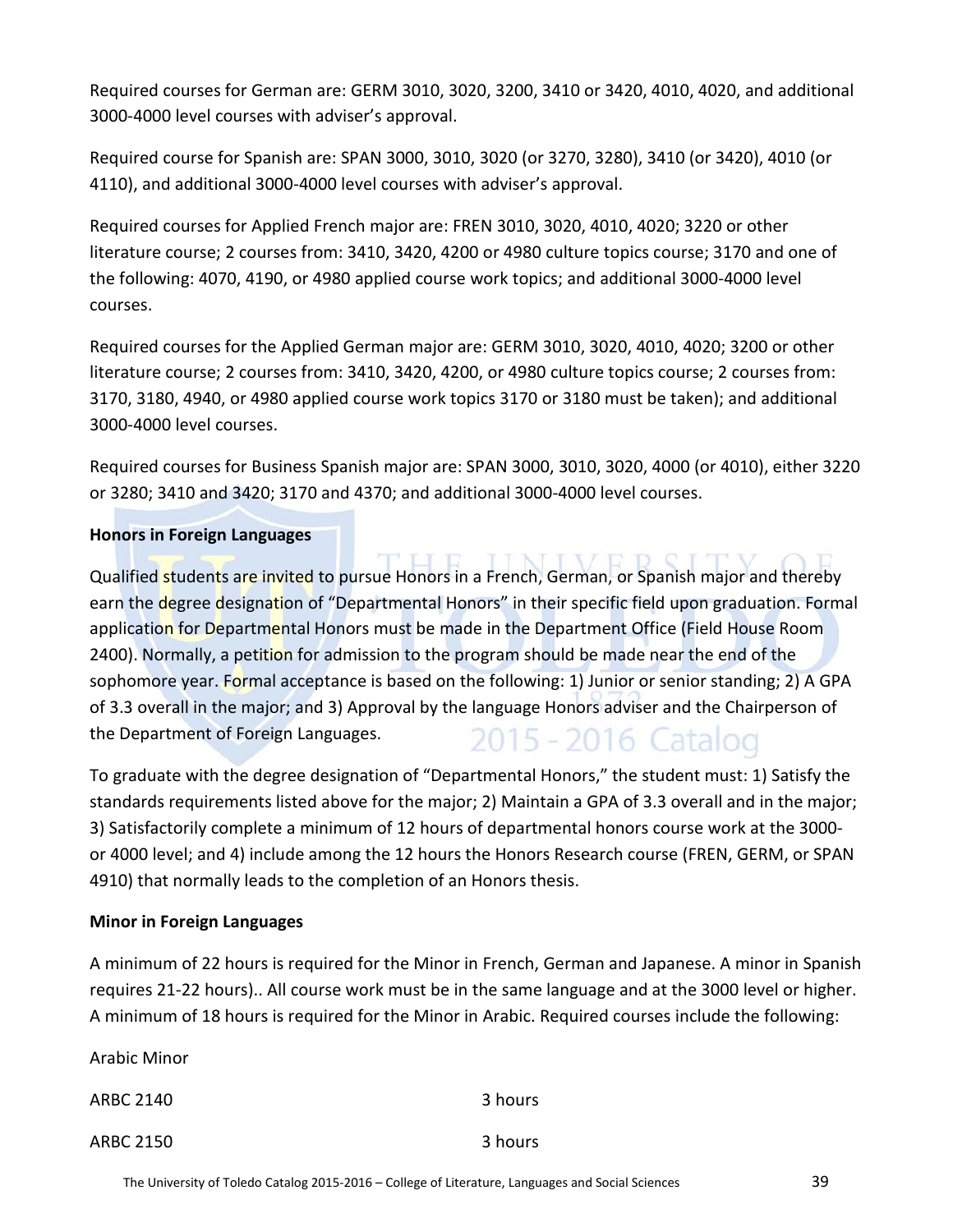Required courses for German are: GERM 3010, 3020, 3200, 3410 or 3420, 4010, 4020, and additional 3000-4000 level courses with adviser's approval.

Required course for Spanish are: SPAN 3000, 3010, 3020 (or 3270, 3280), 3410 (or 3420), 4010 (or 4110), and additional 3000-4000 level courses with adviser's approval.

Required courses for Applied French major are: FREN 3010, 3020, 4010, 4020; 3220 or other literature course; 2 courses from: 3410, 3420, 4200 or 4980 culture topics course; 3170 and one of the following: 4070, 4190, or 4980 applied course work topics; and additional 3000-4000 level courses.

Required courses for the Applied German major are: GERM 3010, 3020, 4010, 4020; 3200 or other literature course; 2 courses from: 3410, 3420, 4200, or 4980 culture topics course; 2 courses from: 3170, 3180, 4940, or 4980 applied course work topics 3170 or 3180 must be taken); and additional 3000-4000 level courses.

Required courses for Business Spanish major are: SPAN 3000, 3010, 3020, 4000 (or 4010), either 3220 or 3280; 3410 and 3420; 3170 and 4370; and additional 3000-4000 level courses.

**Honors in Foreign Languages**

Qualified students are invited to pursue Honors in a French, German, or Spanish major and thereby earn the degree designation of "Departmental Honors" in their specific field upon graduation. Formal application for Departmental Honors must be made in the Department Office (Field House Room 2400). Normally, a petition for admission to the program should be made near the end of the sophomore year. Formal acceptance is based on the following: 1) Junior or senior standing; 2) A GPA of 3.3 overall in the major; and 3) Approval by the language Honors adviser and the Chairperson of the Department of Foreign Languages.

To graduate with the degree designation of "Departmental Honors," the student must: 1) Satisfy the standards requirements listed above for the major; 2) Maintain a GPA of 3.3 overall and in the major; 3) Satisfactorily complete a minimum of 12 hours of departmental honors course work at the 3000- or 4000 level; and 4) include among the 12 hours the Honors Research course (FREN, GERM, or SPAN 4910) that normally leads to the completion of an Honors thesis.

**Minor in Foreign Languages**

A minimum of 22 hours is required for the Minor in French, German and Japanese. A minor in Spanish requires 21-22 hours).. All course work must be in the same language and at the 3000 level or higher. A minimum of 18 hours is required for the Minor in Arabic. Required courses include the following:

Arabic Minor

| | |
|---|---|
| ARBC 2140 | 3 hours |
| ARBC 2150 | 3 hours |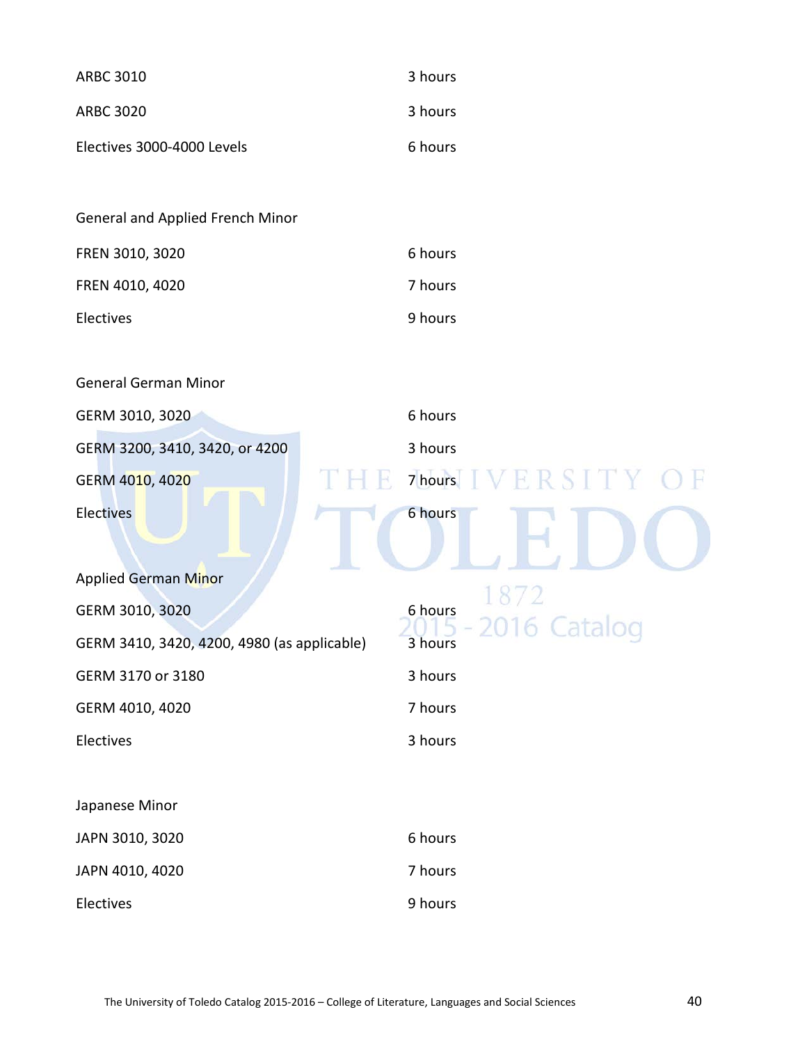| | |
|---|---|
| ARBC 3010 | 3 hours |
| ARBC 3020 | 3 hours |
| Electives 3000-4000 Levels | 6 hours |

General and Applied French Minor

| | |
|---|---|
| FREN 3010, 3020 | 6 hours |
| FREN 4010, 4020 | 7 hours |
| Electives | 9 hours |

General German Minor

| | |
|---|---|
| GERM 3010, 3020 | 6 hours |
| GERM 3200, 3410, 3420, or 4200 | 3 hours |
| GERM 4010, 4020 | 7 hours |
| Electives | 6 hours |

Applied German Minor

| | |
|---|---|
| GERM 3010, 3020 | 6 hours |
| GERM 3410, 3420, 4200, 4980 (as applicable) | 3 hours |
| GERM 3170 or 3180 | 3 hours |
| GERM 4010, 4020 | 7 hours |
| Electives | 3 hours |

Japanese Minor

| | |
|---|---|
| JAPN 3010, 3020 | 6 hours |
| JAPN 4010, 4020 | 7 hours |
| Electives | 9 hours |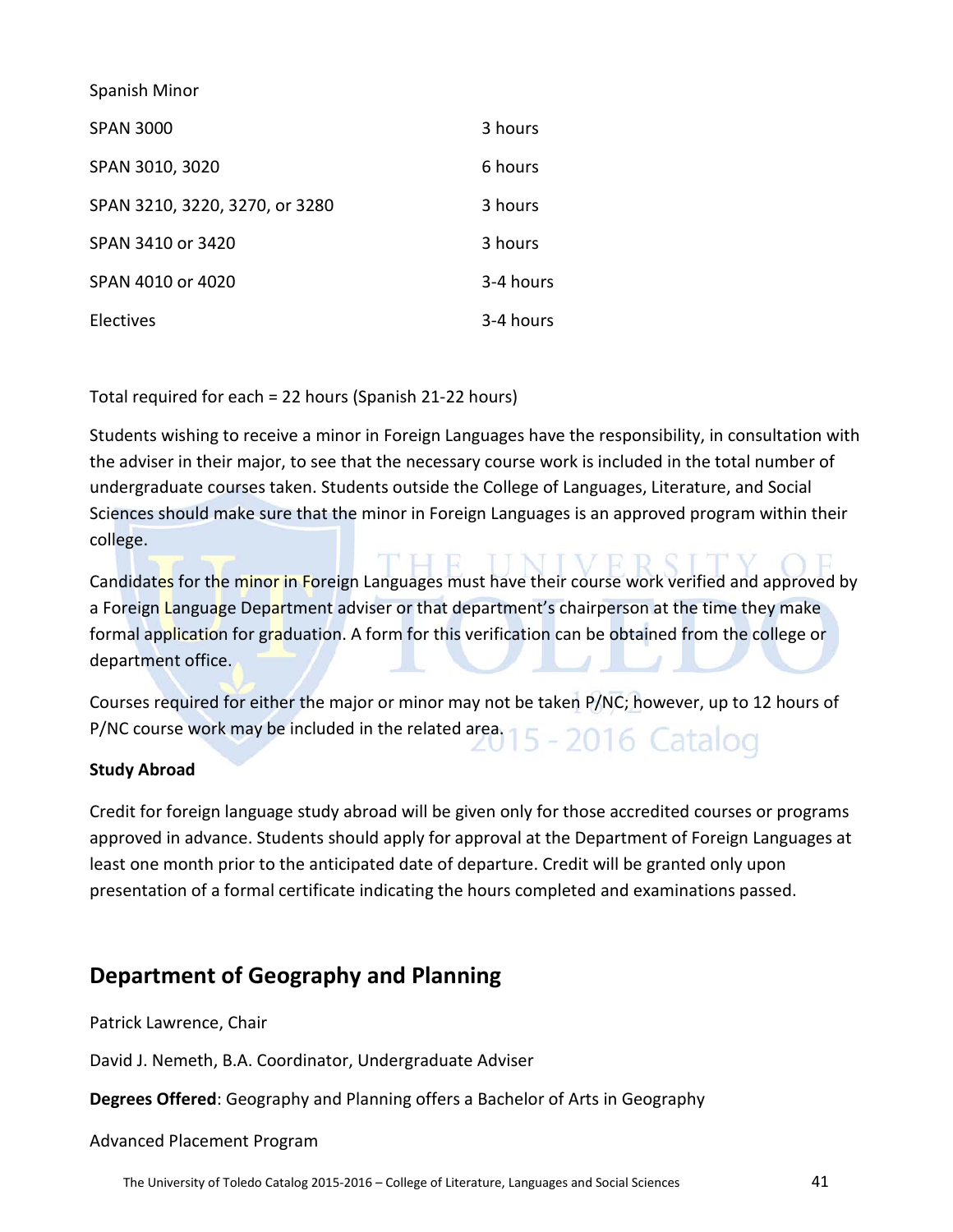Spanish Minor

| | |
|---|---|
| SPAN 3000 | 3 hours |
| SPAN 3010, 3020 | 6 hours |
| SPAN 3210, 3220, 3270, or 3280 | 3 hours |
| SPAN 3410 or 3420 | 3 hours |
| SPAN 4010 or 4020 | 3-4 hours |
| Electives | 3-4 hours |

Total required for each = 22 hours (Spanish 21-22 hours)

Students wishing to receive a minor in Foreign Languages have the responsibility, in consultation with the adviser in their major, to see that the necessary course work is included in the total number of undergraduate courses taken. Students outside the College of Languages, Literature, and Social Sciences should make sure that the minor in Foreign Languages is an approved program within their college.

Candidates for the minor in Foreign Languages must have their course work verified and approved by a Foreign Language Department adviser or that department's chairperson at the time they make formal application for graduation. A form for this verification can be obtained from the college or department office.

Courses required for either the major or minor may not be taken P/NC; however, up to 12 hours of P/NC course work may be included in the related area.

**Study Abroad**

Credit for foreign language study abroad will be given only for those accredited courses or programs approved in advance. Students should apply for approval at the Department of Foreign Languages at least one month prior to the anticipated date of departure. Credit will be granted only upon presentation of a formal certificate indicating the hours completed and examinations passed.

## Department of Geography and Planning

Patrick Lawrence, Chair

David J. Nemeth, B.A. Coordinator, Undergraduate Adviser

**Degrees Offered**: Geography and Planning offers a Bachelor of Arts in Geography

Advanced Placement Program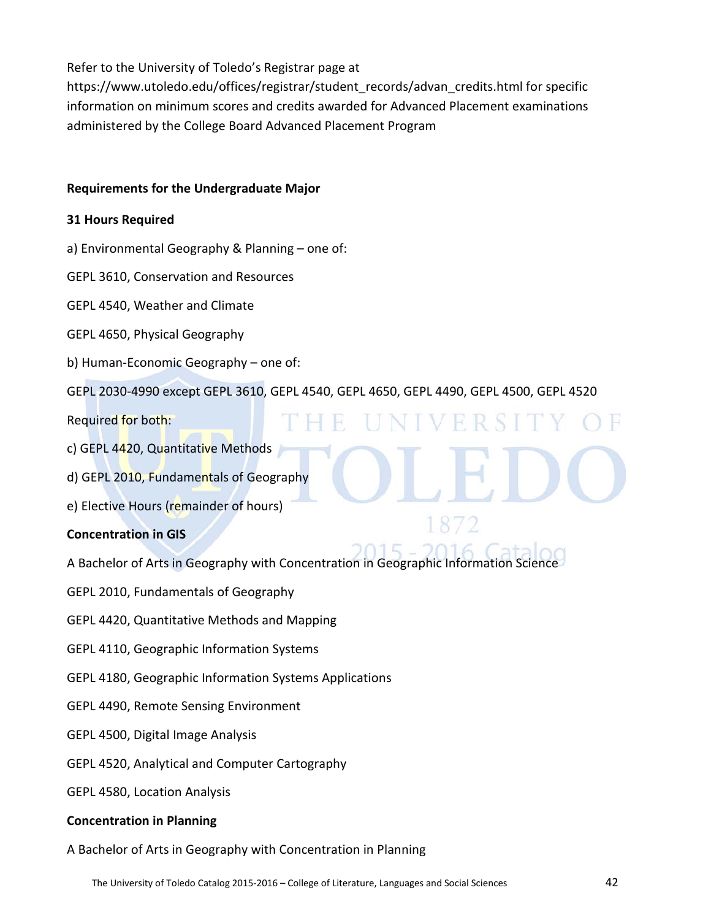Refer to the University of Toledo's Registrar page at https://www.utoledo.edu/offices/registrar/student_records/advan_credits.html for specific information on minimum scores and credits awarded for Advanced Placement examinations administered by the College Board Advanced Placement Program

**Requirements for the Undergraduate Major**

**31 Hours Required**

a) Environmental Geography & Planning – one of:

GEPL 3610, Conservation and Resources

GEPL 4540, Weather and Climate

GEPL 4650, Physical Geography

b) Human-Economic Geography – one of:

GEPL 2030-4990 except GEPL 3610, GEPL 4540, GEPL 4650, GEPL 4490, GEPL 4500, GEPL 4520

Required for both:

c) GEPL 4420, Quantitative Methods

d) GEPL 2010, Fundamentals of Geography

e) Elective Hours (remainder of hours)

**Concentration in GIS**

A Bachelor of Arts in Geography with Concentration in Geographic Information Science

GEPL 2010, Fundamentals of Geography

GEPL 4420, Quantitative Methods and Mapping

GEPL 4110, Geographic Information Systems

GEPL 4180, Geographic Information Systems Applications

GEPL 4490, Remote Sensing Environment

GEPL 4500, Digital Image Analysis

GEPL 4520, Analytical and Computer Cartography

GEPL 4580, Location Analysis

**Concentration in Planning**

A Bachelor of Arts in Geography with Concentration in Planning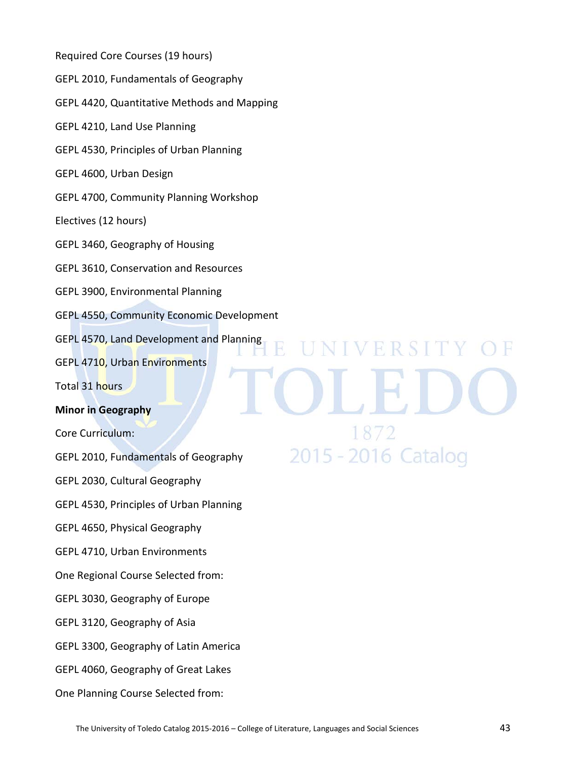Required Core Courses (19 hours)

GEPL 2010, Fundamentals of Geography

GEPL 4420, Quantitative Methods and Mapping

GEPL 4210, Land Use Planning

GEPL 4530, Principles of Urban Planning

GEPL 4600, Urban Design

GEPL 4700, Community Planning Workshop

Electives (12 hours)

GEPL 3460, Geography of Housing

GEPL 3610, Conservation and Resources

GEPL 3900, Environmental Planning

GEPL 4550, Community Economic Development

GEPL 4570, Land Development and Planning

GEPL 4710, Urban Environments

Total 31 hours

**Minor in Geography**

Core Curriculum:

GEPL 2010, Fundamentals of Geography

GEPL 2030, Cultural Geography

GEPL 4530, Principles of Urban Planning

GEPL 4650, Physical Geography

GEPL 4710, Urban Environments

One Regional Course Selected from:

GEPL 3030, Geography of Europe

GEPL 3120, Geography of Asia

GEPL 3300, Geography of Latin America

GEPL 4060, Geography of Great Lakes

One Planning Course Selected from: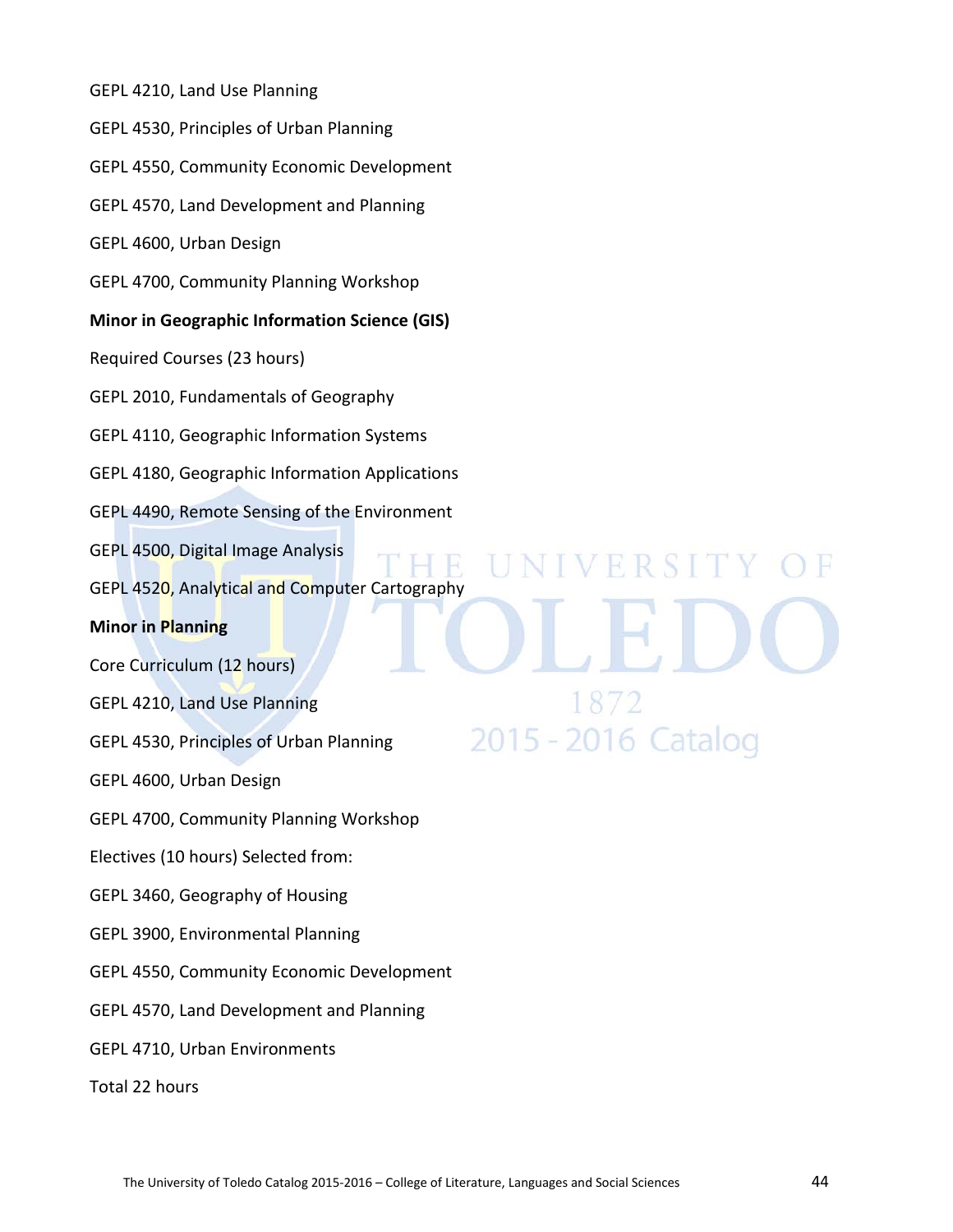GEPL 4210, Land Use Planning

GEPL 4530, Principles of Urban Planning

GEPL 4550, Community Economic Development

GEPL 4570, Land Development and Planning

GEPL 4600, Urban Design

GEPL 4700, Community Planning Workshop

**Minor in Geographic Information Science (GIS)**

Required Courses (23 hours)

GEPL 2010, Fundamentals of Geography

GEPL 4110, Geographic Information Systems

GEPL 4180, Geographic Information Applications

GEPL 4490, Remote Sensing of the Environment

GEPL 4500, Digital Image Analysis

GEPL 4520, Analytical and Computer Cartography

**Minor in Planning**

Core Curriculum (12 hours)

GEPL 4210, Land Use Planning

GEPL 4530, Principles of Urban Planning

GEPL 4600, Urban Design

GEPL 4700, Community Planning Workshop

Electives (10 hours) Selected from:

GEPL 3460, Geography of Housing

GEPL 3900, Environmental Planning

GEPL 4550, Community Economic Development

GEPL 4570, Land Development and Planning

GEPL 4710, Urban Environments

Total 22 hours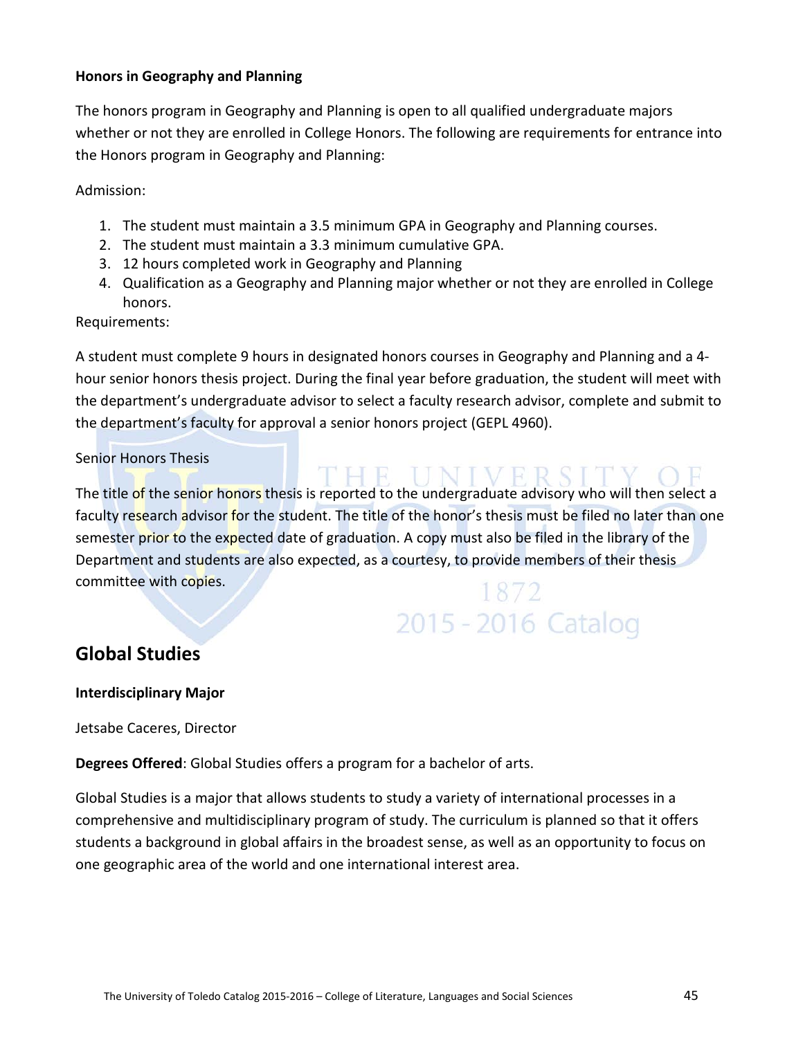**Honors in Geography and Planning**

The honors program in Geography and Planning is open to all qualified undergraduate majors whether or not they are enrolled in College Honors. The following are requirements for entrance into the Honors program in Geography and Planning:

Admission:

1. The student must maintain a 3.5 minimum GPA in Geography and Planning courses.
2. The student must maintain a 3.3 minimum cumulative GPA.
3. 12 hours completed work in Geography and Planning
4. Qualification as a Geography and Planning major whether or not they are enrolled in College honors.

Requirements:

A student must complete 9 hours in designated honors courses in Geography and Planning and a 4-hour senior honors thesis project. During the final year before graduation, the student will meet with the department's undergraduate advisor to select a faculty research advisor, complete and submit to the department's faculty for approval a senior honors project (GEPL 4960).

Senior Honors Thesis

The title of the senior honors thesis is reported to the undergraduate advisory who will then select a faculty research advisor for the student. The title of the honor's thesis must be filed no later than one semester prior to the expected date of graduation. A copy must also be filed in the library of the Department and students are also expected, as a courtesy, to provide members of their thesis committee with copies.

## Global Studies

**Interdisciplinary Major**

Jetsabe Caceres, Director

**Degrees Offered**: Global Studies offers a program for a bachelor of arts.

Global Studies is a major that allows students to study a variety of international processes in a comprehensive and multidisciplinary program of study. The curriculum is planned so that it offers students a background in global affairs in the broadest sense, as well as an opportunity to focus on one geographic area of the world and one international interest area.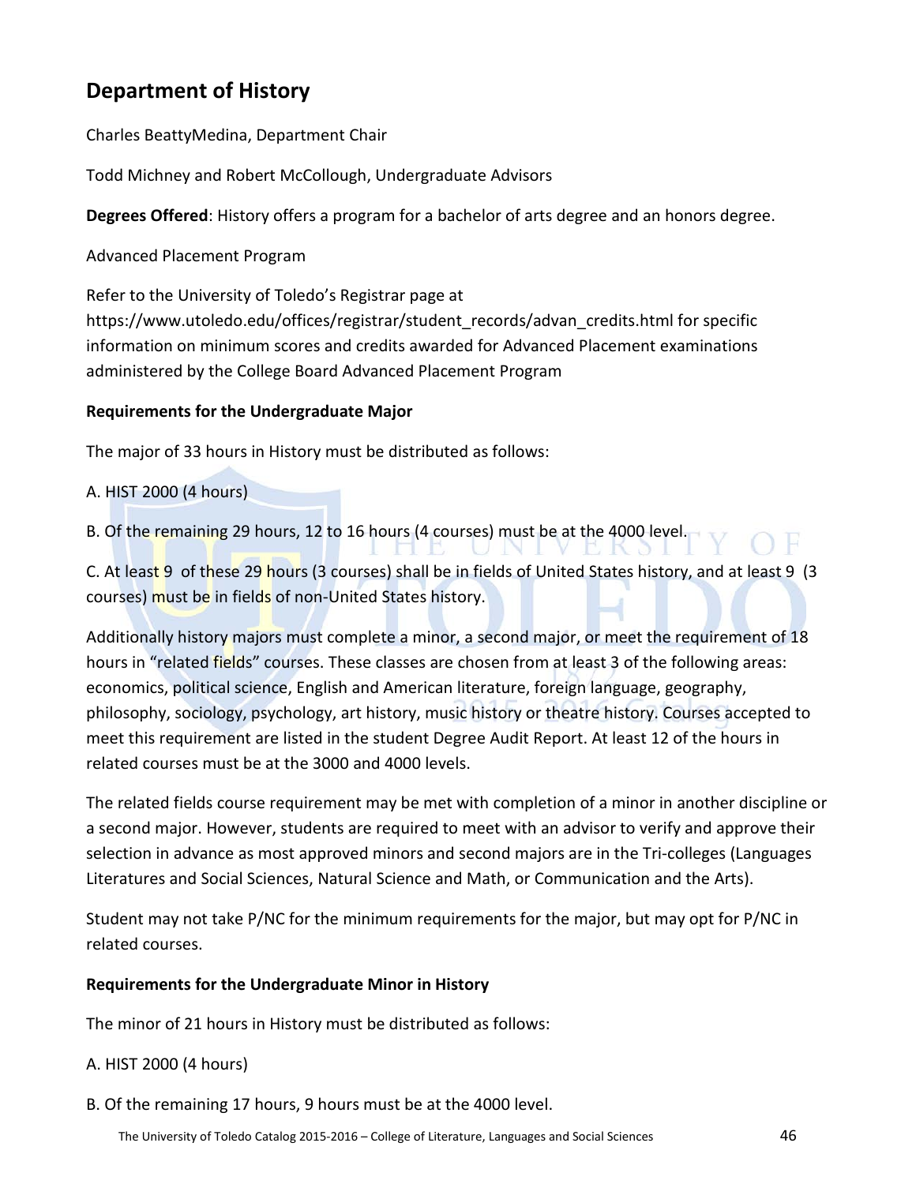## Department of History

Charles BeattyMedina, Department Chair

Todd Michney and Robert McCollough, Undergraduate Advisors

**Degrees Offered**: History offers a program for a bachelor of arts degree and an honors degree.

Advanced Placement Program

Refer to the University of Toledo's Registrar page at https://www.utoledo.edu/offices/registrar/student_records/advan_credits.html for specific information on minimum scores and credits awarded for Advanced Placement examinations administered by the College Board Advanced Placement Program

**Requirements for the Undergraduate Major**

The major of 33 hours in History must be distributed as follows:

A. HIST 2000 (4 hours)

B. Of the remaining 29 hours, 12 to 16 hours (4 courses) must be at the 4000 level.

C. At least 9 of these 29 hours (3 courses) shall be in fields of United States history, and at least 9 (3 courses) must be in fields of non-United States history.

Additionally history majors must complete a minor, a second major, or meet the requirement of 18 hours in "related fields" courses. These classes are chosen from at least 3 of the following areas: economics, political science, English and American literature, foreign language, geography, philosophy, sociology, psychology, art history, music history or theatre history. Courses accepted to meet this requirement are listed in the student Degree Audit Report. At least 12 of the hours in related courses must be at the 3000 and 4000 levels.

The related fields course requirement may be met with completion of a minor in another discipline or a second major. However, students are required to meet with an advisor to verify and approve their selection in advance as most approved minors and second majors are in the Tri-colleges (Languages Literatures and Social Sciences, Natural Science and Math, or Communication and the Arts).

Student may not take P/NC for the minimum requirements for the major, but may opt for P/NC in related courses.

**Requirements for the Undergraduate Minor in History**

The minor of 21 hours in History must be distributed as follows:

A. HIST 2000 (4 hours)

B. Of the remaining 17 hours, 9 hours must be at the 4000 level.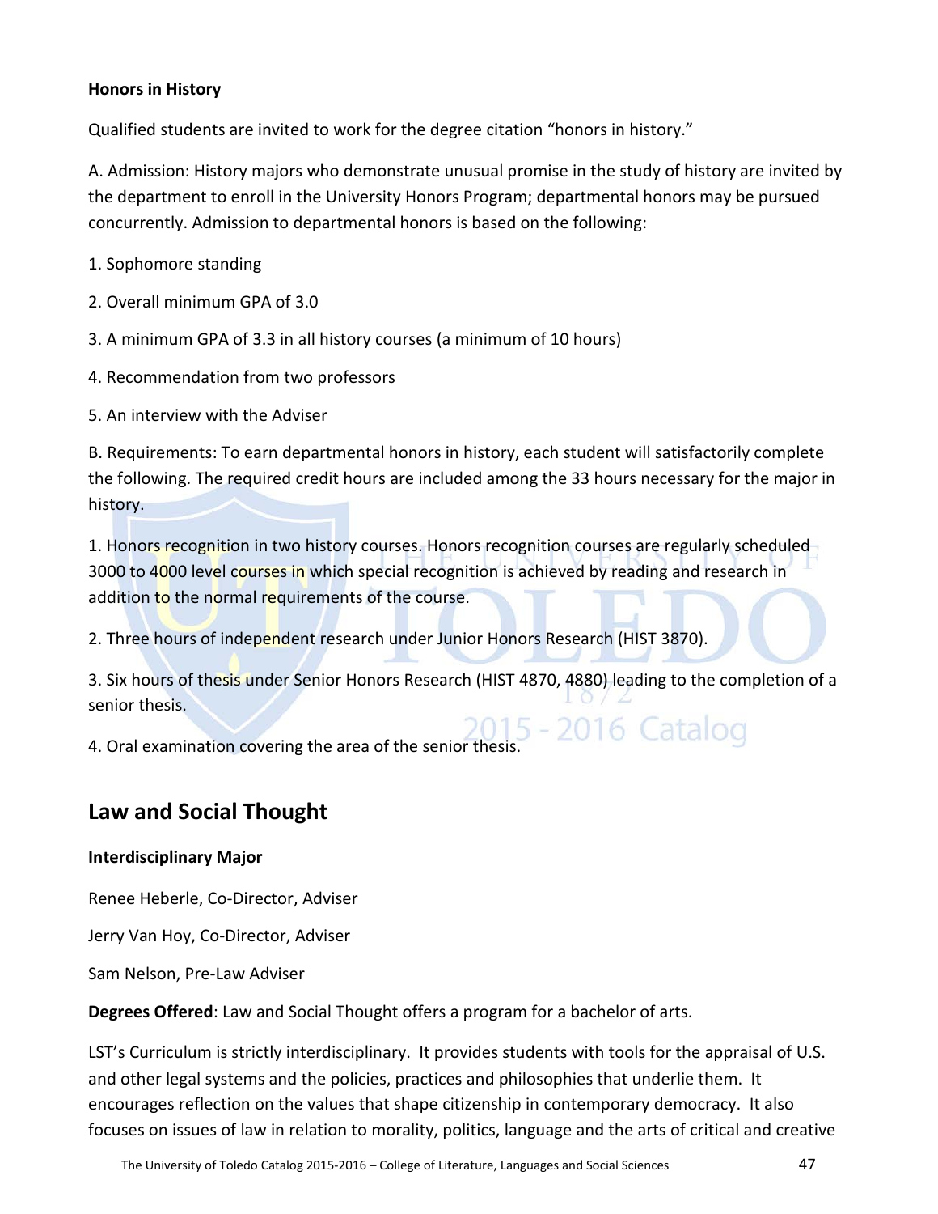**Honors in History**

Qualified students are invited to work for the degree citation "honors in history."

A. Admission: History majors who demonstrate unusual promise in the study of history are invited by the department to enroll in the University Honors Program; departmental honors may be pursued concurrently. Admission to departmental honors is based on the following:

1. Sophomore standing
2. Overall minimum GPA of 3.0
3. A minimum GPA of 3.3 in all history courses (a minimum of 10 hours)
4. Recommendation from two professors
5. An interview with the Adviser

B. Requirements: To earn departmental honors in history, each student will satisfactorily complete the following. The required credit hours are included among the 33 hours necessary for the major in history.

1. Honors recognition in two history courses. Honors recognition courses are regularly scheduled 3000 to 4000 level courses in which special recognition is achieved by reading and research in addition to the normal requirements of the course.
2. Three hours of independent research under Junior Honors Research (HIST 3870).
3. Six hours of thesis under Senior Honors Research (HIST 4870, 4880) leading to the completion of a senior thesis.
4. Oral examination covering the area of the senior thesis.

## Law and Social Thought

**Interdisciplinary Major**

Renee Heberle, Co-Director, Adviser

Jerry Van Hoy, Co-Director, Adviser

Sam Nelson, Pre-Law Adviser

**Degrees Offered**: Law and Social Thought offers a program for a bachelor of arts.

LST's Curriculum is strictly interdisciplinary. It provides students with tools for the appraisal of U.S. and other legal systems and the policies, practices and philosophies that underlie them. It encourages reflection on the values that shape citizenship in contemporary democracy. It also focuses on issues of law in relation to morality, politics, language and the arts of critical and creative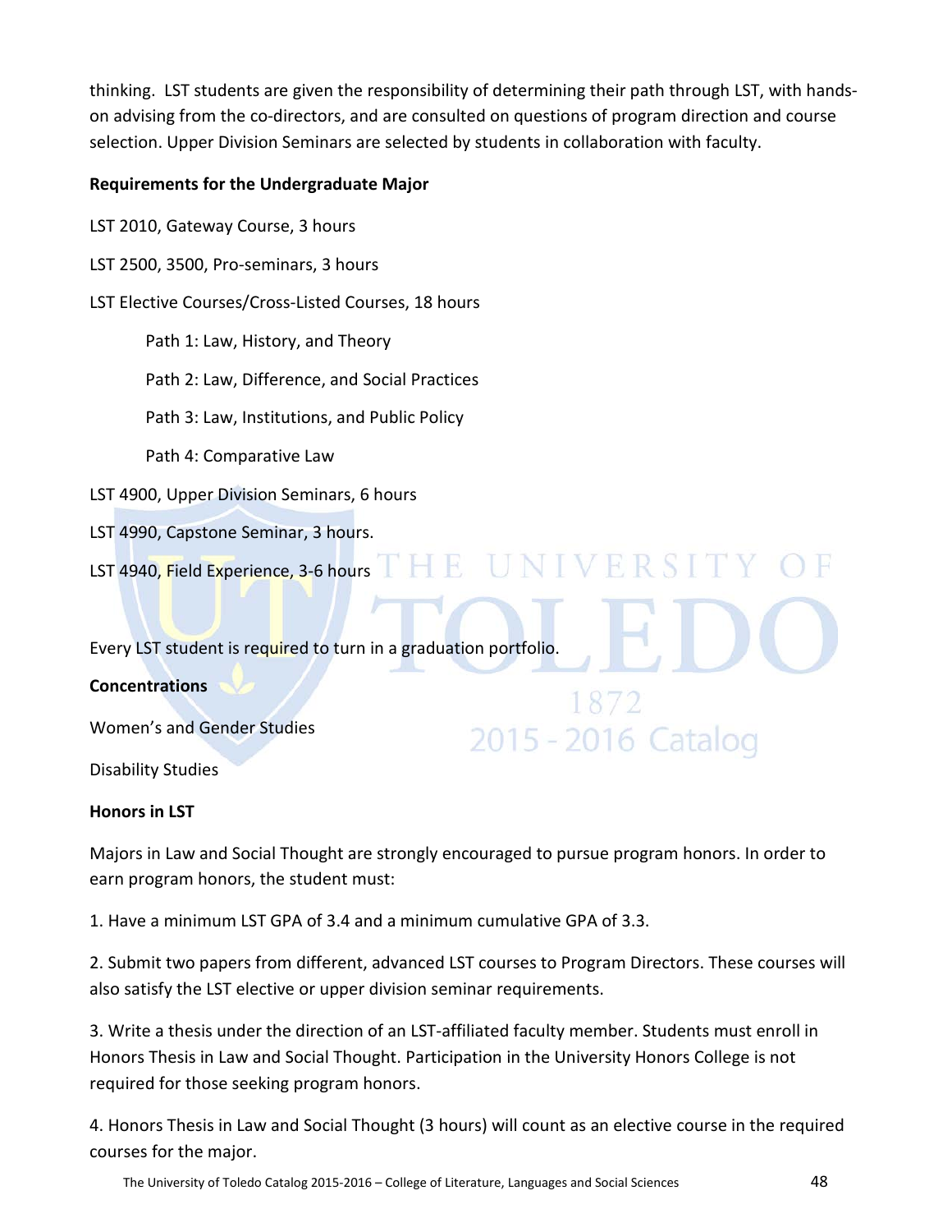thinking. LST students are given the responsibility of determining their path through LST, with hands-on advising from the co-directors, and are consulted on questions of program direction and course selection. Upper Division Seminars are selected by students in collaboration with faculty.

**Requirements for the Undergraduate Major**

LST 2010, Gateway Course, 3 hours

LST 2500, 3500, Pro-seminars, 3 hours

LST Elective Courses/Cross-Listed Courses, 18 hours

Path 1: Law, History, and Theory

Path 2: Law, Difference, and Social Practices

Path 3: Law, Institutions, and Public Policy

Path 4: Comparative Law

LST 4900, Upper Division Seminars, 6 hours

LST 4990, Capstone Seminar, 3 hours.

LST 4940, Field Experience, 3-6 hours

Every LST student is required to turn in a graduation portfolio.

**Concentrations**

Women's and Gender Studies

Disability Studies

**Honors in LST**

Majors in Law and Social Thought are strongly encouraged to pursue program honors. In order to earn program honors, the student must:

1. Have a minimum LST GPA of 3.4 and a minimum cumulative GPA of 3.3.

2. Submit two papers from different, advanced LST courses to Program Directors. These courses will also satisfy the LST elective or upper division seminar requirements.

3. Write a thesis under the direction of an LST-affiliated faculty member. Students must enroll in Honors Thesis in Law and Social Thought. Participation in the University Honors College is not required for those seeking program honors.

4. Honors Thesis in Law and Social Thought (3 hours) will count as an elective course in the required courses for the major.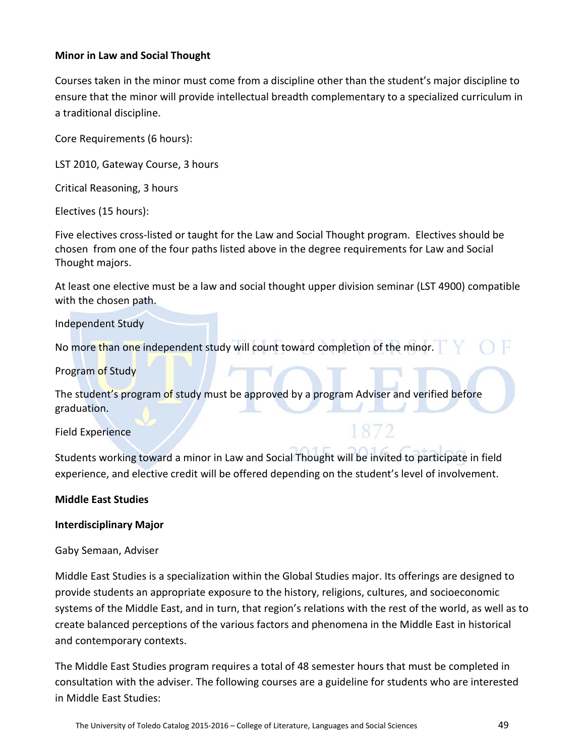**Minor in Law and Social Thought**

Courses taken in the minor must come from a discipline other than the student's major discipline to ensure that the minor will provide intellectual breadth complementary to a specialized curriculum in a traditional discipline.

Core Requirements (6 hours):

LST 2010, Gateway Course, 3 hours

Critical Reasoning, 3 hours

Electives (15 hours):

Five electives cross-listed or taught for the Law and Social Thought program. Electives should be chosen from one of the four paths listed above in the degree requirements for Law and Social Thought majors.

At least one elective must be a law and social thought upper division seminar (LST 4900) compatible with the chosen path.

Independent Study

No more than one independent study will count toward completion of the minor.

Program of Study

The student's program of study must be approved by a program Adviser and verified before graduation.

Field Experience

Students working toward a minor in Law and Social Thought will be invited to participate in field experience, and elective credit will be offered depending on the student's level of involvement.

**Middle East Studies**

**Interdisciplinary Major**

Gaby Semaan, Adviser

Middle East Studies is a specialization within the Global Studies major. Its offerings are designed to provide students an appropriate exposure to the history, religions, cultures, and socioeconomic systems of the Middle East, and in turn, that region's relations with the rest of the world, as well as to create balanced perceptions of the various factors and phenomena in the Middle East in historical and contemporary contexts.

The Middle East Studies program requires a total of 48 semester hours that must be completed in consultation with the adviser. The following courses are a guideline for students who are interested in Middle East Studies: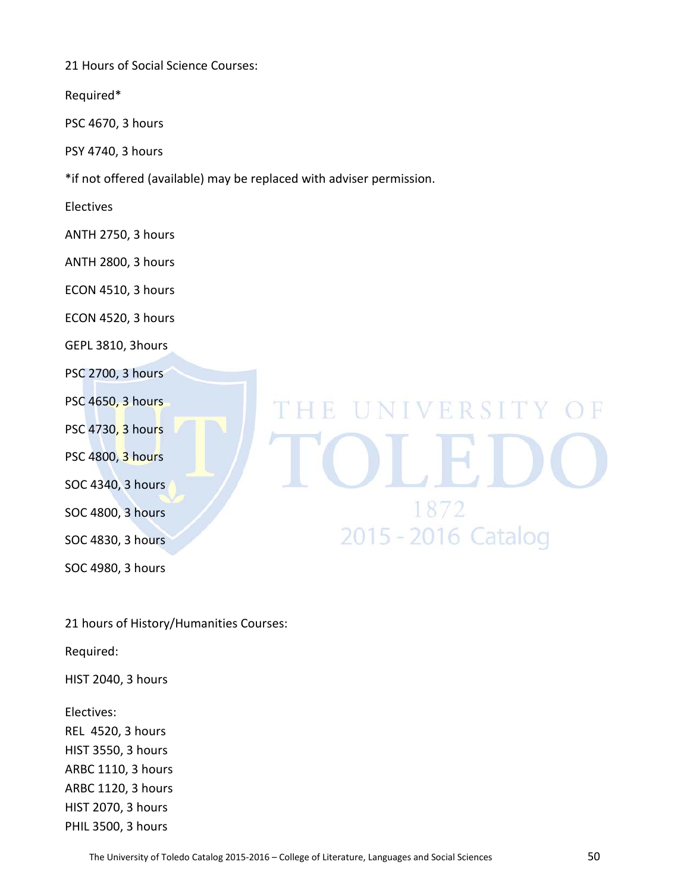21 Hours of Social Science Courses:

Required*

PSC 4670, 3 hours

PSY 4740, 3 hours

*if not offered (available) may be replaced with adviser permission.

Electives

ANTH 2750, 3 hours

ANTH 2800, 3 hours

ECON 4510, 3 hours

ECON 4520, 3 hours

GEPL 3810, 3hours

PSC 2700, 3 hours

PSC 4650, 3 hours

PSC 4730, 3 hours

PSC 4800, 3 hours

SOC 4340, 3 hours

SOC 4800, 3 hours

SOC 4830, 3 hours

SOC 4980, 3 hours

21 hours of History/Humanities Courses:

Required:

HIST 2040, 3 hours

Electives:
REL 4520, 3 hours
HIST 3550, 3 hours
ARBC 1110, 3 hours
ARBC 1120, 3 hours
HIST 2070, 3 hours
PHIL 3500, 3 hours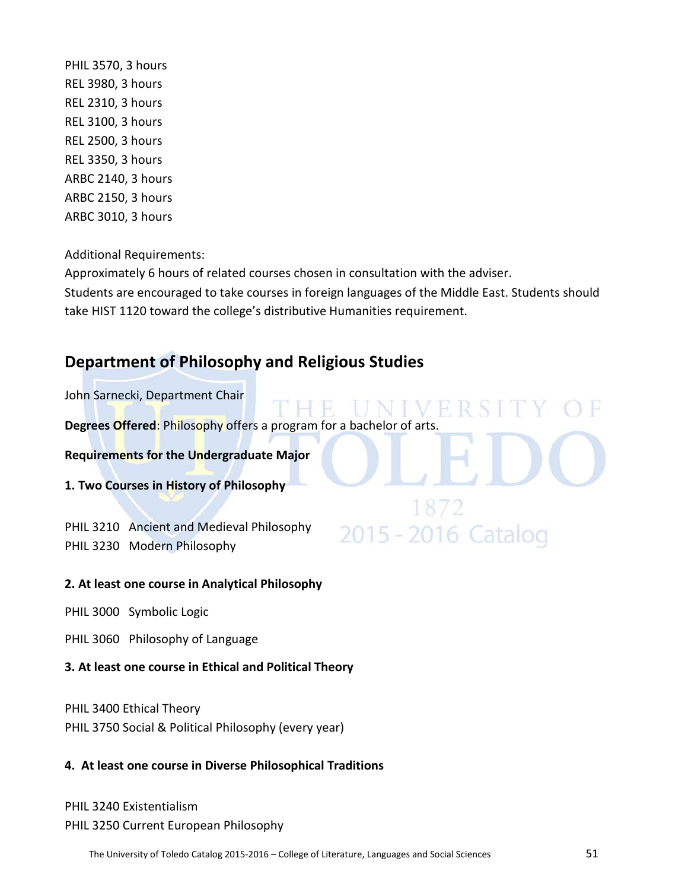PHIL 3570, 3 hours
REL 3980, 3 hours
REL 2310, 3 hours
REL 3100, 3 hours
REL 2500, 3 hours
REL 3350, 3 hours
ARBC 2140, 3 hours
ARBC 2150, 3 hours
ARBC 3010, 3 hours

Additional Requirements:
Approximately 6 hours of related courses chosen in consultation with the adviser.
Students are encouraged to take courses in foreign languages of the Middle East. Students should take HIST 1120 toward the college's distributive Humanities requirement.

## Department of Philosophy and Religious Studies

John Sarnecki, Department Chair

**Degrees Offered**: Philosophy offers a program for a bachelor of arts.

**Requirements for the Undergraduate Major**

**1. Two Courses in History of Philosophy**

PHIL 3210 Ancient and Medieval Philosophy
PHIL 3230 Modern Philosophy

**2. At least one course in Analytical Philosophy**

PHIL 3000 Symbolic Logic

PHIL 3060 Philosophy of Language

**3. At least one course in Ethical and Political Theory**

PHIL 3400 Ethical Theory
PHIL 3750 Social & Political Philosophy (every year)

**4. At least one course in Diverse Philosophical Traditions**

PHIL 3240 Existentialism
PHIL 3250 Current European Philosophy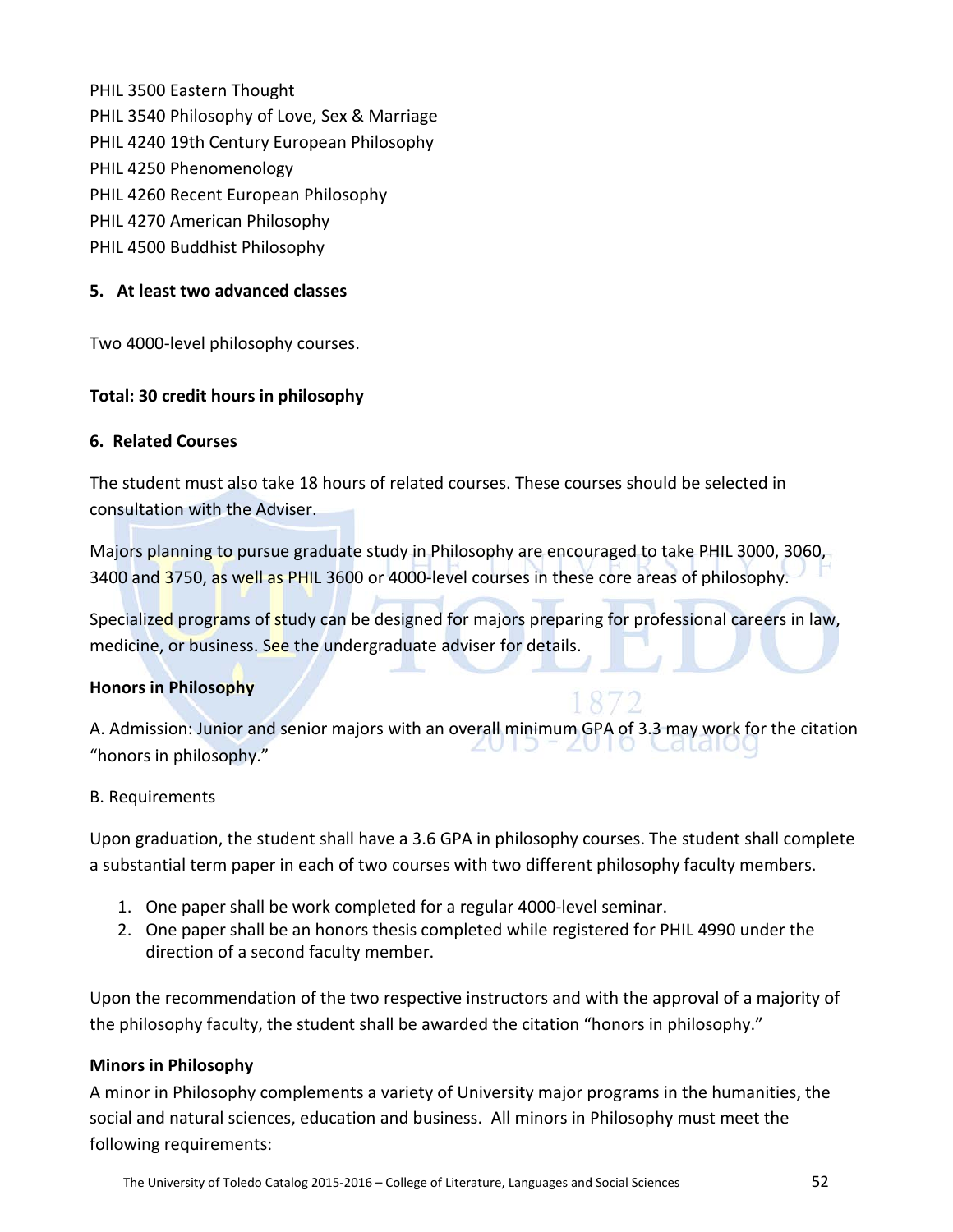PHIL 3500 Eastern Thought
PHIL 3540 Philosophy of Love, Sex & Marriage
PHIL 4240 19th Century European Philosophy
PHIL 4250 Phenomenology
PHIL 4260 Recent European Philosophy
PHIL 4270 American Philosophy
PHIL 4500 Buddhist Philosophy

**5. At least two advanced classes**

Two 4000-level philosophy courses.

**Total: 30 credit hours in philosophy**

**6. Related Courses**

The student must also take 18 hours of related courses. These courses should be selected in consultation with the Adviser.

Majors planning to pursue graduate study in Philosophy are encouraged to take PHIL 3000, 3060, 3400 and 3750, as well as PHIL 3600 or 4000-level courses in these core areas of philosophy.

Specialized programs of study can be designed for majors preparing for professional careers in law, medicine, or business. See the undergraduate adviser for details.

**Honors in Philosophy**

A. Admission: Junior and senior majors with an overall minimum GPA of 3.3 may work for the citation "honors in philosophy."

B. Requirements

Upon graduation, the student shall have a 3.6 GPA in philosophy courses. The student shall complete a substantial term paper in each of two courses with two different philosophy faculty members.

1. One paper shall be work completed for a regular 4000-level seminar.
2. One paper shall be an honors thesis completed while registered for PHIL 4990 under the direction of a second faculty member.

Upon the recommendation of the two respective instructors and with the approval of a majority of the philosophy faculty, the student shall be awarded the citation "honors in philosophy."

**Minors in Philosophy**

A minor in Philosophy complements a variety of University major programs in the humanities, the social and natural sciences, education and business. All minors in Philosophy must meet the following requirements: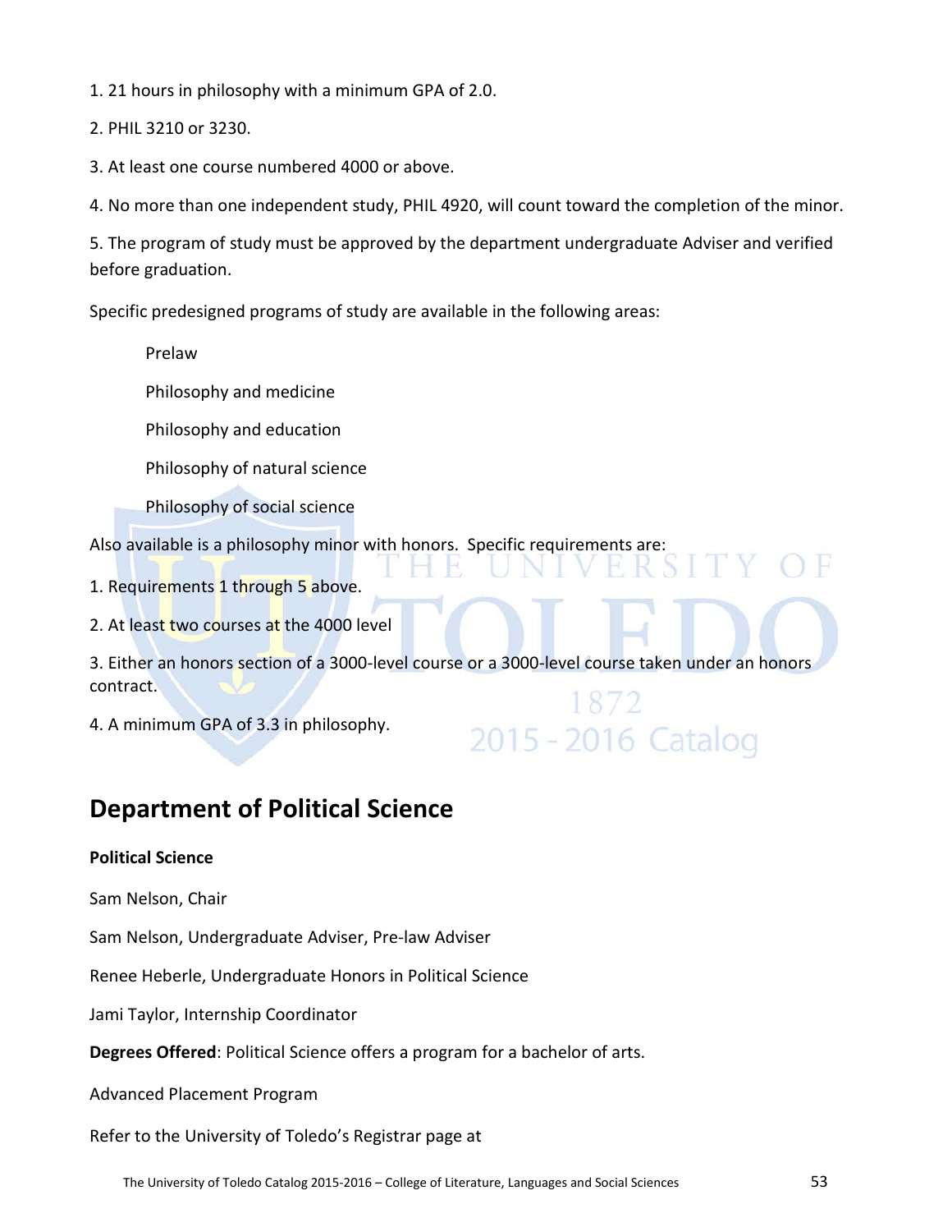1. 21 hours in philosophy with a minimum GPA of 2.0.

2. PHIL 3210 or 3230.

3. At least one course numbered 4000 or above.

4. No more than one independent study, PHIL 4920, will count toward the completion of the minor.

5. The program of study must be approved by the department undergraduate Adviser and verified before graduation.

Specific predesigned programs of study are available in the following areas:

- Prelaw
- Philosophy and medicine
- Philosophy and education
- Philosophy of natural science
- Philosophy of social science

Also available is a philosophy minor with honors. Specific requirements are:

1. Requirements 1 through 5 above.

2. At least two courses at the 4000 level

3. Either an honors section of a 3000-level course or a 3000-level course taken under an honors contract.

4. A minimum GPA of 3.3 in philosophy.

## Department of Political Science

**Political Science**

Sam Nelson, Chair

Sam Nelson, Undergraduate Adviser, Pre-law Adviser

Renee Heberle, Undergraduate Honors in Political Science

Jami Taylor, Internship Coordinator

**Degrees Offered**: Political Science offers a program for a bachelor of arts.

Advanced Placement Program

Refer to the University of Toledo's Registrar page at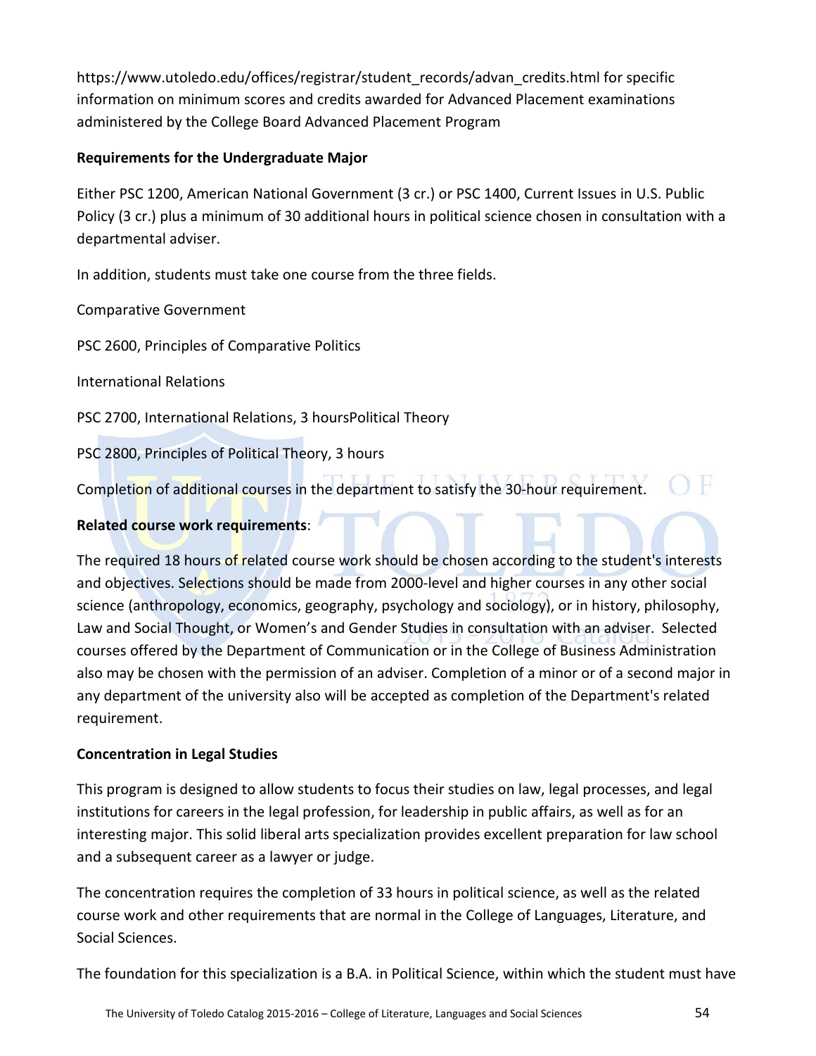https://www.utoledo.edu/offices/registrar/student_records/advan_credits.html for specific information on minimum scores and credits awarded for Advanced Placement examinations administered by the College Board Advanced Placement Program

**Requirements for the Undergraduate Major**

Either PSC 1200, American National Government (3 cr.) or PSC 1400, Current Issues in U.S. Public Policy (3 cr.) plus a minimum of 30 additional hours in political science chosen in consultation with a departmental adviser.

In addition, students must take one course from the three fields.

Comparative Government

PSC 2600, Principles of Comparative Politics

International Relations

PSC 2700, International Relations, 3 hoursPolitical Theory

PSC 2800, Principles of Political Theory, 3 hours

Completion of additional courses in the department to satisfy the 30-hour requirement.

**Related course work requirements**:

The required 18 hours of related course work should be chosen according to the student's interests and objectives. Selections should be made from 2000-level and higher courses in any other social science (anthropology, economics, geography, psychology and sociology), or in history, philosophy, Law and Social Thought, or Women's and Gender Studies in consultation with an adviser. Selected courses offered by the Department of Communication or in the College of Business Administration also may be chosen with the permission of an adviser. Completion of a minor or of a second major in any department of the university also will be accepted as completion of the Department's related requirement.

**Concentration in Legal Studies**

This program is designed to allow students to focus their studies on law, legal processes, and legal institutions for careers in the legal profession, for leadership in public affairs, as well as for an interesting major. This solid liberal arts specialization provides excellent preparation for law school and a subsequent career as a lawyer or judge.

The concentration requires the completion of 33 hours in political science, as well as the related course work and other requirements that are normal in the College of Languages, Literature, and Social Sciences.

The foundation for this specialization is a B.A. in Political Science, within which the student must have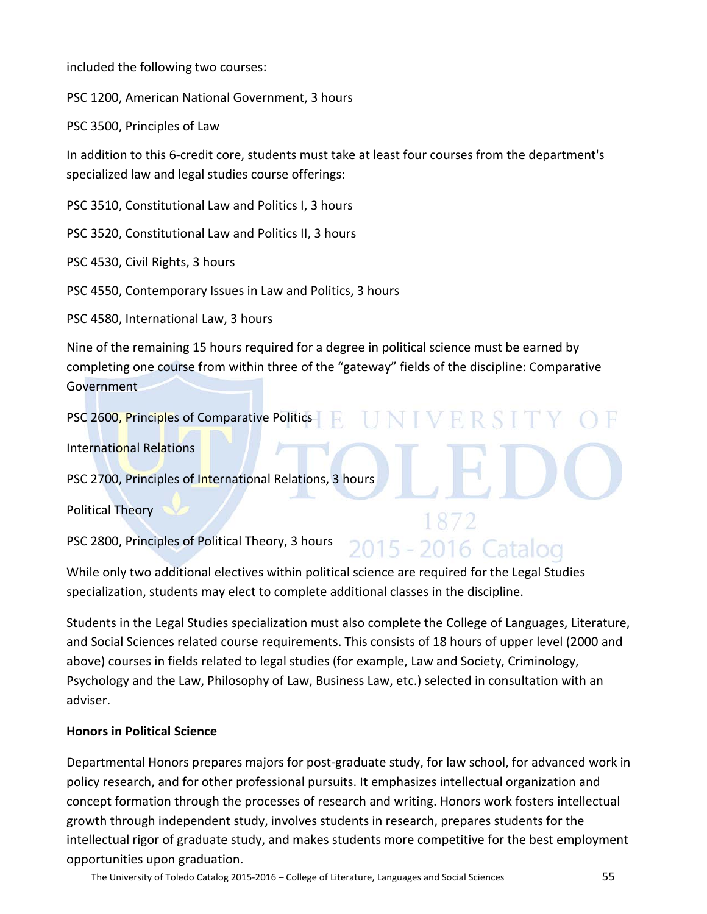included the following two courses:

PSC 1200, American National Government, 3 hours

PSC 3500, Principles of Law

In addition to this 6-credit core, students must take at least four courses from the department's specialized law and legal studies course offerings:

PSC 3510, Constitutional Law and Politics I, 3 hours

PSC 3520, Constitutional Law and Politics II, 3 hours

PSC 4530, Civil Rights, 3 hours

PSC 4550, Contemporary Issues in Law and Politics, 3 hours

PSC 4580, International Law, 3 hours

Nine of the remaining 15 hours required for a degree in political science must be earned by completing one course from within three of the "gateway" fields of the discipline: Comparative Government

PSC 2600, Principles of Comparative Politics

International Relations

PSC 2700, Principles of International Relations, 3 hours

Political Theory

PSC 2800, Principles of Political Theory, 3 hours

While only two additional electives within political science are required for the Legal Studies specialization, students may elect to complete additional classes in the discipline.

Students in the Legal Studies specialization must also complete the College of Languages, Literature, and Social Sciences related course requirements. This consists of 18 hours of upper level (2000 and above) courses in fields related to legal studies (for example, Law and Society, Criminology, Psychology and the Law, Philosophy of Law, Business Law, etc.) selected in consultation with an adviser.

**Honors in Political Science**

Departmental Honors prepares majors for post-graduate study, for law school, for advanced work in policy research, and for other professional pursuits. It emphasizes intellectual organization and concept formation through the processes of research and writing. Honors work fosters intellectual growth through independent study, involves students in research, prepares students for the intellectual rigor of graduate study, and makes students more competitive for the best employment opportunities upon graduation.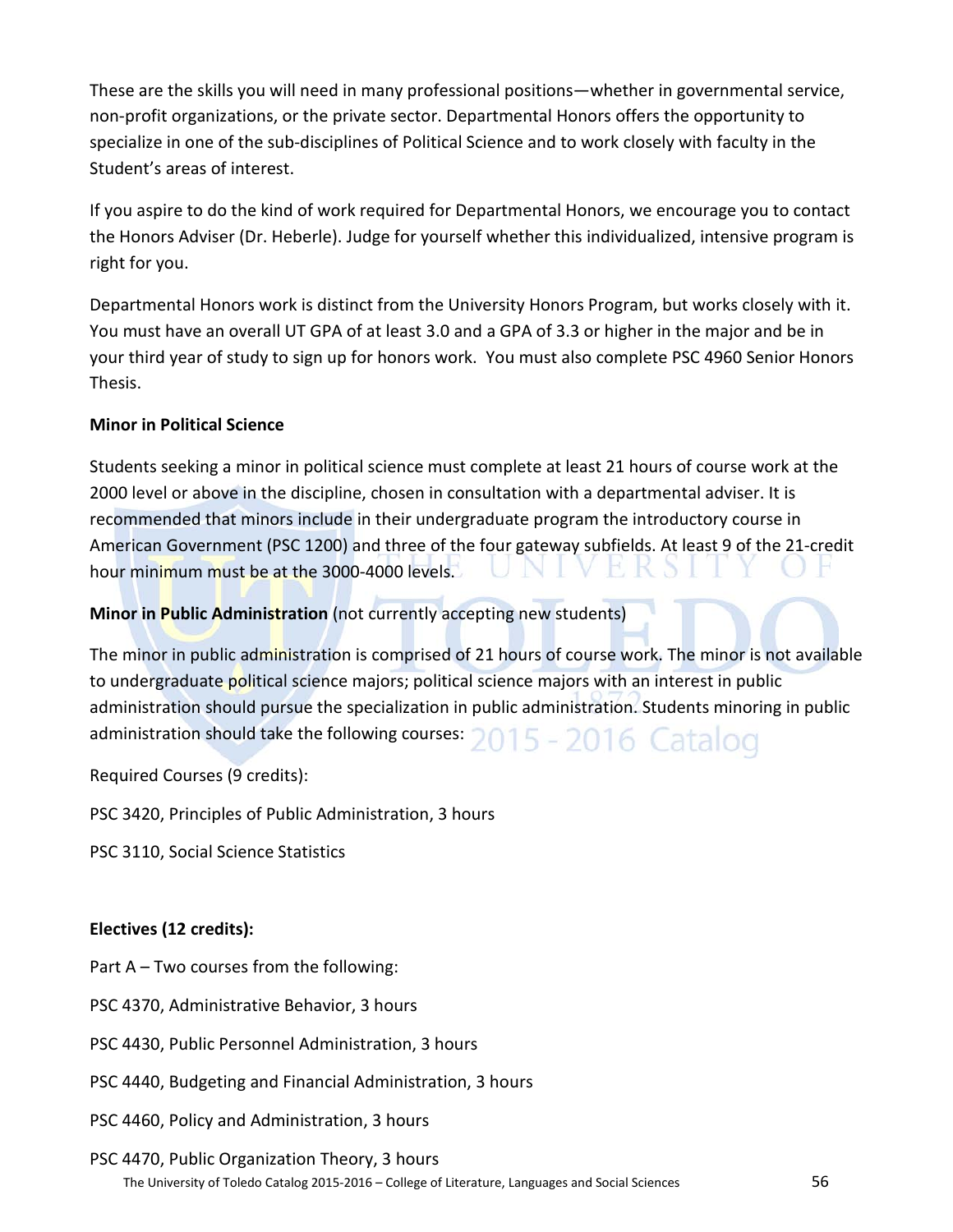These are the skills you will need in many professional positions—whether in governmental service, non-profit organizations, or the private sector. Departmental Honors offers the opportunity to specialize in one of the sub-disciplines of Political Science and to work closely with faculty in the Student's areas of interest.

If you aspire to do the kind of work required for Departmental Honors, we encourage you to contact the Honors Adviser (Dr. Heberle). Judge for yourself whether this individualized, intensive program is right for you.

Departmental Honors work is distinct from the University Honors Program, but works closely with it. You must have an overall UT GPA of at least 3.0 and a GPA of 3.3 or higher in the major and be in your third year of study to sign up for honors work. You must also complete PSC 4960 Senior Honors Thesis.

**Minor in Political Science**

Students seeking a minor in political science must complete at least 21 hours of course work at the 2000 level or above in the discipline, chosen in consultation with a departmental adviser. It is recommended that minors include in their undergraduate program the introductory course in American Government (PSC 1200) and three of the four gateway subfields. At least 9 of the 21-credit hour minimum must be at the 3000-4000 levels.

**Minor in Public Administration** (not currently accepting new students)

The minor in public administration is comprised of 21 hours of course work. The minor is not available to undergraduate political science majors; political science majors with an interest in public administration should pursue the specialization in public administration. Students minoring in public administration should take the following courses:

Required Courses (9 credits):

PSC 3420, Principles of Public Administration, 3 hours

PSC 3110, Social Science Statistics

**Electives (12 credits):**

Part A – Two courses from the following:

PSC 4370, Administrative Behavior, 3 hours

PSC 4430, Public Personnel Administration, 3 hours

PSC 4440, Budgeting and Financial Administration, 3 hours

PSC 4460, Policy and Administration, 3 hours

PSC 4470, Public Organization Theory, 3 hours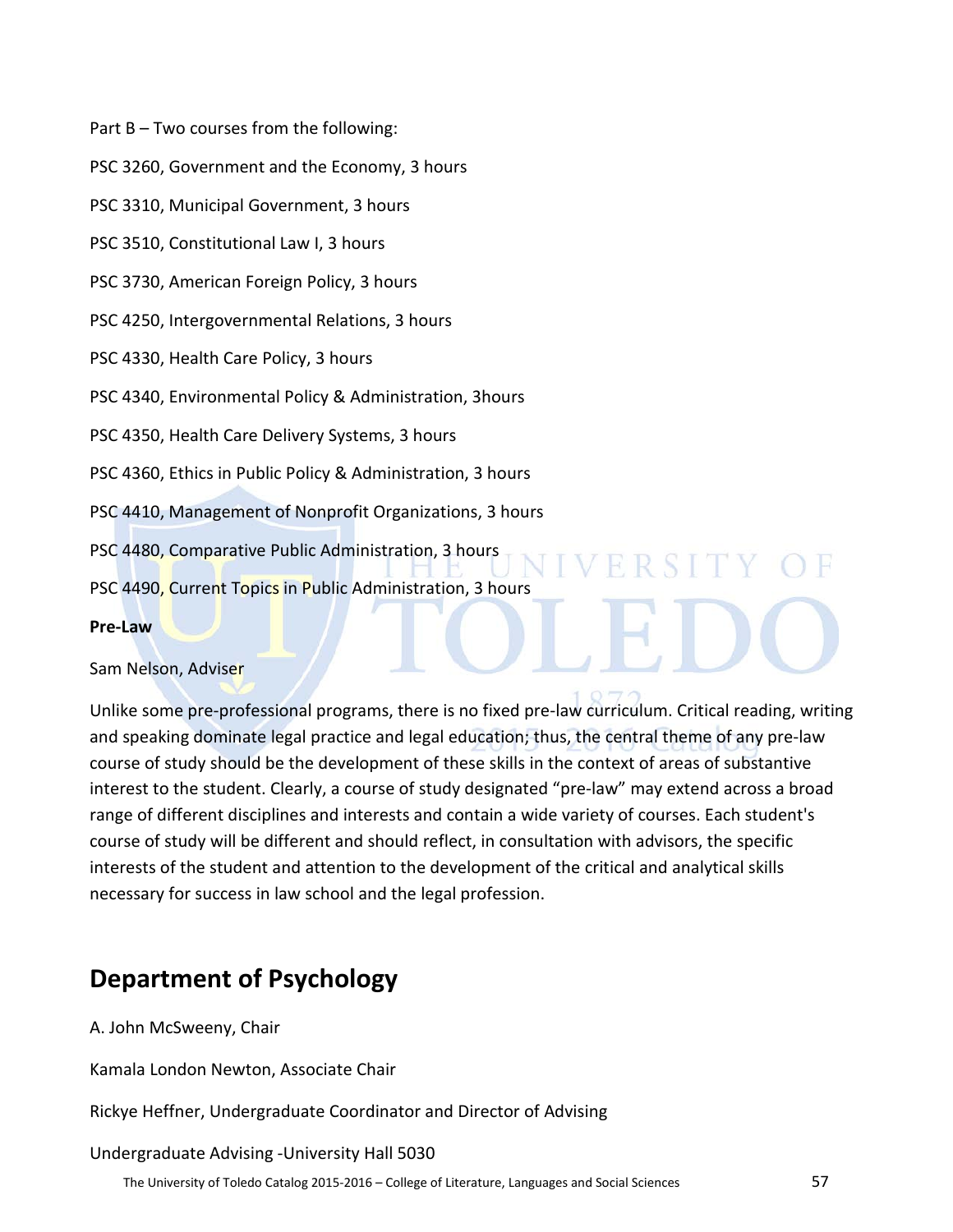Part B – Two courses from the following:

PSC 3260, Government and the Economy, 3 hours

PSC 3310, Municipal Government, 3 hours

PSC 3510, Constitutional Law I, 3 hours

PSC 3730, American Foreign Policy, 3 hours

PSC 4250, Intergovernmental Relations, 3 hours

PSC 4330, Health Care Policy, 3 hours

PSC 4340, Environmental Policy & Administration, 3hours

PSC 4350, Health Care Delivery Systems, 3 hours

PSC 4360, Ethics in Public Policy & Administration, 3 hours

PSC 4410, Management of Nonprofit Organizations, 3 hours

PSC 4480, Comparative Public Administration, 3 hours

PSC 4490, Current Topics in Public Administration, 3 hours

**Pre-Law**

Sam Nelson, Adviser

Unlike some pre-professional programs, there is no fixed pre-law curriculum. Critical reading, writing and speaking dominate legal practice and legal education; thus, the central theme of any pre-law course of study should be the development of these skills in the context of areas of substantive interest to the student. Clearly, a course of study designated "pre-law" may extend across a broad range of different disciplines and interests and contain a wide variety of courses. Each student's course of study will be different and should reflect, in consultation with advisors, the specific interests of the student and attention to the development of the critical and analytical skills necessary for success in law school and the legal profession.

## Department of Psychology

A. John McSweeny, Chair

Kamala London Newton, Associate Chair

Rickye Heffner, Undergraduate Coordinator and Director of Advising

Undergraduate Advising -University Hall 5030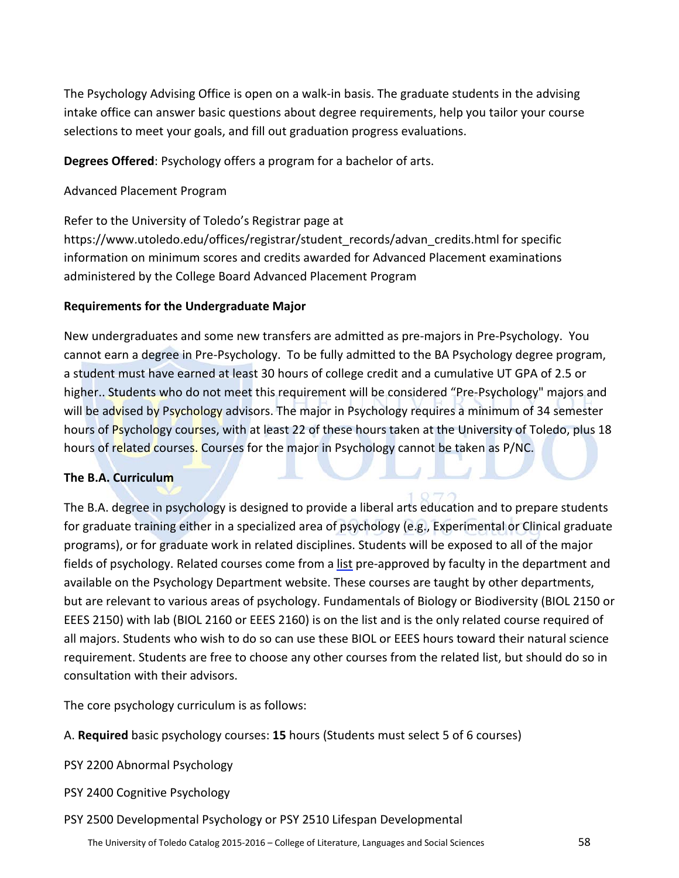The Psychology Advising Office is open on a walk-in basis. The graduate students in the advising intake office can answer basic questions about degree requirements, help you tailor your course selections to meet your goals, and fill out graduation progress evaluations.

**Degrees Offered**: Psychology offers a program for a bachelor of arts.

Advanced Placement Program

Refer to the University of Toledo's Registrar page at https://www.utoledo.edu/offices/registrar/student_records/advan_credits.html for specific information on minimum scores and credits awarded for Advanced Placement examinations administered by the College Board Advanced Placement Program

**Requirements for the Undergraduate Major**

New undergraduates and some new transfers are admitted as pre-majors in Pre-Psychology. You cannot earn a degree in Pre-Psychology. To be fully admitted to the BA Psychology degree program, a student must have earned at least 30 hours of college credit and a cumulative UT GPA of 2.5 or higher.. Students who do not meet this requirement will be considered "Pre-Psychology" majors and will be advised by Psychology advisors. The major in Psychology requires a minimum of 34 semester hours of Psychology courses, with at least 22 of these hours taken at the University of Toledo, plus 18 hours of related courses. Courses for the major in Psychology cannot be taken as P/NC.

**The B.A. Curriculum**

The B.A. degree in psychology is designed to provide a liberal arts education and to prepare students for graduate training either in a specialized area of psychology (e.g., Experimental or Clinical graduate programs), or for graduate work in related disciplines. Students will be exposed to all of the major fields of psychology. Related courses come from a list pre-approved by faculty in the department and available on the Psychology Department website. These courses are taught by other departments, but are relevant to various areas of psychology. Fundamentals of Biology or Biodiversity (BIOL 2150 or EEES 2150) with lab (BIOL 2160 or EEES 2160) is on the list and is the only related course required of all majors. Students who wish to do so can use these BIOL or EEES hours toward their natural science requirement. Students are free to choose any other courses from the related list, but should do so in consultation with their advisors.

The core psychology curriculum is as follows:

A. **Required** basic psychology courses: **15** hours (Students must select 5 of 6 courses)

PSY 2200 Abnormal Psychology

PSY 2400 Cognitive Psychology

PSY 2500 Developmental Psychology or PSY 2510 Lifespan Developmental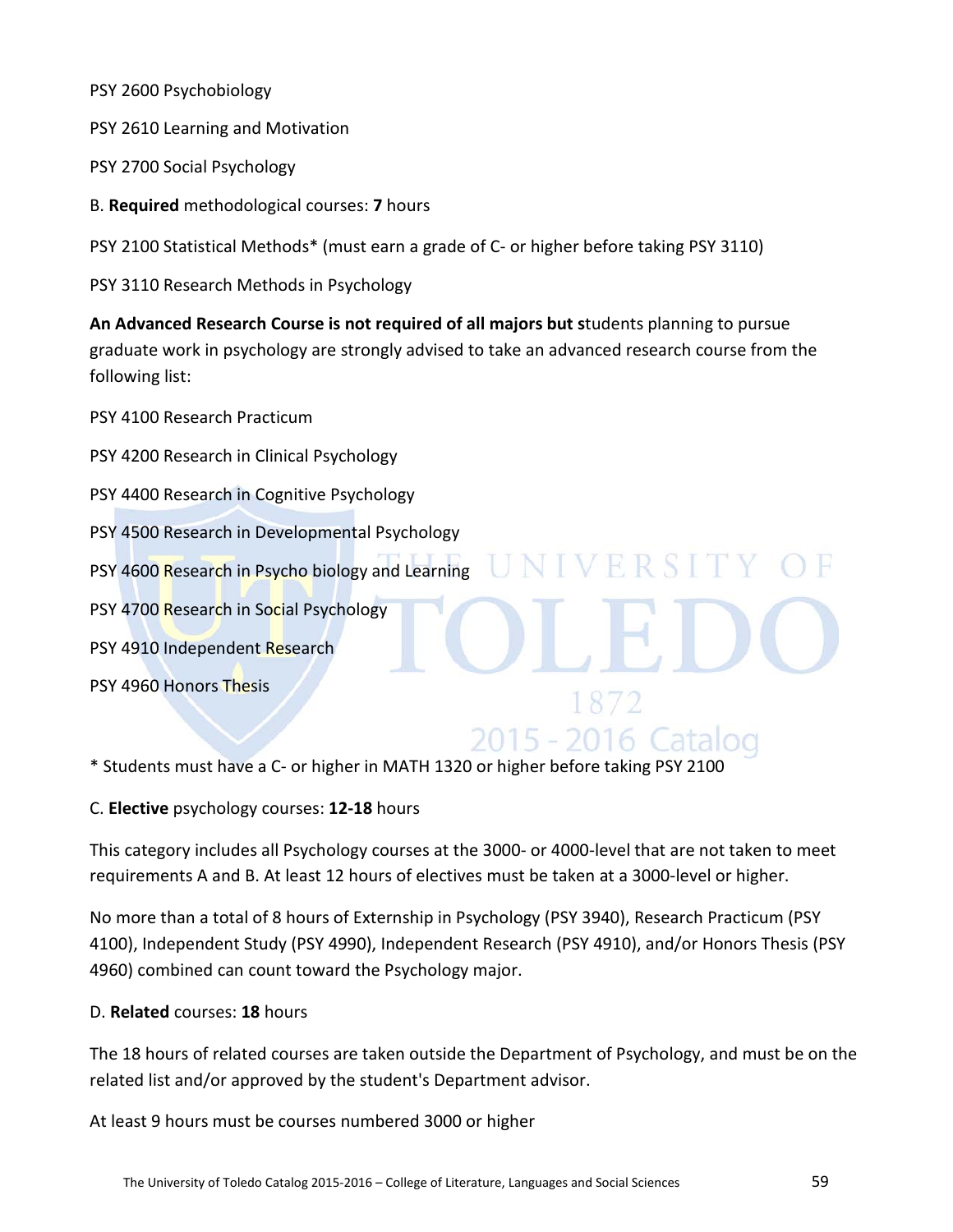PSY 2600 Psychobiology

PSY 2610 Learning and Motivation

PSY 2700 Social Psychology

B. **Required** methodological courses: **7** hours

PSY 2100 Statistical Methods* (must earn a grade of C- or higher before taking PSY 3110)

PSY 3110 Research Methods in Psychology

**An Advanced Research Course is not required of all majors but s**tudents planning to pursue graduate work in psychology are strongly advised to take an advanced research course from the following list:

PSY 4100 Research Practicum

PSY 4200 Research in Clinical Psychology

PSY 4400 Research in Cognitive Psychology

PSY 4500 Research in Developmental Psychology

PSY 4600 Research in Psycho biology and Learning

PSY 4700 Research in Social Psychology

PSY 4910 Independent Research

PSY 4960 Honors Thesis

* Students must have a C- or higher in MATH 1320 or higher before taking PSY 2100

C. **Elective** psychology courses: **12-18** hours

This category includes all Psychology courses at the 3000- or 4000-level that are not taken to meet requirements A and B. At least 12 hours of electives must be taken at a 3000-level or higher.

No more than a total of 8 hours of Externship in Psychology (PSY 3940), Research Practicum (PSY 4100), Independent Study (PSY 4990), Independent Research (PSY 4910), and/or Honors Thesis (PSY 4960) combined can count toward the Psychology major.

D. **Related** courses: **18** hours

The 18 hours of related courses are taken outside the Department of Psychology, and must be on the related list and/or approved by the student's Department advisor.

At least 9 hours must be courses numbered 3000 or higher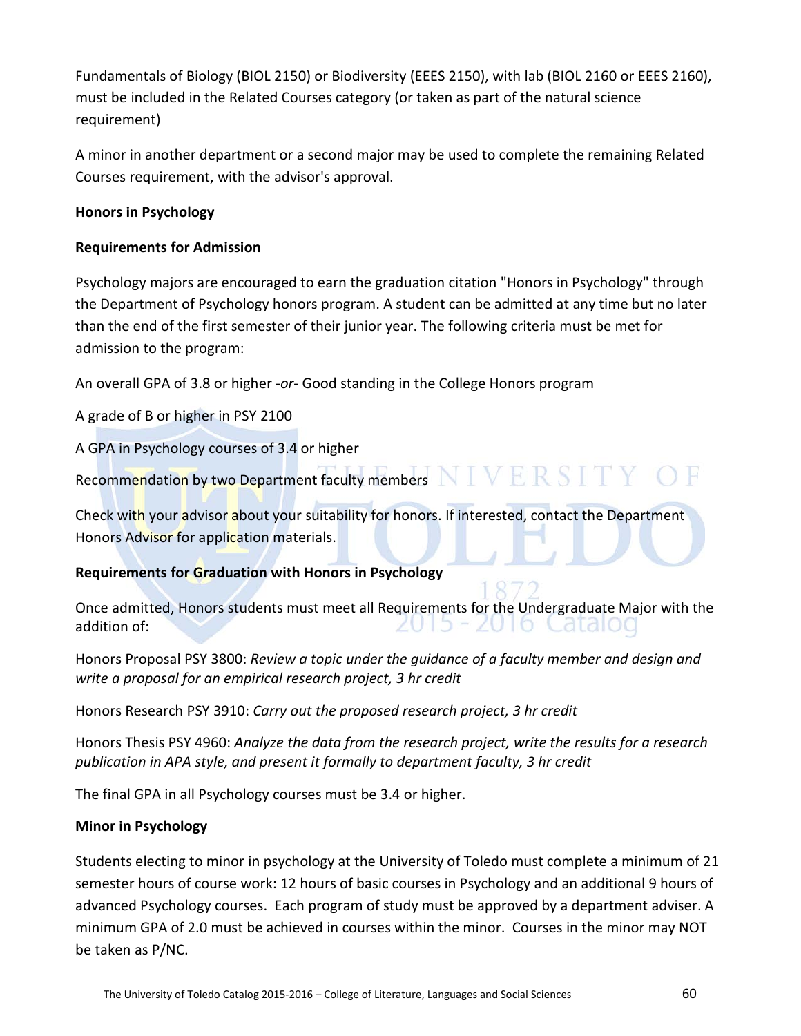Fundamentals of Biology (BIOL 2150) or Biodiversity (EEES 2150), with lab (BIOL 2160 or EEES 2160), must be included in the Related Courses category (or taken as part of the natural science requirement)

A minor in another department or a second major may be used to complete the remaining Related Courses requirement, with the advisor's approval.

**Honors in Psychology**

**Requirements for Admission**

Psychology majors are encouraged to earn the graduation citation "Honors in Psychology" through the Department of Psychology honors program. A student can be admitted at any time but no later than the end of the first semester of their junior year. The following criteria must be met for admission to the program:

An overall GPA of 3.8 or higher -*or*- Good standing in the College Honors program

A grade of B or higher in PSY 2100

A GPA in Psychology courses of 3.4 or higher

Recommendation by two Department faculty members

Check with your advisor about your suitability for honors. If interested, contact the Department Honors Advisor for application materials.

**Requirements for Graduation with Honors in Psychology**

Once admitted, Honors students must meet all Requirements for the Undergraduate Major with the addition of:

Honors Proposal PSY 3800: *Review a topic under the guidance of a faculty member and design and write a proposal for an empirical research project, 3 hr credit*

Honors Research PSY 3910: *Carry out the proposed research project, 3 hr credit*

Honors Thesis PSY 4960: *Analyze the data from the research project, write the results for a research publication in APA style, and present it formally to department faculty, 3 hr credit*

The final GPA in all Psychology courses must be 3.4 or higher.

**Minor in Psychology**

Students electing to minor in psychology at the University of Toledo must complete a minimum of 21 semester hours of course work: 12 hours of basic courses in Psychology and an additional 9 hours of advanced Psychology courses. Each program of study must be approved by a department adviser. A minimum GPA of 2.0 must be achieved in courses within the minor. Courses in the minor may NOT be taken as P/NC.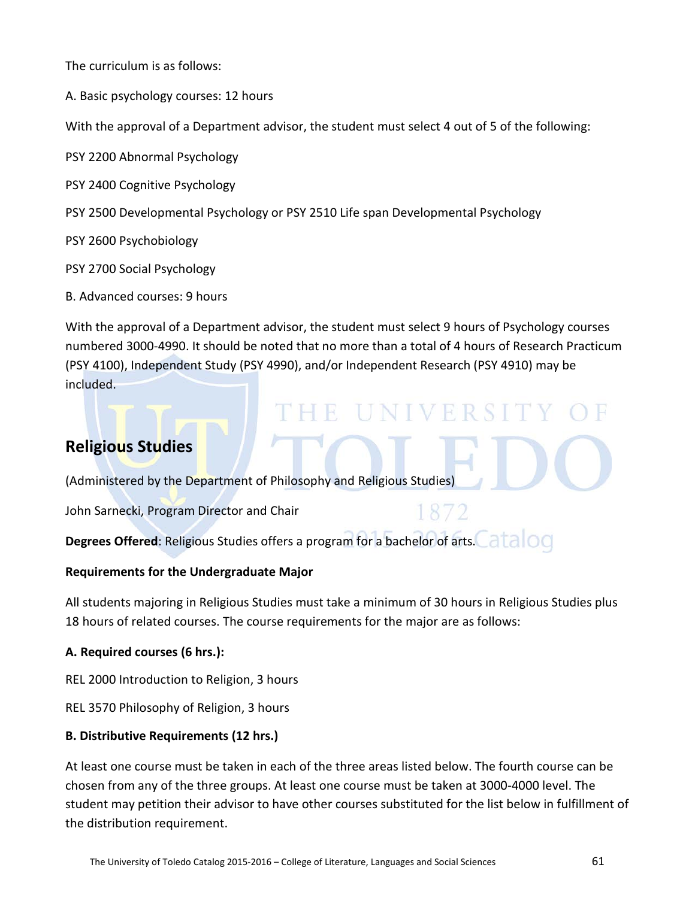The curriculum is as follows:

A. Basic psychology courses: 12 hours

With the approval of a Department advisor, the student must select 4 out of 5 of the following:

PSY 2200 Abnormal Psychology

PSY 2400 Cognitive Psychology

PSY 2500 Developmental Psychology or PSY 2510 Life span Developmental Psychology

PSY 2600 Psychobiology

PSY 2700 Social Psychology

B. Advanced courses: 9 hours

With the approval of a Department advisor, the student must select 9 hours of Psychology courses numbered 3000-4990. It should be noted that no more than a total of 4 hours of Research Practicum (PSY 4100), Independent Study (PSY 4990), and/or Independent Research (PSY 4910) may be included.

## Religious Studies

(Administered by the Department of Philosophy and Religious Studies)

John Sarnecki, Program Director and Chair

**Degrees Offered**: Religious Studies offers a program for a bachelor of arts.

**Requirements for the Undergraduate Major**

All students majoring in Religious Studies must take a minimum of 30 hours in Religious Studies plus 18 hours of related courses. The course requirements for the major are as follows:

**A. Required courses (6 hrs.):**

REL 2000 Introduction to Religion, 3 hours

REL 3570 Philosophy of Religion, 3 hours

**B. Distributive Requirements (12 hrs.)**

At least one course must be taken in each of the three areas listed below. The fourth course can be chosen from any of the three groups. At least one course must be taken at 3000-4000 level. The student may petition their advisor to have other courses substituted for the list below in fulfillment of the distribution requirement.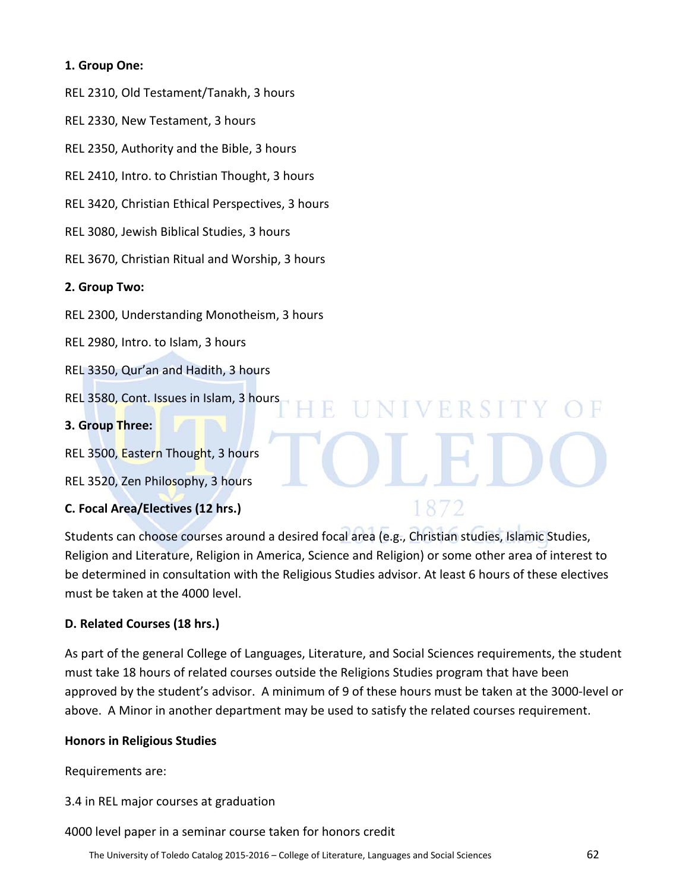**1. Group One:**

REL 2310, Old Testament/Tanakh, 3 hours

REL 2330, New Testament, 3 hours

REL 2350, Authority and the Bible, 3 hours

REL 2410, Intro. to Christian Thought, 3 hours

REL 3420, Christian Ethical Perspectives, 3 hours

REL 3080, Jewish Biblical Studies, 3 hours

REL 3670, Christian Ritual and Worship, 3 hours

**2. Group Two:**

REL 2300, Understanding Monotheism, 3 hours

REL 2980, Intro. to Islam, 3 hours

REL 3350, Qur'an and Hadith, 3 hours

REL 3580, Cont. Issues in Islam, 3 hours

**3. Group Three:**

REL 3500, Eastern Thought, 3 hours

REL 3520, Zen Philosophy, 3 hours

**C. Focal Area/Electives (12 hrs.)**

Students can choose courses around a desired focal area (e.g., Christian studies, Islamic Studies, Religion and Literature, Religion in America, Science and Religion) or some other area of interest to be determined in consultation with the Religious Studies advisor. At least 6 hours of these electives must be taken at the 4000 level.

**D. Related Courses (18 hrs.)**

As part of the general College of Languages, Literature, and Social Sciences requirements, the student must take 18 hours of related courses outside the Religions Studies program that have been approved by the student's advisor. A minimum of 9 of these hours must be taken at the 3000-level or above. A Minor in another department may be used to satisfy the related courses requirement.

**Honors in Religious Studies**

Requirements are:

3.4 in REL major courses at graduation

4000 level paper in a seminar course taken for honors credit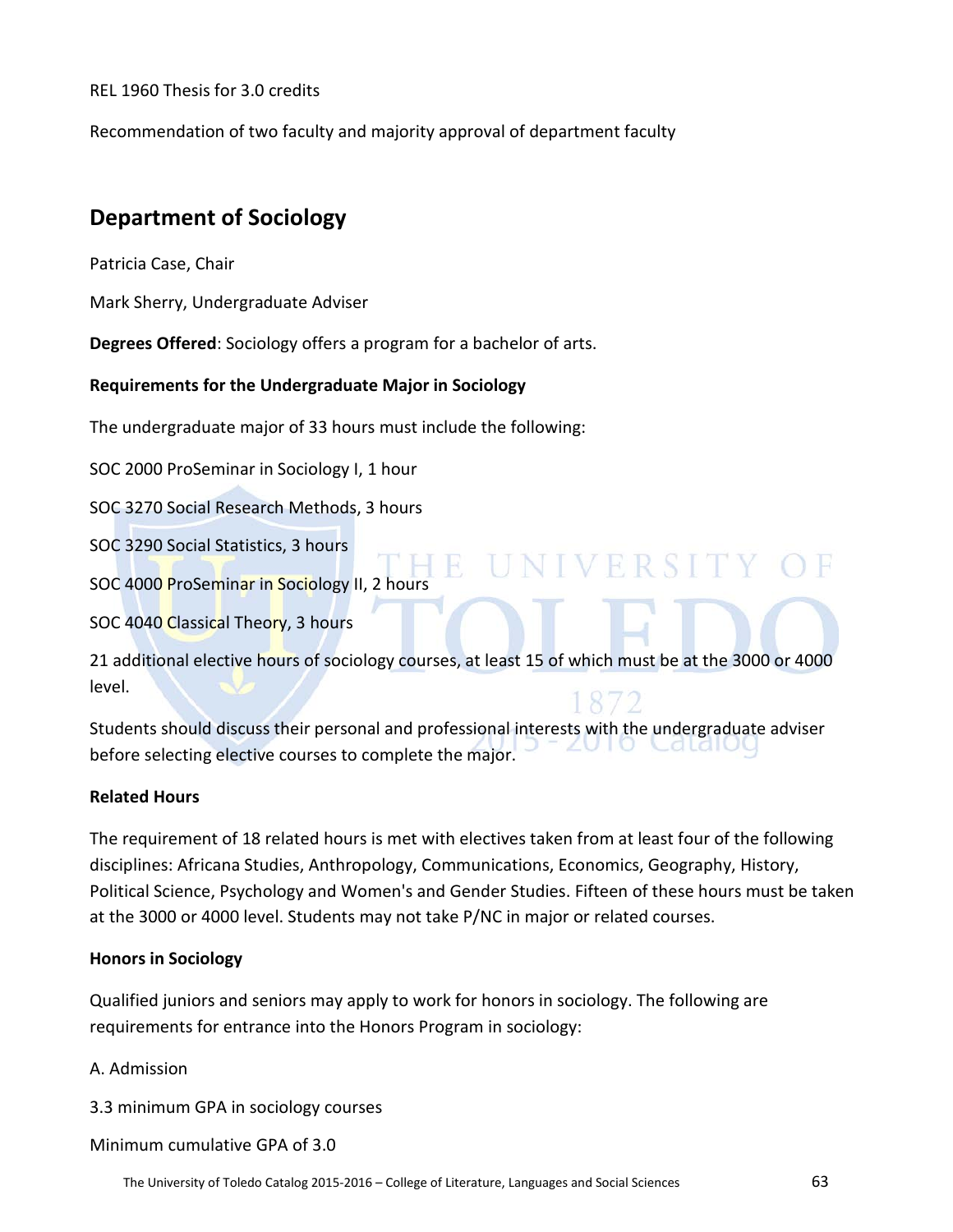REL 1960 Thesis for 3.0 credits

Recommendation of two faculty and majority approval of department faculty

## Department of Sociology

Patricia Case, Chair

Mark Sherry, Undergraduate Adviser

**Degrees Offered**: Sociology offers a program for a bachelor of arts.

**Requirements for the Undergraduate Major in Sociology**

The undergraduate major of 33 hours must include the following:

SOC 2000 ProSeminar in Sociology I, 1 hour

SOC 3270 Social Research Methods, 3 hours

SOC 3290 Social Statistics, 3 hours

SOC 4000 ProSeminar in Sociology II, 2 hours

SOC 4040 Classical Theory, 3 hours

21 additional elective hours of sociology courses, at least 15 of which must be at the 3000 or 4000 level.

Students should discuss their personal and professional interests with the undergraduate adviser before selecting elective courses to complete the major.

**Related Hours**

The requirement of 18 related hours is met with electives taken from at least four of the following disciplines: Africana Studies, Anthropology, Communications, Economics, Geography, History, Political Science, Psychology and Women's and Gender Studies. Fifteen of these hours must be taken at the 3000 or 4000 level. Students may not take P/NC in major or related courses.

**Honors in Sociology**

Qualified juniors and seniors may apply to work for honors in sociology. The following are requirements for entrance into the Honors Program in sociology:

A. Admission

3.3 minimum GPA in sociology courses

Minimum cumulative GPA of 3.0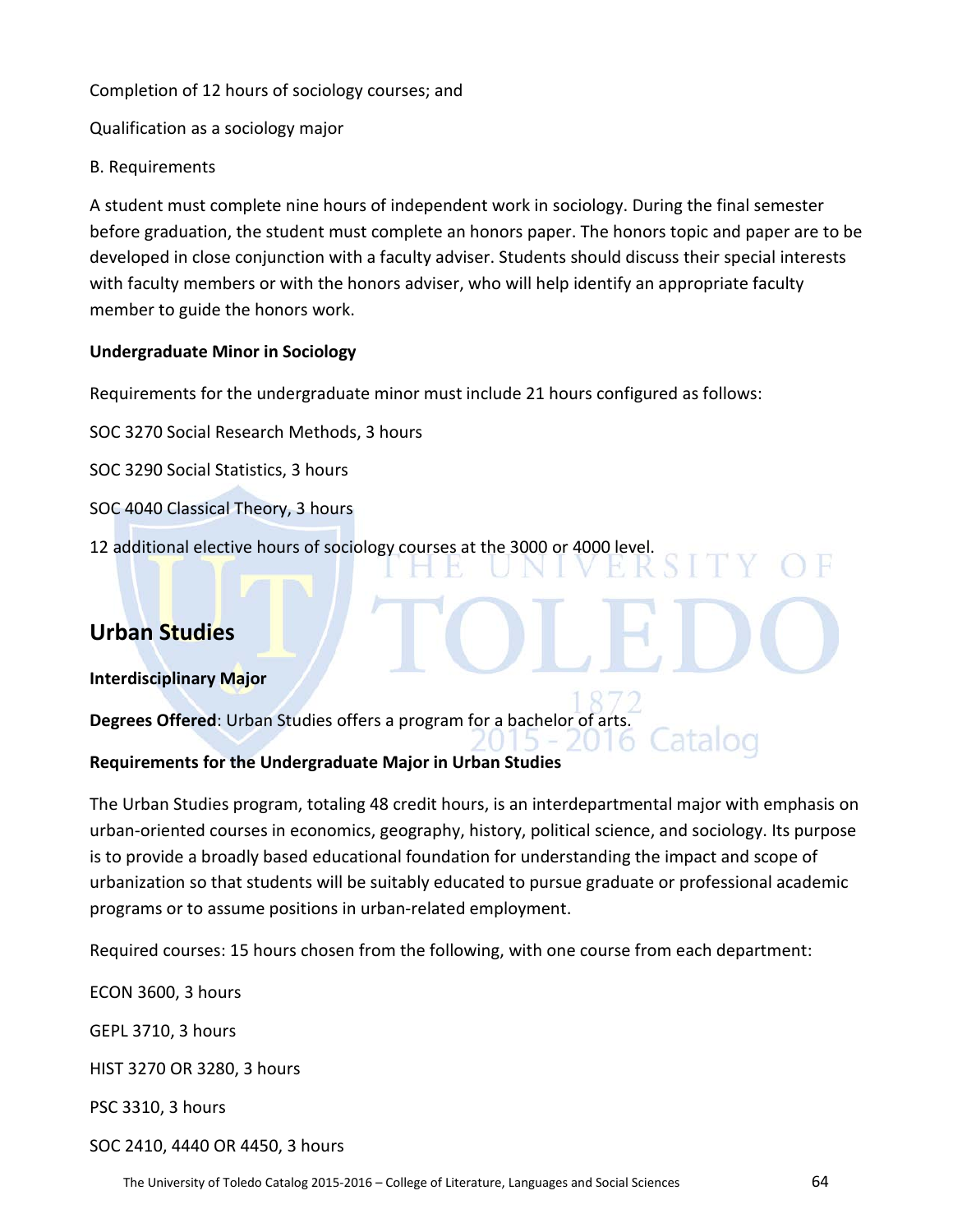Completion of 12 hours of sociology courses; and

Qualification as a sociology major

B. Requirements

A student must complete nine hours of independent work in sociology. During the final semester before graduation, the student must complete an honors paper. The honors topic and paper are to be developed in close conjunction with a faculty adviser. Students should discuss their special interests with faculty members or with the honors adviser, who will help identify an appropriate faculty member to guide the honors work.

**Undergraduate Minor in Sociology**

Requirements for the undergraduate minor must include 21 hours configured as follows:

SOC 3270 Social Research Methods, 3 hours

SOC 3290 Social Statistics, 3 hours

SOC 4040 Classical Theory, 3 hours

12 additional elective hours of sociology courses at the 3000 or 4000 level.

## Urban Studies

**Interdisciplinary Major**

**Degrees Offered**: Urban Studies offers a program for a bachelor of arts.

**Requirements for the Undergraduate Major in Urban Studies**

The Urban Studies program, totaling 48 credit hours, is an interdepartmental major with emphasis on urban-oriented courses in economics, geography, history, political science, and sociology. Its purpose is to provide a broadly based educational foundation for understanding the impact and scope of urbanization so that students will be suitably educated to pursue graduate or professional academic programs or to assume positions in urban-related employment.

Required courses: 15 hours chosen from the following, with one course from each department:

ECON 3600, 3 hours

GEPL 3710, 3 hours

HIST 3270 OR 3280, 3 hours

PSC 3310, 3 hours

SOC 2410, 4440 OR 4450, 3 hours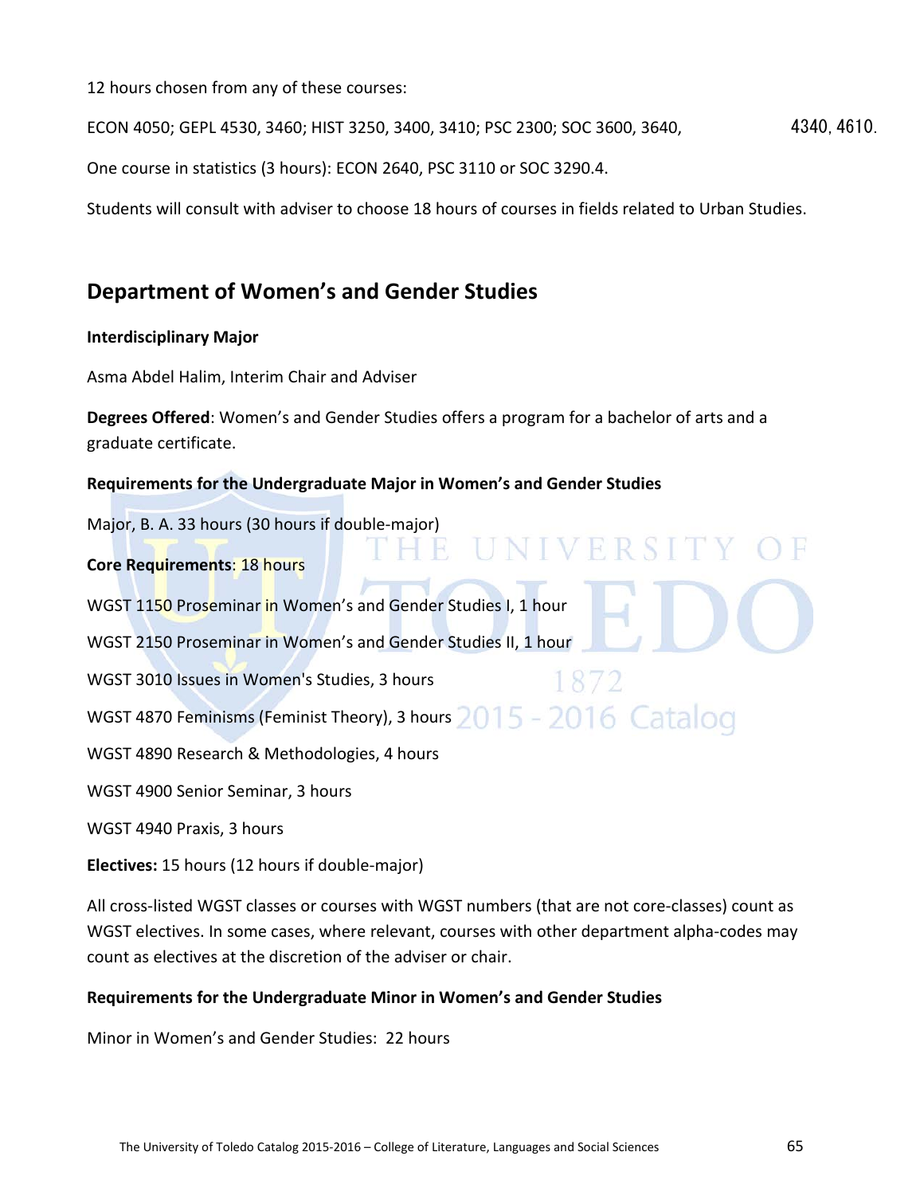12 hours chosen from any of these courses:

ECON 4050; GEPL 4530, 3460; HIST 3250, 3400, 3410; PSC 2300; SOC 3600, 3640, 4340, 4610.

One course in statistics (3 hours): ECON 2640, PSC 3110 or SOC 3290.4.

Students will consult with adviser to choose 18 hours of courses in fields related to Urban Studies.

## Department of Women's and Gender Studies

**Interdisciplinary Major**

Asma Abdel Halim, Interim Chair and Adviser

**Degrees Offered**: Women's and Gender Studies offers a program for a bachelor of arts and a graduate certificate.

**Requirements for the Undergraduate Major in Women's and Gender Studies**

Major, B. A. 33 hours (30 hours if double-major)

**Core Requirements**: 18 hours

WGST 1150 Proseminar in Women's and Gender Studies I, 1 hour

WGST 2150 Proseminar in Women's and Gender Studies II, 1 hour

WGST 3010 Issues in Women's Studies, 3 hours

WGST 4870 Feminisms (Feminist Theory), 3 hours

WGST 4890 Research & Methodologies, 4 hours

WGST 4900 Senior Seminar, 3 hours

WGST 4940 Praxis, 3 hours

**Electives:** 15 hours (12 hours if double-major)

All cross-listed WGST classes or courses with WGST numbers (that are not core-classes) count as WGST electives. In some cases, where relevant, courses with other department alpha-codes may count as electives at the discretion of the adviser or chair.

**Requirements for the Undergraduate Minor in Women's and Gender Studies**

Minor in Women's and Gender Studies: 22 hours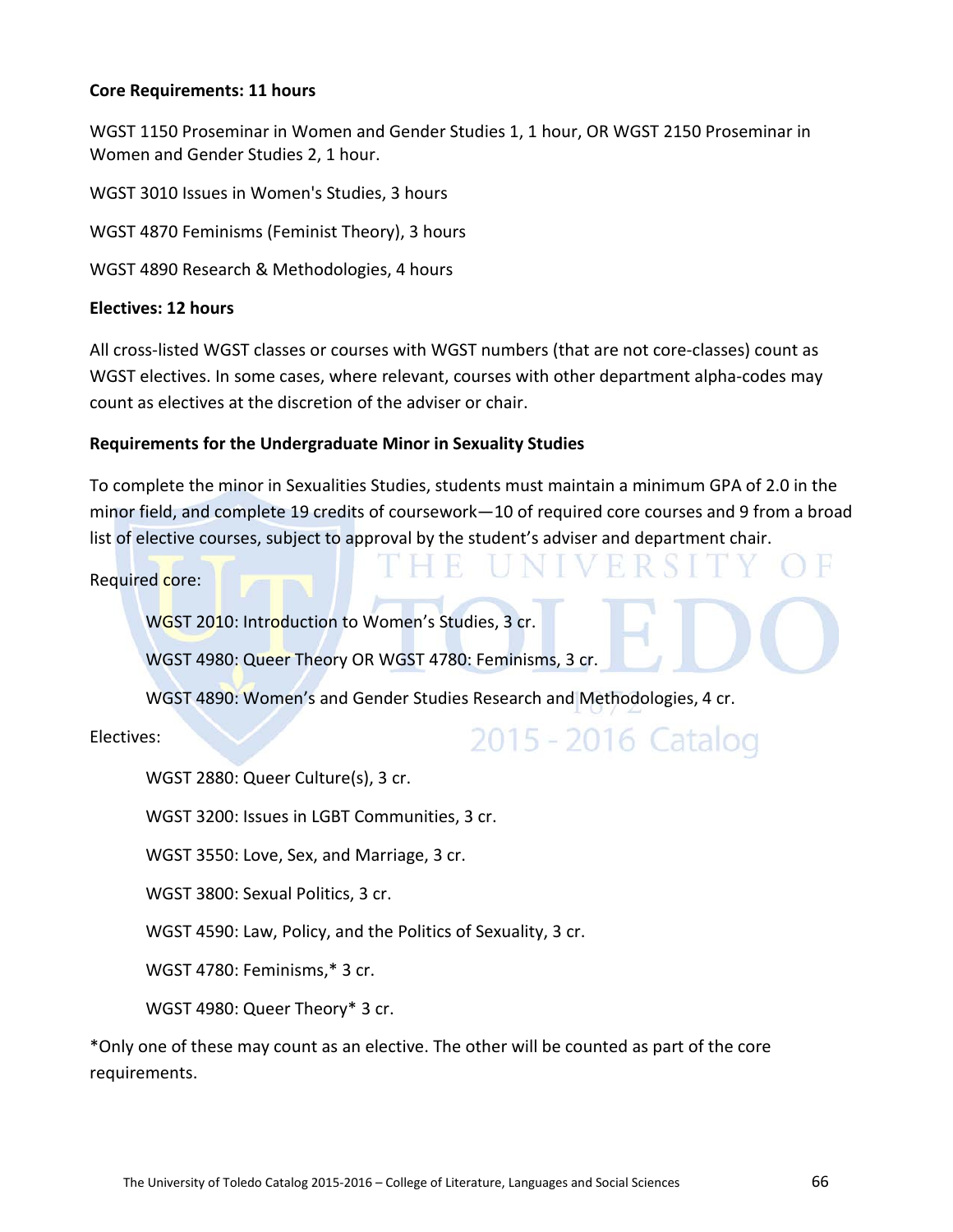**Core Requirements: 11 hours**

WGST 1150 Proseminar in Women and Gender Studies 1, 1 hour, OR WGST 2150 Proseminar in Women and Gender Studies 2, 1 hour.

WGST 3010 Issues in Women's Studies, 3 hours

WGST 4870 Feminisms (Feminist Theory), 3 hours

WGST 4890 Research & Methodologies, 4 hours

**Electives: 12 hours**

All cross-listed WGST classes or courses with WGST numbers (that are not core-classes) count as WGST electives. In some cases, where relevant, courses with other department alpha-codes may count as electives at the discretion of the adviser or chair.

**Requirements for the Undergraduate Minor in Sexuality Studies**

To complete the minor in Sexualities Studies, students must maintain a minimum GPA of 2.0 in the minor field, and complete 19 credits of coursework—10 of required core courses and 9 from a broad list of elective courses, subject to approval by the student's adviser and department chair.

Required core:

- WGST 2010: Introduction to Women's Studies, 3 cr.
- WGST 4980: Queer Theory OR WGST 4780: Feminisms, 3 cr.
- WGST 4890: Women's and Gender Studies Research and Methodologies, 4 cr.

Electives:

- WGST 2880: Queer Culture(s), 3 cr.
- WGST 3200: Issues in LGBT Communities, 3 cr.
- WGST 3550: Love, Sex, and Marriage, 3 cr.
- WGST 3800: Sexual Politics, 3 cr.
- WGST 4590: Law, Policy, and the Politics of Sexuality, 3 cr.
- WGST 4780: Feminisms,* 3 cr.
- WGST 4980: Queer Theory* 3 cr.

*Only one of these may count as an elective. The other will be counted as part of the core requirements.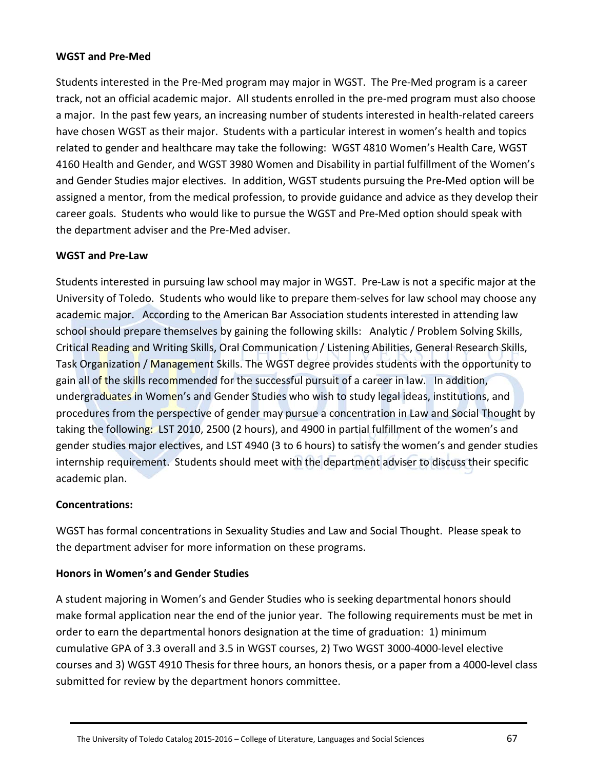**WGST and Pre-Med**

Students interested in the Pre-Med program may major in WGST. The Pre-Med program is a career track, not an official academic major. All students enrolled in the pre-med program must also choose a major. In the past few years, an increasing number of students interested in health-related careers have chosen WGST as their major. Students with a particular interest in women's health and topics related to gender and healthcare may take the following: WGST 4810 Women's Health Care, WGST 4160 Health and Gender, and WGST 3980 Women and Disability in partial fulfillment of the Women's and Gender Studies major electives. In addition, WGST students pursuing the Pre-Med option will be assigned a mentor, from the medical profession, to provide guidance and advice as they develop their career goals. Students who would like to pursue the WGST and Pre-Med option should speak with the department adviser and the Pre-Med adviser.

**WGST and Pre-Law**

Students interested in pursuing law school may major in WGST. Pre-Law is not a specific major at the University of Toledo. Students who would like to prepare them-selves for law school may choose any academic major. According to the American Bar Association students interested in attending law school should prepare themselves by gaining the following skills: Analytic / Problem Solving Skills, Critical Reading and Writing Skills, Oral Communication / Listening Abilities, General Research Skills, Task Organization / Management Skills. The WGST degree provides students with the opportunity to gain all of the skills recommended for the successful pursuit of a career in law. In addition, undergraduates in Women's and Gender Studies who wish to study legal ideas, institutions, and procedures from the perspective of gender may pursue a concentration in Law and Social Thought by taking the following: LST 2010, 2500 (2 hours), and 4900 in partial fulfillment of the women's and gender studies major electives, and LST 4940 (3 to 6 hours) to satisfy the women's and gender studies internship requirement. Students should meet with the department adviser to discuss their specific academic plan.

**Concentrations:**

WGST has formal concentrations in Sexuality Studies and Law and Social Thought. Please speak to the department adviser for more information on these programs.

**Honors in Women's and Gender Studies**

A student majoring in Women's and Gender Studies who is seeking departmental honors should make formal application near the end of the junior year. The following requirements must be met in order to earn the departmental honors designation at the time of graduation: 1) minimum cumulative GPA of 3.3 overall and 3.5 in WGST courses, 2) Two WGST 3000-4000-level elective courses and 3) WGST 4910 Thesis for three hours, an honors thesis, or a paper from a 4000-level class submitted for review by the department honors committee.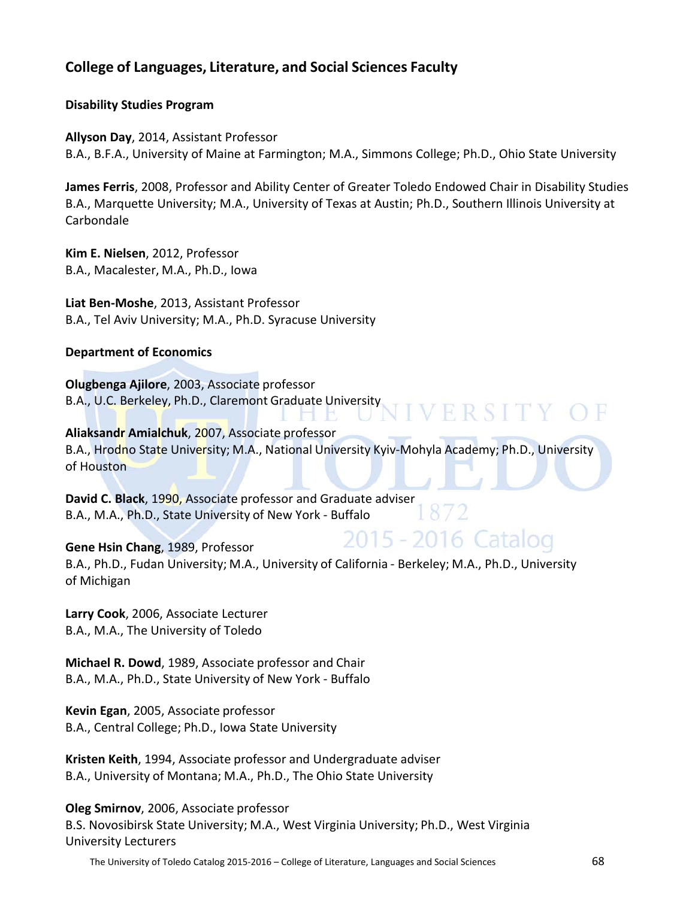## College of Languages, Literature, and Social Sciences Faculty

### Disability Studies Program

**Allyson Day**, 2014, Assistant Professor
B.A., B.F.A., University of Maine at Farmington; M.A., Simmons College; Ph.D., Ohio State University

**James Ferris**, 2008, Professor and Ability Center of Greater Toledo Endowed Chair in Disability Studies
B.A., Marquette University; M.A., University of Texas at Austin; Ph.D., Southern Illinois University at Carbondale

**Kim E. Nielsen**, 2012, Professor
B.A., Macalester, M.A., Ph.D., Iowa

**Liat Ben-Moshe**, 2013, Assistant Professor
B.A., Tel Aviv University; M.A., Ph.D. Syracuse University

### Department of Economics

**Olugbenga Ajilore**, 2003, Associate professor
B.A., U.C. Berkeley, Ph.D., Claremont Graduate University

**Aliaksandr Amialchuk**, 2007, Associate professor
B.A., Hrodno State University; M.A., National University Kyiv-Mohyla Academy; Ph.D., University of Houston

**David C. Black**, 1990, Associate professor and Graduate adviser
B.A., M.A., Ph.D., State University of New York - Buffalo

**Gene Hsin Chang**, 1989, Professor
B.A., Ph.D., Fudan University; M.A., University of California - Berkeley; M.A., Ph.D., University of Michigan

**Larry Cook**, 2006, Associate Lecturer
B.A., M.A., The University of Toledo

**Michael R. Dowd**, 1989, Associate professor and Chair
B.A., M.A., Ph.D., State University of New York - Buffalo

**Kevin Egan**, 2005, Associate professor
B.A., Central College; Ph.D., Iowa State University

**Kristen Keith**, 1994, Associate professor and Undergraduate adviser
B.A., University of Montana; M.A., Ph.D., The Ohio State University

**Oleg Smirnov**, 2006, Associate professor
B.S. Novosibirsk State University; M.A., West Virginia University; Ph.D., West Virginia University Lecturers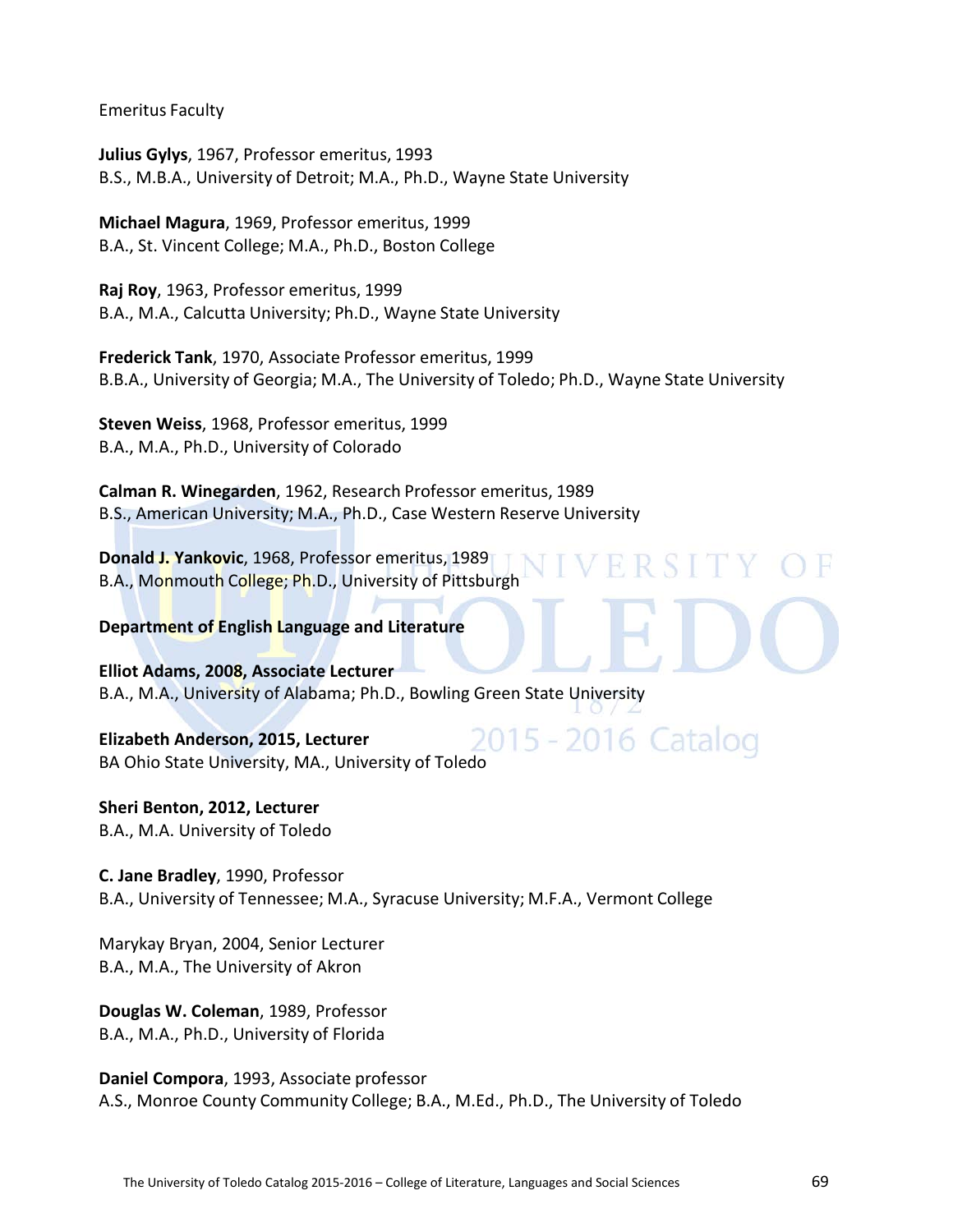Emeritus Faculty

**Julius Gylys**, 1967, Professor emeritus, 1993
B.S., M.B.A., University of Detroit; M.A., Ph.D., Wayne State University

**Michael Magura**, 1969, Professor emeritus, 1999
B.A., St. Vincent College; M.A., Ph.D., Boston College

**Raj Roy**, 1963, Professor emeritus, 1999
B.A., M.A., Calcutta University; Ph.D., Wayne State University

**Frederick Tank**, 1970, Associate Professor emeritus, 1999
B.B.A., University of Georgia; M.A., The University of Toledo; Ph.D., Wayne State University

**Steven Weiss**, 1968, Professor emeritus, 1999
B.A., M.A., Ph.D., University of Colorado

**Calman R. Winegarden**, 1962, Research Professor emeritus, 1989
B.S., American University; M.A., Ph.D., Case Western Reserve University

**Donald J. Yankovic**, 1968, Professor emeritus, 1989
B.A., Monmouth College; Ph.D., University of Pittsburgh

**Department of English Language and Literature**

**Elliot Adams, 2008, Associate Lecturer**
B.A., M.A., University of Alabama; Ph.D., Bowling Green State University

**Elizabeth Anderson, 2015, Lecturer**
BA Ohio State University, MA., University of Toledo

**Sheri Benton, 2012, Lecturer**
B.A., M.A. University of Toledo

**C. Jane Bradley**, 1990, Professor
B.A., University of Tennessee; M.A., Syracuse University; M.F.A., Vermont College

Marykay Bryan, 2004, Senior Lecturer
B.A., M.A., The University of Akron

**Douglas W. Coleman**, 1989, Professor
B.A., M.A., Ph.D., University of Florida

**Daniel Compora**, 1993, Associate professor
A.S., Monroe County Community College; B.A., M.Ed., Ph.D., The University of Toledo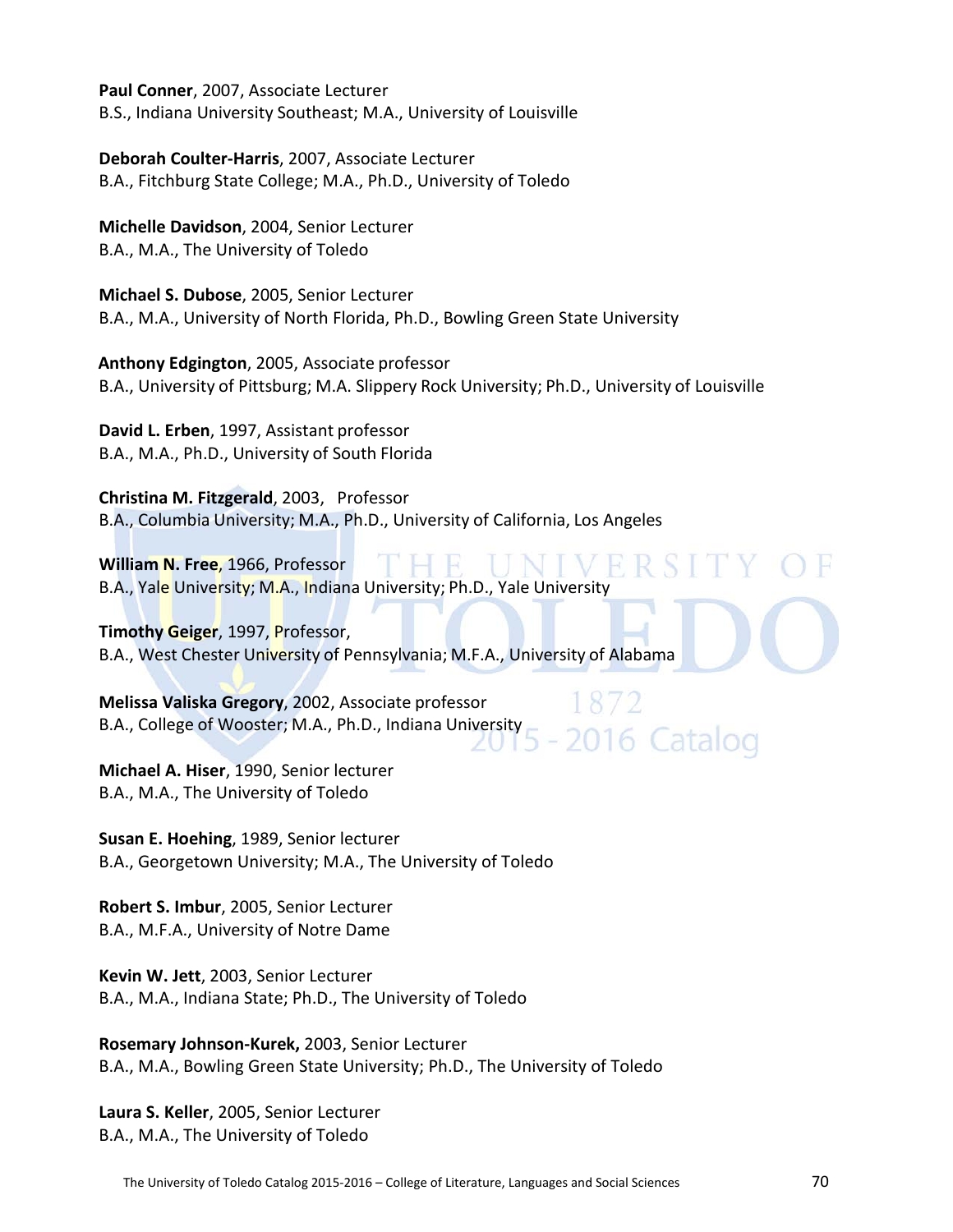**Paul Conner**, 2007, Associate Lecturer
B.S., Indiana University Southeast; M.A., University of Louisville

**Deborah Coulter-Harris**, 2007, Associate Lecturer
B.A., Fitchburg State College; M.A., Ph.D., University of Toledo

**Michelle Davidson**, 2004, Senior Lecturer
B.A., M.A., The University of Toledo

**Michael S. Dubose**, 2005, Senior Lecturer
B.A., M.A., University of North Florida, Ph.D., Bowling Green State University

**Anthony Edgington**, 2005, Associate professor
B.A., University of Pittsburg; M.A. Slippery Rock University; Ph.D., University of Louisville

**David L. Erben**, 1997, Assistant professor
B.A., M.A., Ph.D., University of South Florida

**Christina M. Fitzgerald**, 2003, Professor
B.A., Columbia University; M.A., Ph.D., University of California, Los Angeles

**William N. Free**, 1966, Professor
B.A., Yale University; M.A., Indiana University; Ph.D., Yale University

**Timothy Geiger**, 1997, Professor,
B.A., West Chester University of Pennsylvania; M.F.A., University of Alabama

**Melissa Valiska Gregory**, 2002, Associate professor
B.A., College of Wooster; M.A., Ph.D., Indiana University

**Michael A. Hiser**, 1990, Senior lecturer
B.A., M.A., The University of Toledo

**Susan E. Hoehing**, 1989, Senior lecturer
B.A., Georgetown University; M.A., The University of Toledo

**Robert S. Imbur**, 2005, Senior Lecturer
B.A., M.F.A., University of Notre Dame

**Kevin W. Jett**, 2003, Senior Lecturer
B.A., M.A., Indiana State; Ph.D., The University of Toledo

**Rosemary Johnson-Kurek,** 2003, Senior Lecturer
B.A., M.A., Bowling Green State University; Ph.D., The University of Toledo

**Laura S. Keller**, 2005, Senior Lecturer
B.A., M.A., The University of Toledo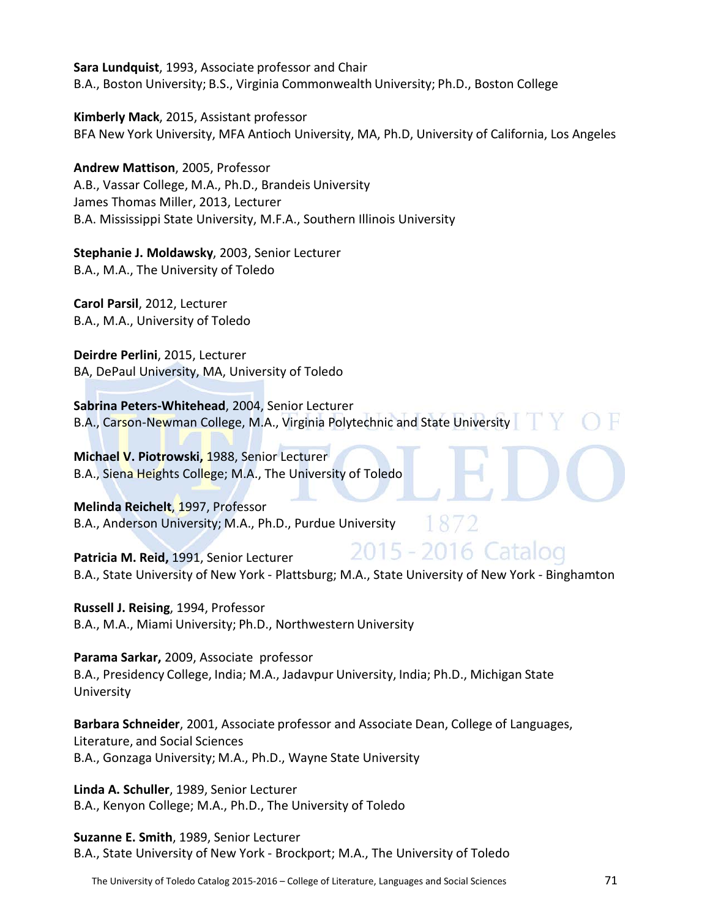**Sara Lundquist**, 1993, Associate professor and Chair
B.A., Boston University; B.S., Virginia Commonwealth University; Ph.D., Boston College

**Kimberly Mack**, 2015, Assistant professor
BFA New York University, MFA Antioch University, MA, Ph.D, University of California, Los Angeles

**Andrew Mattison**, 2005, Professor
A.B., Vassar College, M.A., Ph.D., Brandeis University
James Thomas Miller, 2013, Lecturer
B.A. Mississippi State University, M.F.A., Southern Illinois University

**Stephanie J. Moldawsky**, 2003, Senior Lecturer
B.A., M.A., The University of Toledo

**Carol Parsil**, 2012, Lecturer
B.A., M.A., University of Toledo

**Deirdre Perlini**, 2015, Lecturer
BA, DePaul University, MA, University of Toledo

**Sabrina Peters-Whitehead**, 2004, Senior Lecturer
B.A., Carson-Newman College, M.A., Virginia Polytechnic and State University

**Michael V. Piotrowski,** 1988, Senior Lecturer
B.A., Siena Heights College; M.A., The University of Toledo

**Melinda Reichelt**, 1997, Professor
B.A., Anderson University; M.A., Ph.D., Purdue University

**Patricia M. Reid,** 1991, Senior Lecturer
B.A., State University of New York - Plattsburg; M.A., State University of New York - Binghamton

**Russell J. Reising**, 1994, Professor
B.A., M.A., Miami University; Ph.D., Northwestern University

**Parama Sarkar,** 2009, Associate professor
B.A., Presidency College, India; M.A., Jadavpur University, India; Ph.D., Michigan State University

**Barbara Schneider**, 2001, Associate professor and Associate Dean, College of Languages, Literature, and Social Sciences
B.A., Gonzaga University; M.A., Ph.D., Wayne State University

**Linda A. Schuller**, 1989, Senior Lecturer
B.A., Kenyon College; M.A., Ph.D., The University of Toledo

**Suzanne E. Smith**, 1989, Senior Lecturer
B.A., State University of New York - Brockport; M.A., The University of Toledo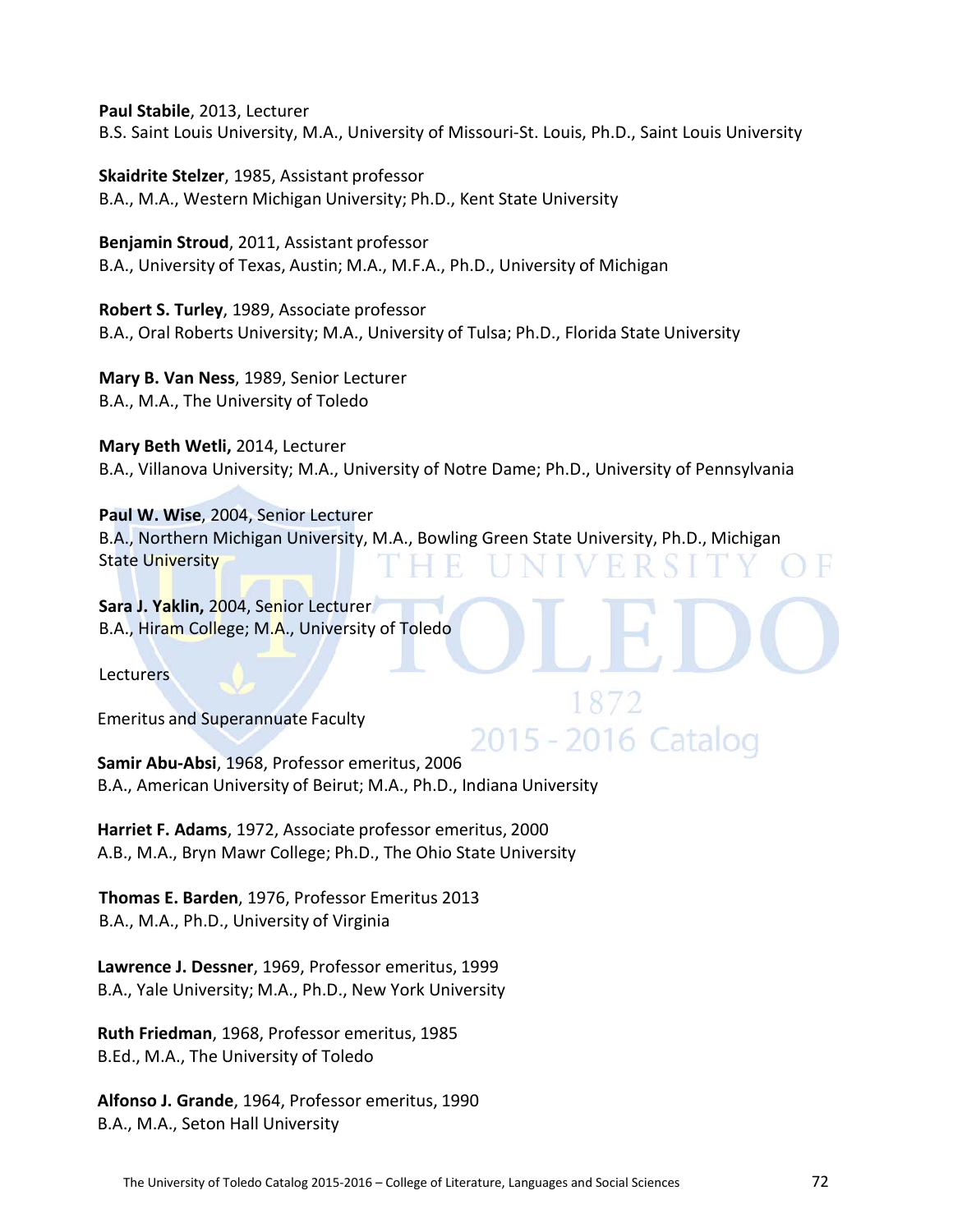**Paul Stabile**, 2013, Lecturer
B.S. Saint Louis University, M.A., University of Missouri-St. Louis, Ph.D., Saint Louis University

**Skaidrite Stelzer**, 1985, Assistant professor
B.A., M.A., Western Michigan University; Ph.D., Kent State University

**Benjamin Stroud**, 2011, Assistant professor
B.A., University of Texas, Austin; M.A., M.F.A., Ph.D., University of Michigan

**Robert S. Turley**, 1989, Associate professor
B.A., Oral Roberts University; M.A., University of Tulsa; Ph.D., Florida State University

**Mary B. Van Ness**, 1989, Senior Lecturer
B.A., M.A., The University of Toledo

**Mary Beth Wetli,** 2014, Lecturer
B.A., Villanova University; M.A., University of Notre Dame; Ph.D., University of Pennsylvania

**Paul W. Wise**, 2004, Senior Lecturer
B.A., Northern Michigan University, M.A., Bowling Green State University, Ph.D., Michigan State University

**Sara J. Yaklin,** 2004, Senior Lecturer
B.A., Hiram College; M.A., University of Toledo

Lecturers

Emeritus and Superannuate Faculty

**Samir Abu-Absi**, 1968, Professor emeritus, 2006
B.A., American University of Beirut; M.A., Ph.D., Indiana University

**Harriet F. Adams**, 1972, Associate professor emeritus, 2000
A.B., M.A., Bryn Mawr College; Ph.D., The Ohio State University

**Thomas E. Barden**, 1976, Professor Emeritus 2013
B.A., M.A., Ph.D., University of Virginia

**Lawrence J. Dessner**, 1969, Professor emeritus, 1999
B.A., Yale University; M.A., Ph.D., New York University

**Ruth Friedman**, 1968, Professor emeritus, 1985
B.Ed., M.A., The University of Toledo

**Alfonso J. Grande**, 1964, Professor emeritus, 1990
B.A., M.A., Seton Hall University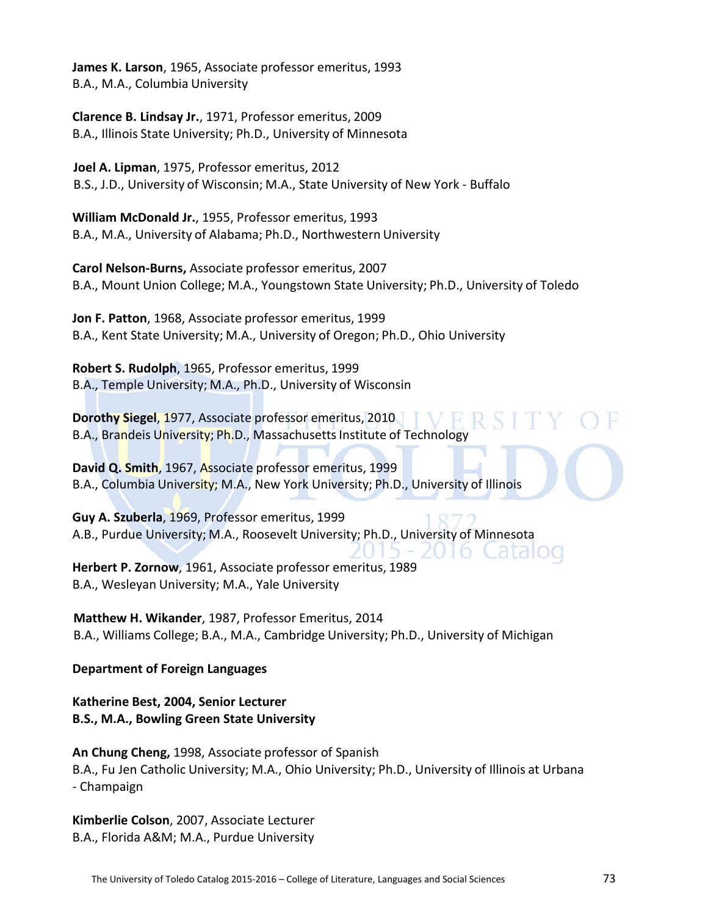**James K. Larson**, 1965, Associate professor emeritus, 1993
B.A., M.A., Columbia University

**Clarence B. Lindsay Jr.**, 1971, Professor emeritus, 2009
B.A., Illinois State University; Ph.D., University of Minnesota

**Joel A. Lipman**, 1975, Professor emeritus, 2012
B.S., J.D., University of Wisconsin; M.A., State University of New York - Buffalo

**William McDonald Jr.**, 1955, Professor emeritus, 1993
B.A., M.A., University of Alabama; Ph.D., Northwestern University

**Carol Nelson-Burns,** Associate professor emeritus, 2007
B.A., Mount Union College; M.A., Youngstown State University; Ph.D., University of Toledo

**Jon F. Patton**, 1968, Associate professor emeritus, 1999
B.A., Kent State University; M.A., University of Oregon; Ph.D., Ohio University

**Robert S. Rudolph**, 1965, Professor emeritus, 1999
B.A., Temple University; M.A., Ph.D., University of Wisconsin

**Dorothy Siegel**, 1977, Associate professor emeritus, 2010
B.A., Brandeis University; Ph.D., Massachusetts Institute of Technology

**David Q. Smith**, 1967, Associate professor emeritus, 1999
B.A., Columbia University; M.A., New York University; Ph.D., University of Illinois

**Guy A. Szuberla**, 1969, Professor emeritus, 1999
A.B., Purdue University; M.A., Roosevelt University; Ph.D., University of Minnesota

**Herbert P. Zornow**, 1961, Associate professor emeritus, 1989
B.A., Wesleyan University; M.A., Yale University

**Matthew H. Wikander**, 1987, Professor Emeritus, 2014
B.A., Williams College; B.A., M.A., Cambridge University; Ph.D., University of Michigan

**Department of Foreign Languages**

**Katherine Best, 2004, Senior Lecturer**
**B.S., M.A., Bowling Green State University**

**An Chung Cheng,** 1998, Associate professor of Spanish
B.A., Fu Jen Catholic University; M.A., Ohio University; Ph.D., University of Illinois at Urbana - Champaign

**Kimberlie Colson**, 2007, Associate Lecturer
B.A., Florida A&M; M.A., Purdue University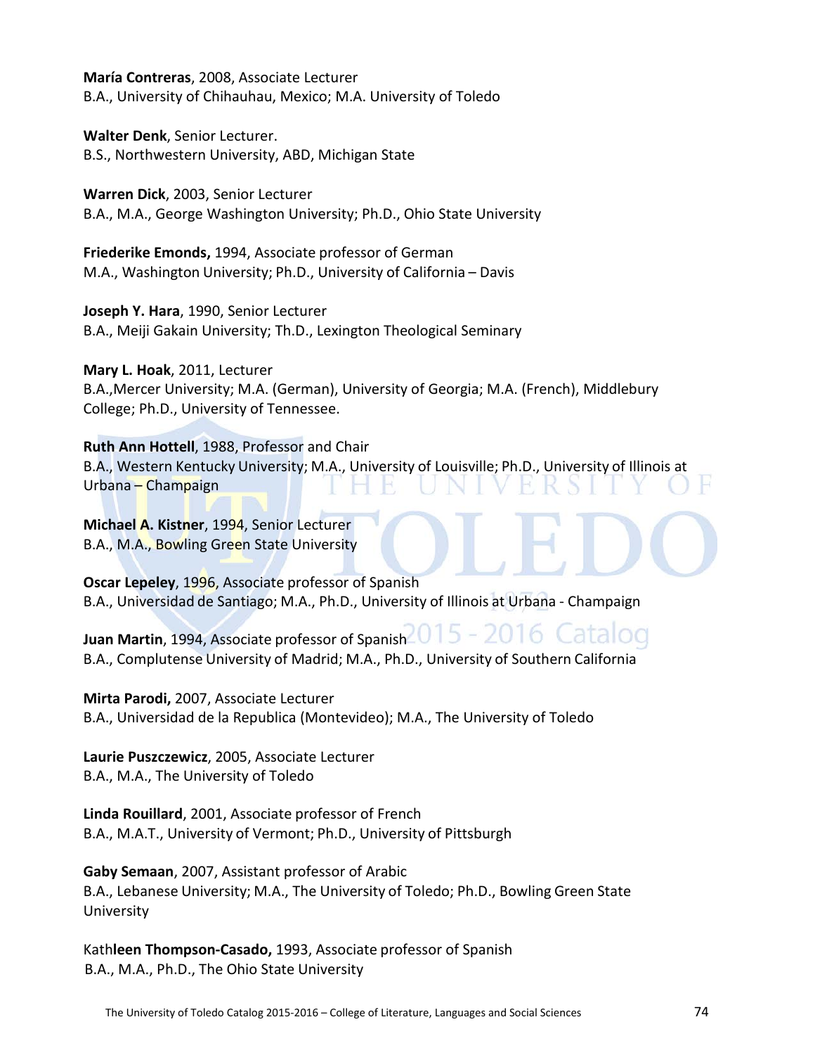**María Contreras**, 2008, Associate Lecturer
B.A., University of Chihauhau, Mexico; M.A. University of Toledo

**Walter Denk**, Senior Lecturer.
B.S., Northwestern University, ABD, Michigan State

**Warren Dick**, 2003, Senior Lecturer
B.A., M.A., George Washington University; Ph.D., Ohio State University

**Friederike Emonds,** 1994, Associate professor of German
M.A., Washington University; Ph.D., University of California – Davis

**Joseph Y. Hara**, 1990, Senior Lecturer
B.A., Meiji Gakain University; Th.D., Lexington Theological Seminary

**Mary L. Hoak**, 2011, Lecturer
B.A.,Mercer University; M.A. (German), University of Georgia; M.A. (French), Middlebury College; Ph.D., University of Tennessee.

**Ruth Ann Hottell**, 1988, Professor and Chair
B.A., Western Kentucky University; M.A., University of Louisville; Ph.D., University of Illinois at Urbana – Champaign

**Michael A. Kistner**, 1994, Senior Lecturer
B.A., M.A., Bowling Green State University

**Oscar Lepeley**, 1996, Associate professor of Spanish
B.A., Universidad de Santiago; M.A., Ph.D., University of Illinois at Urbana - Champaign

**Juan Martin**, 1994, Associate professor of Spanish
B.A., Complutense University of Madrid; M.A., Ph.D., University of Southern California

**Mirta Parodi,** 2007, Associate Lecturer
B.A., Universidad de la Republica (Montevideo); M.A., The University of Toledo

**Laurie Puszczewicz**, 2005, Associate Lecturer
B.A., M.A., The University of Toledo

**Linda Rouillard**, 2001, Associate professor of French
B.A., M.A.T., University of Vermont; Ph.D., University of Pittsburgh

**Gaby Semaan**, 2007, Assistant professor of Arabic
B.A., Lebanese University; M.A., The University of Toledo; Ph.D., Bowling Green State University

Kath**leen Thompson-Casado,** 1993, Associate professor of Spanish
B.A., M.A., Ph.D., The Ohio State University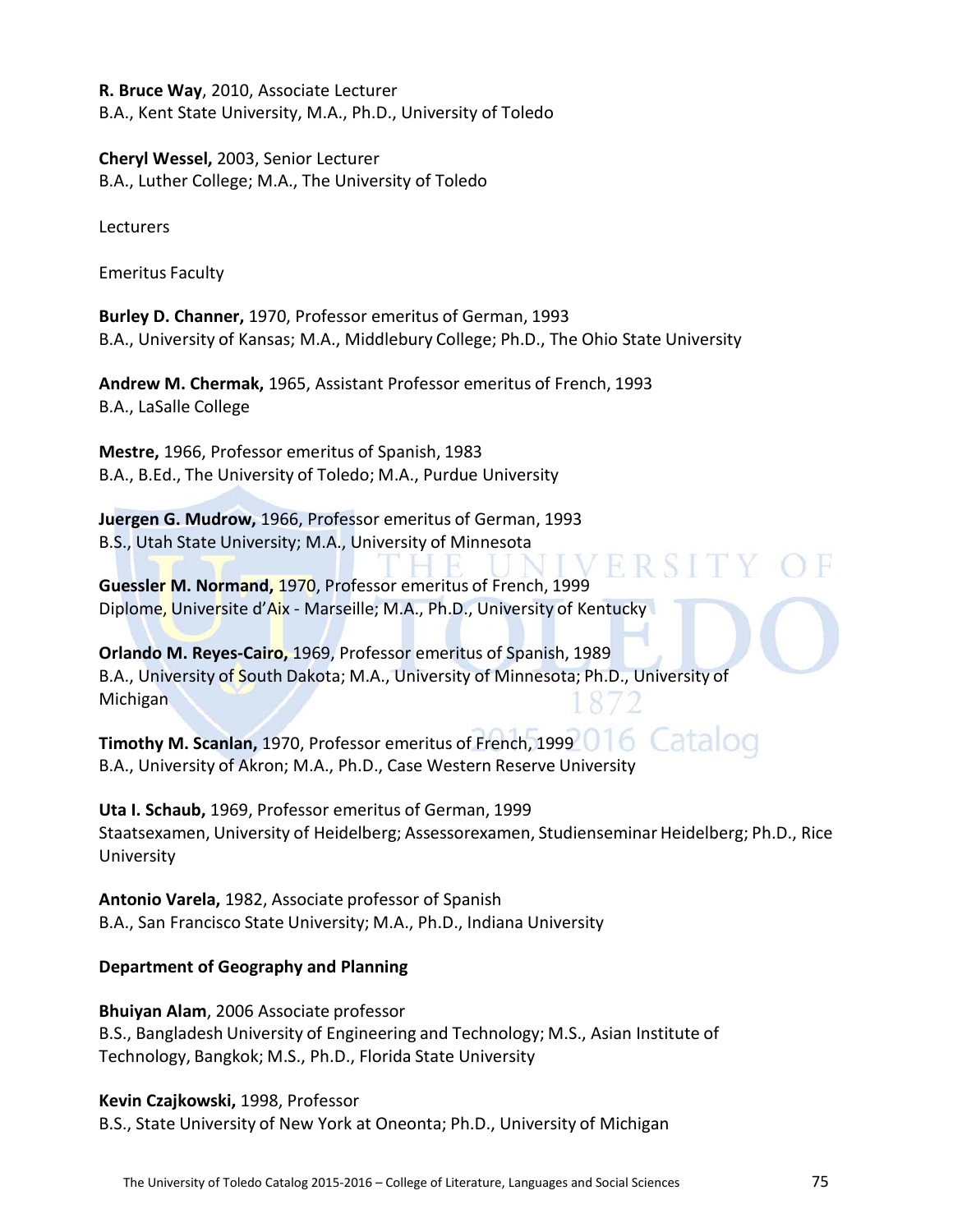**R. Bruce Way**, 2010, Associate Lecturer
B.A., Kent State University, M.A., Ph.D., University of Toledo

**Cheryl Wessel,** 2003, Senior Lecturer
B.A., Luther College; M.A., The University of Toledo

Lecturers

Emeritus Faculty

**Burley D. Channer,** 1970, Professor emeritus of German, 1993
B.A., University of Kansas; M.A., Middlebury College; Ph.D., The Ohio State University

**Andrew M. Chermak,** 1965, Assistant Professor emeritus of French, 1993
B.A., LaSalle College

**Mestre,** 1966, Professor emeritus of Spanish, 1983
B.A., B.Ed., The University of Toledo; M.A., Purdue University

**Juergen G. Mudrow,** 1966, Professor emeritus of German, 1993
B.S., Utah State University; M.A., University of Minnesota

**Guessler M. Normand,** 1970, Professor emeritus of French, 1999
Diplome, Universite d'Aix - Marseille; M.A., Ph.D., University of Kentucky

**Orlando M. Reyes-Cairo,** 1969, Professor emeritus of Spanish, 1989
B.A., University of South Dakota; M.A., University of Minnesota; Ph.D., University of Michigan

**Timothy M. Scanlan,** 1970, Professor emeritus of French, 1999
B.A., University of Akron; M.A., Ph.D., Case Western Reserve University

**Uta I. Schaub,** 1969, Professor emeritus of German, 1999
Staatsexamen, University of Heidelberg; Assessorexamen, Studienseminar Heidelberg; Ph.D., Rice University

**Antonio Varela,** 1982, Associate professor of Spanish
B.A., San Francisco State University; M.A., Ph.D., Indiana University

**Department of Geography and Planning**

**Bhuiyan Alam**, 2006 Associate professor
B.S., Bangladesh University of Engineering and Technology; M.S., Asian Institute of Technology, Bangkok; M.S., Ph.D., Florida State University

**Kevin Czajkowski,** 1998, Professor
B.S., State University of New York at Oneonta; Ph.D., University of Michigan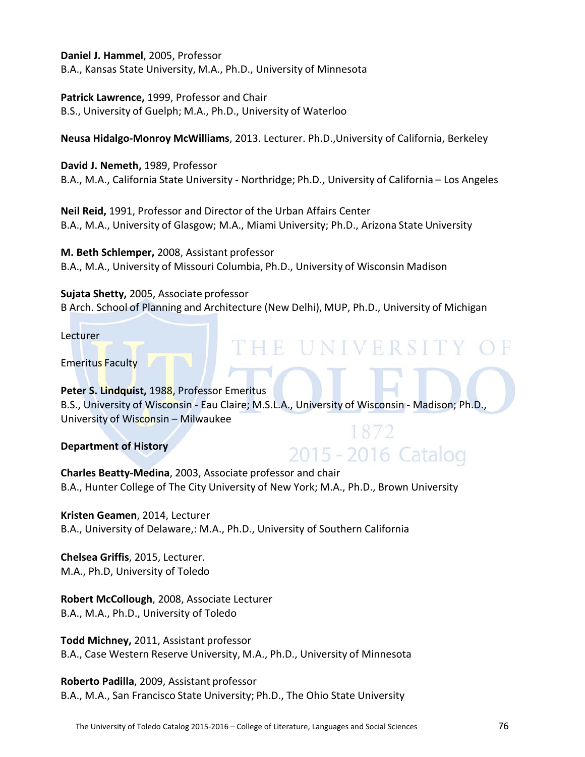**Daniel J. Hammel**, 2005, Professor
B.A., Kansas State University, M.A., Ph.D., University of Minnesota

**Patrick Lawrence,** 1999, Professor and Chair
B.S., University of Guelph; M.A., Ph.D., University of Waterloo

**Neusa Hidalgo-Monroy McWilliams**, 2013. Lecturer. Ph.D.,University of California, Berkeley

**David J. Nemeth,** 1989, Professor
B.A., M.A., California State University - Northridge; Ph.D., University of California – Los Angeles

**Neil Reid,** 1991, Professor and Director of the Urban Affairs Center
B.A., M.A., University of Glasgow; M.A., Miami University; Ph.D., Arizona State University

**M. Beth Schlemper,** 2008, Assistant professor
B.A., M.A., University of Missouri Columbia, Ph.D., University of Wisconsin Madison

**Sujata Shetty,** 2005, Associate professor
B Arch. School of Planning and Architecture (New Delhi), MUP, Ph.D., University of Michigan

Lecturer

Emeritus Faculty

**Peter S. Lindquist,** 1988, Professor Emeritus
B.S., University of Wisconsin - Eau Claire; M.S.L.A., University of Wisconsin - Madison; Ph.D., University of Wisconsin – Milwaukee

**Department of History**

**Charles Beatty-Medina**, 2003, Associate professor and chair
B.A., Hunter College of The City University of New York; M.A., Ph.D., Brown University

**Kristen Geamen**, 2014, Lecturer
B.A., University of Delaware,: M.A., Ph.D., University of Southern California

**Chelsea Griffis**, 2015, Lecturer.
M.A., Ph.D, University of Toledo

**Robert McCollough**, 2008, Associate Lecturer
B.A., M.A., Ph.D., University of Toledo

**Todd Michney,** 2011, Assistant professor
B.A., Case Western Reserve University, M.A., Ph.D., University of Minnesota

**Roberto Padilla**, 2009, Assistant professor
B.A., M.A., San Francisco State University; Ph.D., The Ohio State University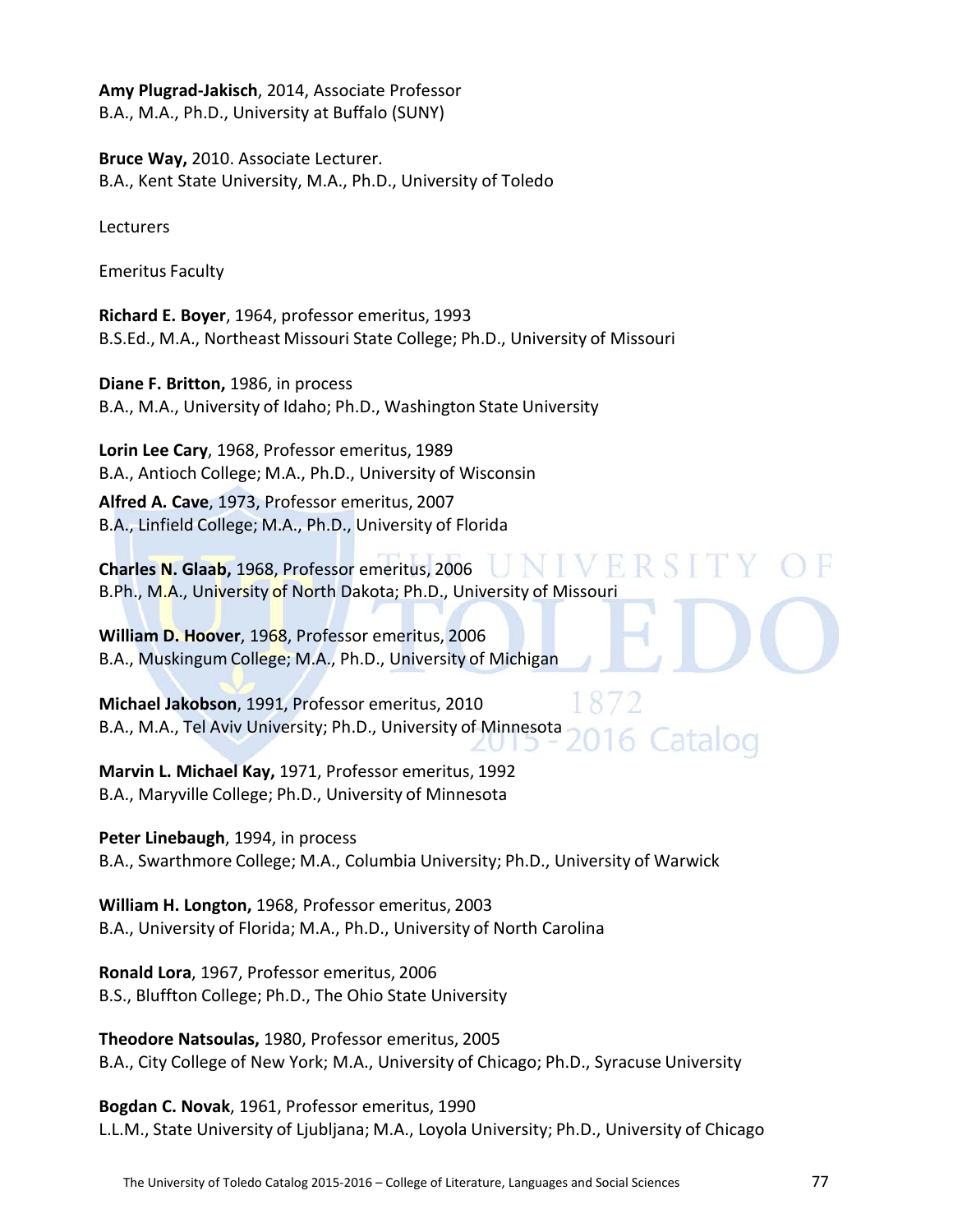**Amy Plugrad-Jakisch**, 2014, Associate Professor
B.A., M.A., Ph.D., University at Buffalo (SUNY)

**Bruce Way,** 2010. Associate Lecturer.
B.A., Kent State University, M.A., Ph.D., University of Toledo

Lecturers

Emeritus Faculty

**Richard E. Boyer**, 1964, professor emeritus, 1993
B.S.Ed., M.A., Northeast Missouri State College; Ph.D., University of Missouri

**Diane F. Britton,** 1986, in process
B.A., M.A., University of Idaho; Ph.D., Washington State University

**Lorin Lee Cary**, 1968, Professor emeritus, 1989
B.A., Antioch College; M.A., Ph.D., University of Wisconsin

**Alfred A. Cave**, 1973, Professor emeritus, 2007
B.A., Linfield College; M.A., Ph.D., University of Florida

**Charles N. Glaab**, 1968, Professor emeritus, 2006
B.Ph., M.A., University of North Dakota; Ph.D., University of Missouri

**William D. Hoover**, 1968, Professor emeritus, 2006
B.A., Muskingum College; M.A., Ph.D., University of Michigan

**Michael Jakobson**, 1991, Professor emeritus, 2010
B.A., M.A., Tel Aviv University; Ph.D., University of Minnesota

**Marvin L. Michael Kay,** 1971, Professor emeritus, 1992
B.A., Maryville College; Ph.D., University of Minnesota

**Peter Linebaugh**, 1994, in process
B.A., Swarthmore College; M.A., Columbia University; Ph.D., University of Warwick

**William H. Longton,** 1968, Professor emeritus, 2003
B.A., University of Florida; M.A., Ph.D., University of North Carolina

**Ronald Lora**, 1967, Professor emeritus, 2006
B.S., Bluffton College; Ph.D., The Ohio State University

**Theodore Natsoulas,** 1980, Professor emeritus, 2005
B.A., City College of New York; M.A., University of Chicago; Ph.D., Syracuse University

**Bogdan C. Novak**, 1961, Professor emeritus, 1990
L.L.M., State University of Ljubljana; M.A., Loyola University; Ph.D., University of Chicago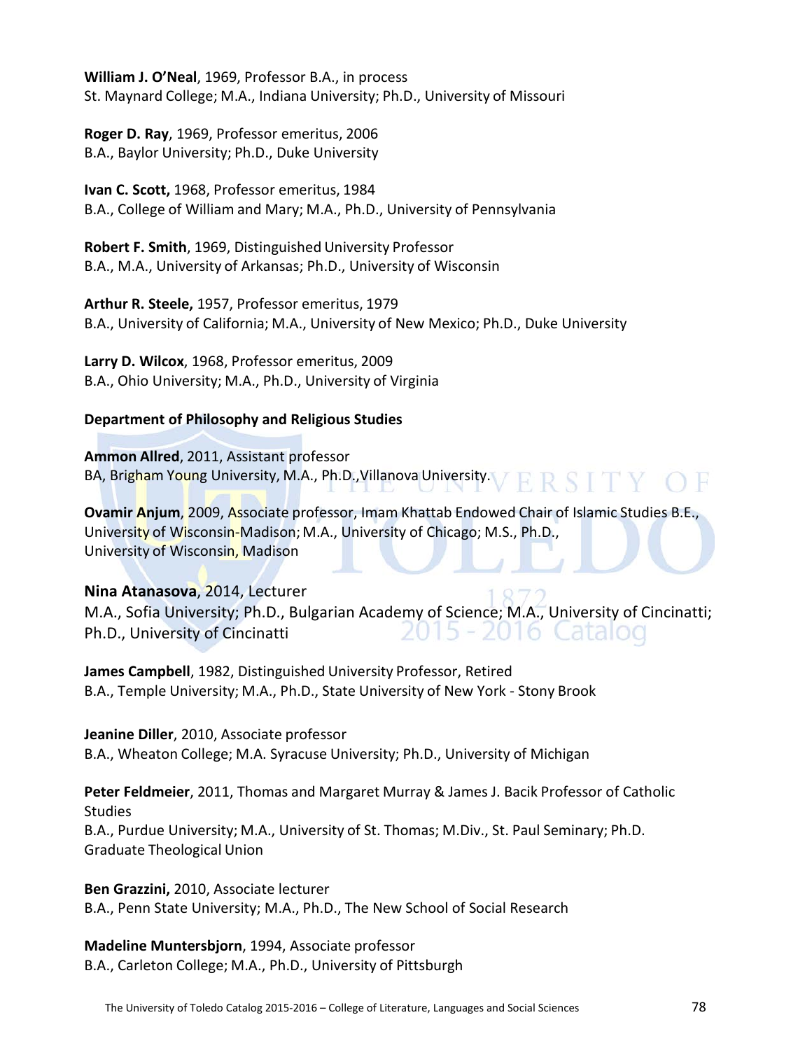**William J. O'Neal**, 1969, Professor B.A., in process
St. Maynard College; M.A., Indiana University; Ph.D., University of Missouri

**Roger D. Ray**, 1969, Professor emeritus, 2006
B.A., Baylor University; Ph.D., Duke University

**Ivan C. Scott,** 1968, Professor emeritus, 1984
B.A., College of William and Mary; M.A., Ph.D., University of Pennsylvania

**Robert F. Smith**, 1969, Distinguished University Professor
B.A., M.A., University of Arkansas; Ph.D., University of Wisconsin

**Arthur R. Steele,** 1957, Professor emeritus, 1979
B.A., University of California; M.A., University of New Mexico; Ph.D., Duke University

**Larry D. Wilcox**, 1968, Professor emeritus, 2009
B.A., Ohio University; M.A., Ph.D., University of Virginia

**Department of Philosophy and Religious Studies**

**Ammon Allred**, 2011, Assistant professor
BA, Brigham Young University, M.A., Ph.D.,Villanova University.

**Ovamir Anjum**, 2009, Associate professor, Imam Khattab Endowed Chair of Islamic Studies B.E., University of Wisconsin-Madison; M.A., University of Chicago; M.S., Ph.D., University of Wisconsin, Madison

**Nina Atanasova**, 2014, Lecturer
M.A., Sofia University; Ph.D., Bulgarian Academy of Science; M.A., University of Cincinatti; Ph.D., University of Cincinatti

**James Campbell**, 1982, Distinguished University Professor, Retired
B.A., Temple University; M.A., Ph.D., State University of New York - Stony Brook

**Jeanine Diller**, 2010, Associate professor
B.A., Wheaton College; M.A. Syracuse University; Ph.D., University of Michigan

**Peter Feldmeier**, 2011, Thomas and Margaret Murray & James J. Bacik Professor of Catholic Studies
B.A., Purdue University; M.A., University of St. Thomas; M.Div., St. Paul Seminary; Ph.D. Graduate Theological Union

**Ben Grazzini,** 2010, Associate lecturer
B.A., Penn State University; M.A., Ph.D., The New School of Social Research

**Madeline Muntersbjorn**, 1994, Associate professor
B.A., Carleton College; M.A., Ph.D., University of Pittsburgh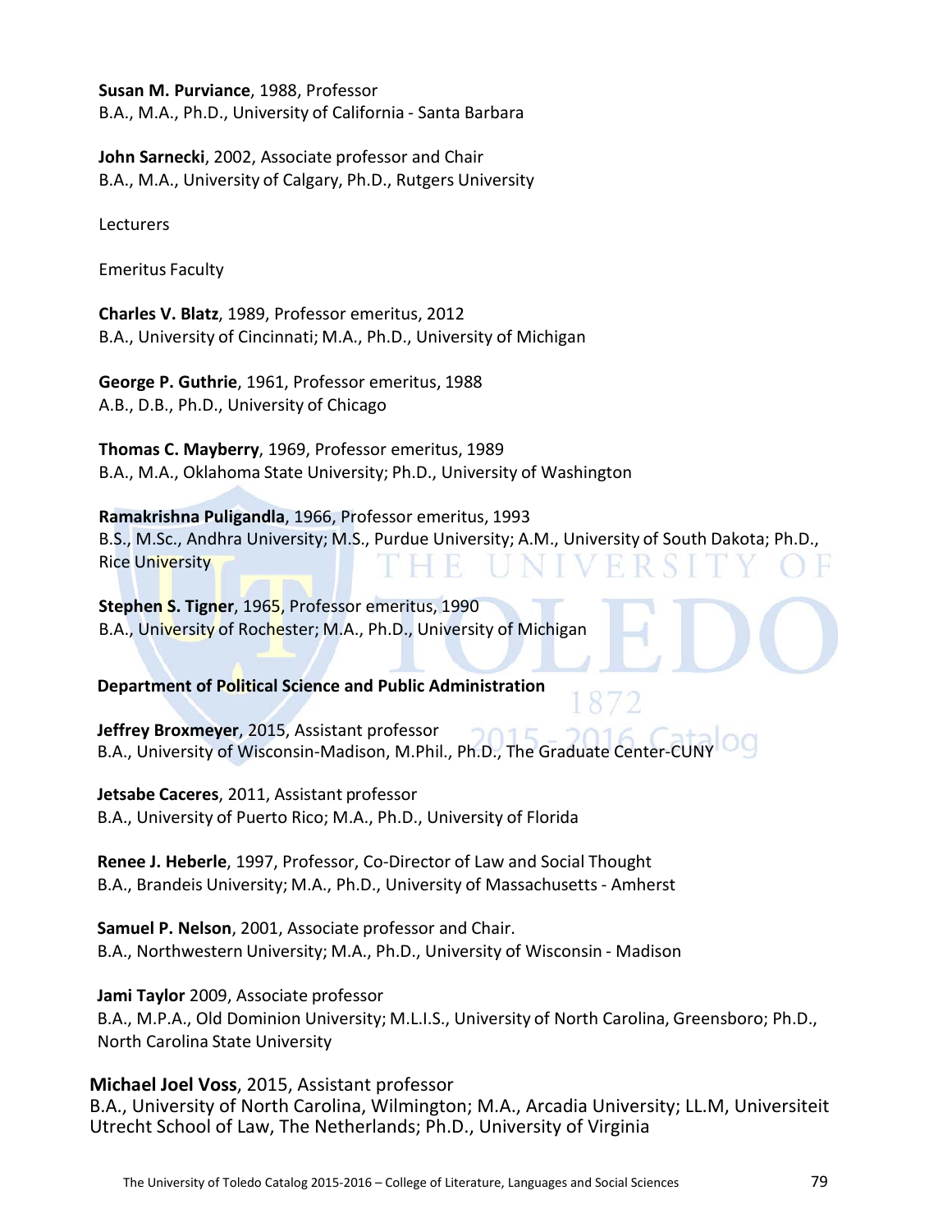**Susan M. Purviance**, 1988, Professor
B.A., M.A., Ph.D., University of California - Santa Barbara

**John Sarnecki**, 2002, Associate professor and Chair
B.A., M.A., University of Calgary, Ph.D., Rutgers University

Lecturers

Emeritus Faculty

**Charles V. Blatz**, 1989, Professor emeritus, 2012
B.A., University of Cincinnati; M.A., Ph.D., University of Michigan

**George P. Guthrie**, 1961, Professor emeritus, 1988
A.B., D.B., Ph.D., University of Chicago

**Thomas C. Mayberry**, 1969, Professor emeritus, 1989
B.A., M.A., Oklahoma State University; Ph.D., University of Washington

**Ramakrishna Puligandla**, 1966, Professor emeritus, 1993
B.S., M.Sc., Andhra University; M.S., Purdue University; A.M., University of South Dakota; Ph.D., Rice University

**Stephen S. Tigner**, 1965, Professor emeritus, 1990
B.A., University of Rochester; M.A., Ph.D., University of Michigan

**Department of Political Science and Public Administration**

**Jeffrey Broxmeyer**, 2015, Assistant professor
B.A., University of Wisconsin-Madison, M.Phil., Ph.D., The Graduate Center-CUNY

**Jetsabe Caceres**, 2011, Assistant professor
B.A., University of Puerto Rico; M.A., Ph.D., University of Florida

**Renee J. Heberle**, 1997, Professor, Co-Director of Law and Social Thought
B.A., Brandeis University; M.A., Ph.D., University of Massachusetts - Amherst

**Samuel P. Nelson**, 2001, Associate professor and Chair.
B.A., Northwestern University; M.A., Ph.D., University of Wisconsin - Madison

**Jami Taylor** 2009, Associate professor
B.A., M.P.A., Old Dominion University; M.L.I.S., University of North Carolina, Greensboro; Ph.D., North Carolina State University

**Michael Joel Voss**, 2015, Assistant professor
B.A., University of North Carolina, Wilmington; M.A., Arcadia University; LL.M, Universiteit Utrecht School of Law, The Netherlands; Ph.D., University of Virginia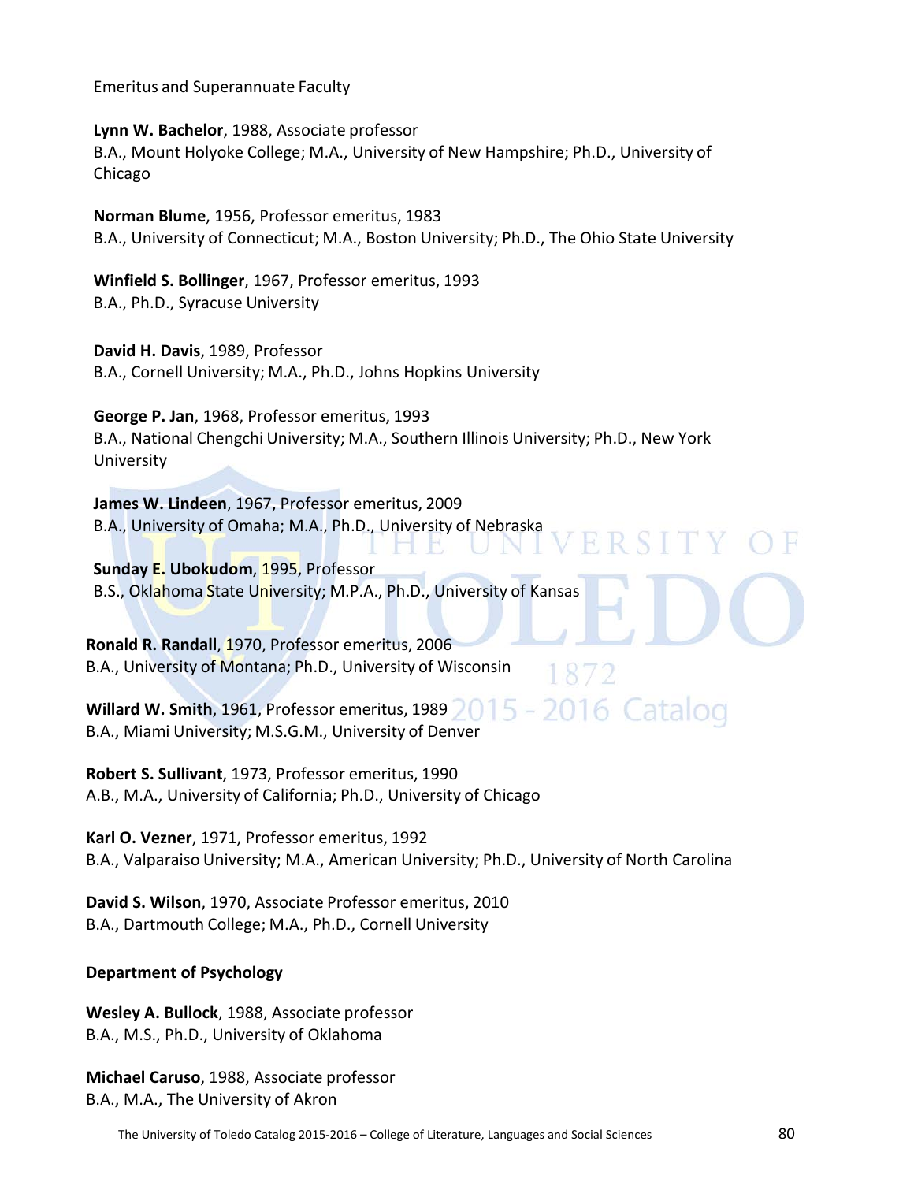Emeritus and Superannuate Faculty

**Lynn W. Bachelor**, 1988, Associate professor
B.A., Mount Holyoke College; M.A., University of New Hampshire; Ph.D., University of Chicago

**Norman Blume**, 1956, Professor emeritus, 1983
B.A., University of Connecticut; M.A., Boston University; Ph.D., The Ohio State University

**Winfield S. Bollinger**, 1967, Professor emeritus, 1993
B.A., Ph.D., Syracuse University

**David H. Davis**, 1989, Professor
B.A., Cornell University; M.A., Ph.D., Johns Hopkins University

**George P. Jan**, 1968, Professor emeritus, 1993
B.A., National Chengchi University; M.A., Southern Illinois University; Ph.D., New York University

**James W. Lindeen**, 1967, Professor emeritus, 2009
B.A., University of Omaha; M.A., Ph.D., University of Nebraska

**Sunday E. Ubokudom**, 1995, Professor
B.S., Oklahoma State University; M.P.A., Ph.D., University of Kansas

**Ronald R. Randall**, 1970, Professor emeritus, 2006
B.A., University of Montana; Ph.D., University of Wisconsin

**Willard W. Smith**, 1961, Professor emeritus, 1989
B.A., Miami University; M.S.G.M., University of Denver

**Robert S. Sullivant**, 1973, Professor emeritus, 1990
A.B., M.A., University of California; Ph.D., University of Chicago

**Karl O. Vezner**, 1971, Professor emeritus, 1992
B.A., Valparaiso University; M.A., American University; Ph.D., University of North Carolina

**David S. Wilson**, 1970, Associate Professor emeritus, 2010
B.A., Dartmouth College; M.A., Ph.D., Cornell University

**Department of Psychology**

**Wesley A. Bullock**, 1988, Associate professor
B.A., M.S., Ph.D., University of Oklahoma

**Michael Caruso**, 1988, Associate professor
B.A., M.A., The University of Akron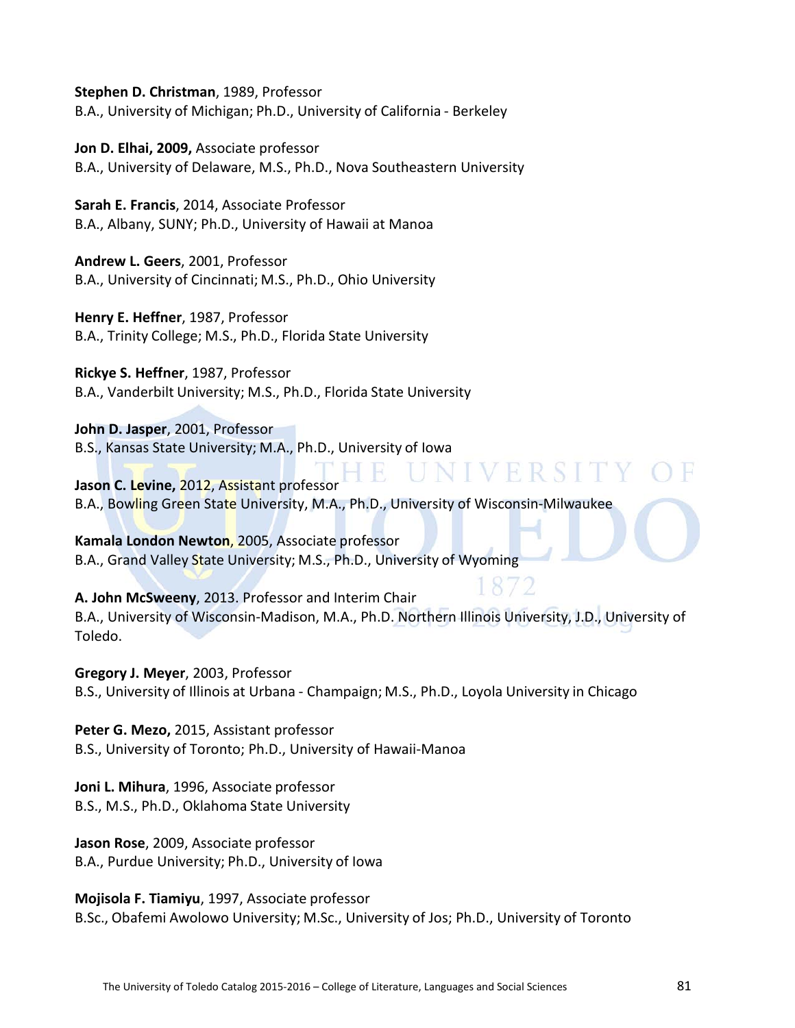**Stephen D. Christman**, 1989, Professor
B.A., University of Michigan; Ph.D., University of California - Berkeley

**Jon D. Elhai, 2009,** Associate professor
B.A., University of Delaware, M.S., Ph.D., Nova Southeastern University

**Sarah E. Francis**, 2014, Associate Professor
B.A., Albany, SUNY; Ph.D., University of Hawaii at Manoa

**Andrew L. Geers**, 2001, Professor
B.A., University of Cincinnati; M.S., Ph.D., Ohio University

**Henry E. Heffner**, 1987, Professor
B.A., Trinity College; M.S., Ph.D., Florida State University

**Rickye S. Heffner**, 1987, Professor
B.A., Vanderbilt University; M.S., Ph.D., Florida State University

**John D. Jasper**, 2001, Professor
B.S., Kansas State University; M.A., Ph.D., University of Iowa

**Jason C. Levine,** 2012, Assistant professor
B.A., Bowling Green State University, M.A., Ph.D., University of Wisconsin-Milwaukee

**Kamala London Newton**, 2005, Associate professor
B.A., Grand Valley State University; M.S., Ph.D., University of Wyoming

**A. John McSweeny**, 2013. Professor and Interim Chair
B.A., University of Wisconsin-Madison, M.A., Ph.D. Northern Illinois University, J.D., University of Toledo.

**Gregory J. Meyer**, 2003, Professor
B.S., University of Illinois at Urbana - Champaign; M.S., Ph.D., Loyola University in Chicago

**Peter G. Mezo,** 2015, Assistant professor
B.S., University of Toronto; Ph.D., University of Hawaii-Manoa

**Joni L. Mihura**, 1996, Associate professor
B.S., M.S., Ph.D., Oklahoma State University

**Jason Rose**, 2009, Associate professor
B.A., Purdue University; Ph.D., University of Iowa

**Mojisola F. Tiamiyu**, 1997, Associate professor
B.Sc., Obafemi Awolowo University; M.Sc., University of Jos; Ph.D., University of Toronto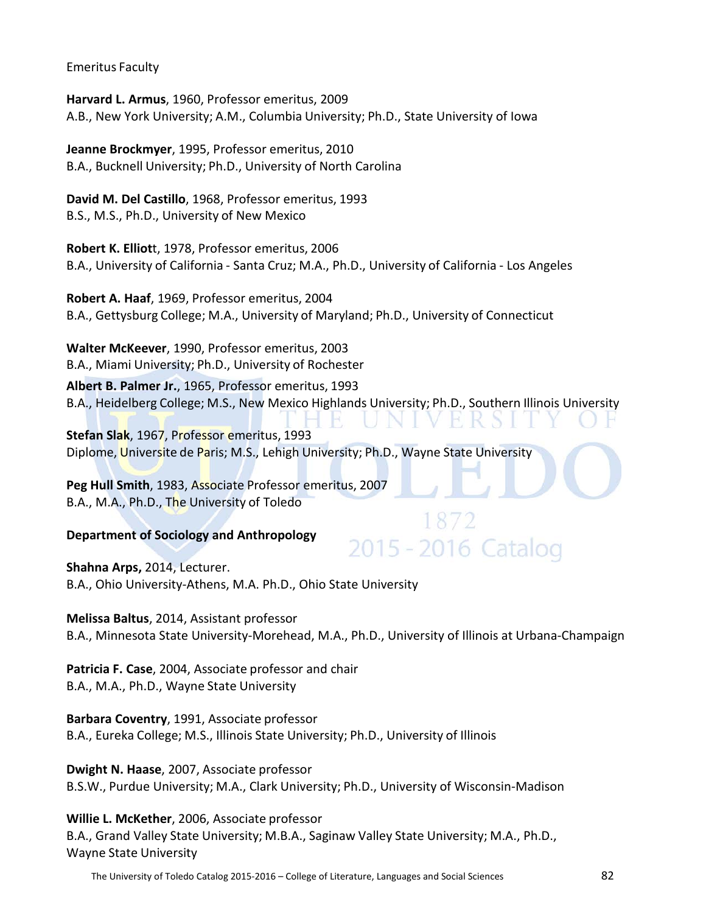Emeritus Faculty

**Harvard L. Armus**, 1960, Professor emeritus, 2009
A.B., New York University; A.M., Columbia University; Ph.D., State University of Iowa

**Jeanne Brockmyer**, 1995, Professor emeritus, 2010
B.A., Bucknell University; Ph.D., University of North Carolina

**David M. Del Castillo**, 1968, Professor emeritus, 1993
B.S., M.S., Ph.D., University of New Mexico

**Robert K. Elliot**t, 1978, Professor emeritus, 2006
B.A., University of California - Santa Cruz; M.A., Ph.D., University of California - Los Angeles

**Robert A. Haaf**, 1969, Professor emeritus, 2004
B.A., Gettysburg College; M.A., University of Maryland; Ph.D., University of Connecticut

**Walter McKeever**, 1990, Professor emeritus, 2003
B.A., Miami University; Ph.D., University of Rochester

**Albert B. Palmer Jr.**, 1965, Professor emeritus, 1993
B.A., Heidelberg College; M.S., New Mexico Highlands University; Ph.D., Southern Illinois University

**Stefan Slak**, 1967, Professor emeritus, 1993
Diplome, Universite de Paris; M.S., Lehigh University; Ph.D., Wayne State University

**Peg Hull Smith**, 1983, Associate Professor emeritus, 2007
B.A., M.A., Ph.D., The University of Toledo

**Department of Sociology and Anthropology**

**Shahna Arps,** 2014, Lecturer.
B.A., Ohio University-Athens, M.A. Ph.D., Ohio State University

**Melissa Baltus**, 2014, Assistant professor
B.A., Minnesota State University-Morehead, M.A., Ph.D., University of Illinois at Urbana-Champaign

**Patricia F. Case**, 2004, Associate professor and chair
B.A., M.A., Ph.D., Wayne State University

**Barbara Coventry**, 1991, Associate professor
B.A., Eureka College; M.S., Illinois State University; Ph.D., University of Illinois

**Dwight N. Haase**, 2007, Associate professor
B.S.W., Purdue University; M.A., Clark University; Ph.D., University of Wisconsin-Madison

**Willie L. McKether**, 2006, Associate professor
B.A., Grand Valley State University; M.B.A., Saginaw Valley State University; M.A., Ph.D., Wayne State University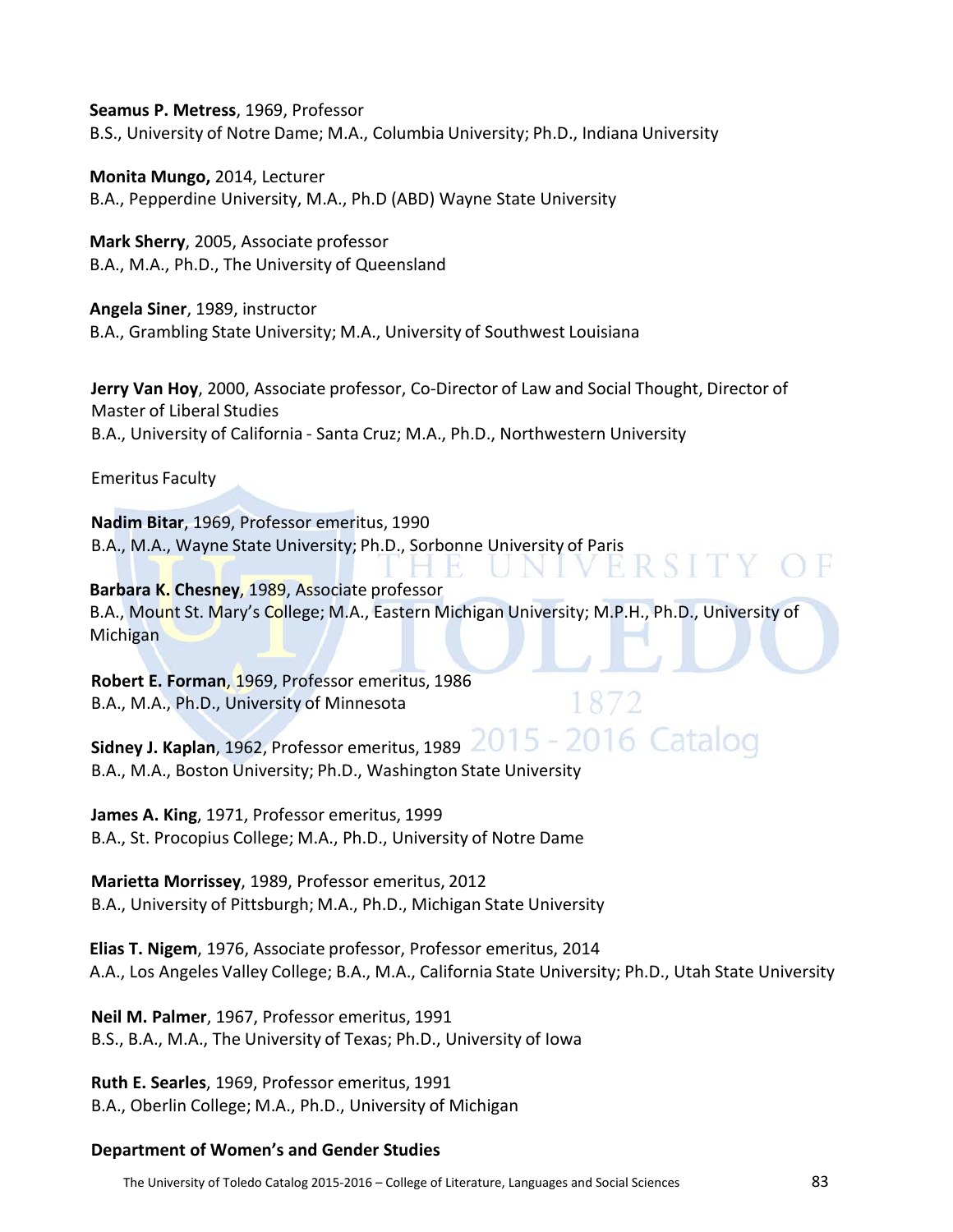**Seamus P. Metress**, 1969, Professor
B.S., University of Notre Dame; M.A., Columbia University; Ph.D., Indiana University

**Monita Mungo,** 2014, Lecturer
B.A., Pepperdine University, M.A., Ph.D (ABD) Wayne State University

**Mark Sherry**, 2005, Associate professor
B.A., M.A., Ph.D., The University of Queensland

**Angela Siner**, 1989, instructor
B.A., Grambling State University; M.A., University of Southwest Louisiana

**Jerry Van Hoy**, 2000, Associate professor, Co-Director of Law and Social Thought, Director of Master of Liberal Studies
B.A., University of California - Santa Cruz; M.A., Ph.D., Northwestern University

Emeritus Faculty

**Nadim Bitar**, 1969, Professor emeritus, 1990
B.A., M.A., Wayne State University; Ph.D., Sorbonne University of Paris

**Barbara K. Chesney**, 1989, Associate professor
B.A., Mount St. Mary's College; M.A., Eastern Michigan University; M.P.H., Ph.D., University of Michigan

**Robert E. Forman**, 1969, Professor emeritus, 1986
B.A., M.A., Ph.D., University of Minnesota

**Sidney J. Kaplan**, 1962, Professor emeritus, 1989
B.A., M.A., Boston University; Ph.D., Washington State University

**James A. King**, 1971, Professor emeritus, 1999
B.A., St. Procopius College; M.A., Ph.D., University of Notre Dame

**Marietta Morrissey**, 1989, Professor emeritus, 2012
B.A., University of Pittsburgh; M.A., Ph.D., Michigan State University

**Elias T. Nigem**, 1976, Associate professor, Professor emeritus, 2014
A.A., Los Angeles Valley College; B.A., M.A., California State University; Ph.D., Utah State University

**Neil M. Palmer**, 1967, Professor emeritus, 1991
B.S., B.A., M.A., The University of Texas; Ph.D., University of Iowa

**Ruth E. Searles**, 1969, Professor emeritus, 1991
B.A., Oberlin College; M.A., Ph.D., University of Michigan

**Department of Women's and Gender Studies**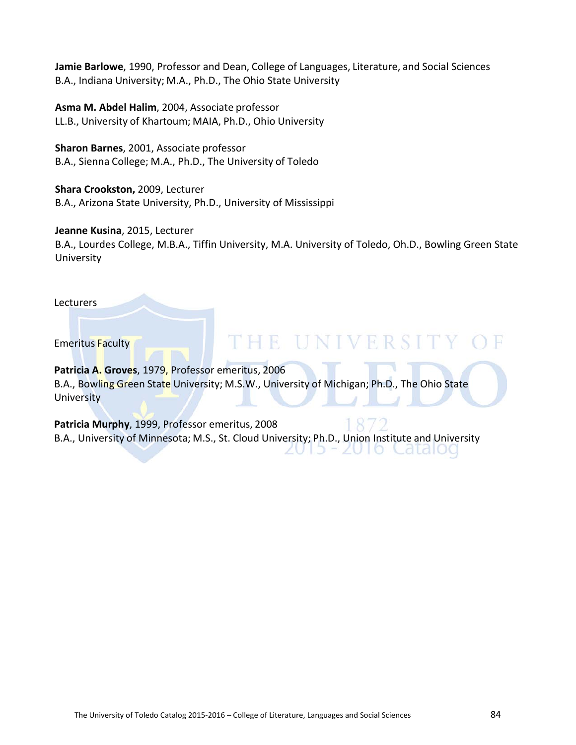**Jamie Barlowe**, 1990, Professor and Dean, College of Languages, Literature, and Social Sciences
B.A., Indiana University; M.A., Ph.D., The Ohio State University

**Asma M. Abdel Halim**, 2004, Associate professor
LL.B., University of Khartoum; MAIA, Ph.D., Ohio University

**Sharon Barnes**, 2001, Associate professor
B.A., Sienna College; M.A., Ph.D., The University of Toledo

**Shara Crookston,** 2009, Lecturer
B.A., Arizona State University, Ph.D., University of Mississippi

**Jeanne Kusina**, 2015, Lecturer
B.A., Lourdes College, M.B.A., Tiffin University, M.A. University of Toledo, Oh.D., Bowling Green State University

Lecturers

Emeritus Faculty

**Patricia A. Groves**, 1979, Professor emeritus, 2006
B.A., Bowling Green State University; M.S.W., University of Michigan; Ph.D., The Ohio State University

**Patricia Murphy**, 1999, Professor emeritus, 2008
B.A., University of Minnesota; M.S., St. Cloud University; Ph.D., Union Institute and University